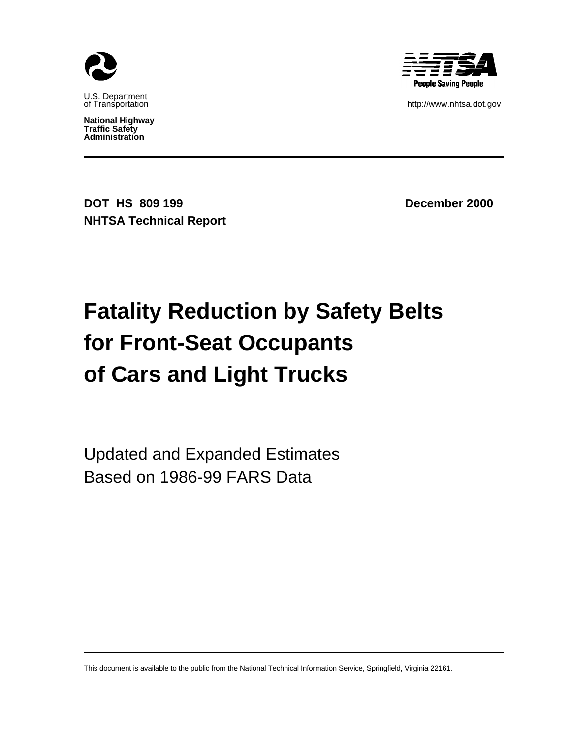U.S. Department
of Transportation

**National Highway
Traffic Safety
Administration**

**People Saving People**

http://www.nhtsa.dot.gov

---

**DOT HS 809 199** **December 2000**
**NHTSA Technical Report**

# Fatality Reduction by Safety Belts for Front-Seat Occupants of Cars and Light Trucks

Updated and Expanded Estimates
Based on 1986-99 FARS Data

---

This document is available to the public from the National Technical Information Service, Springfield, Virginia 22161.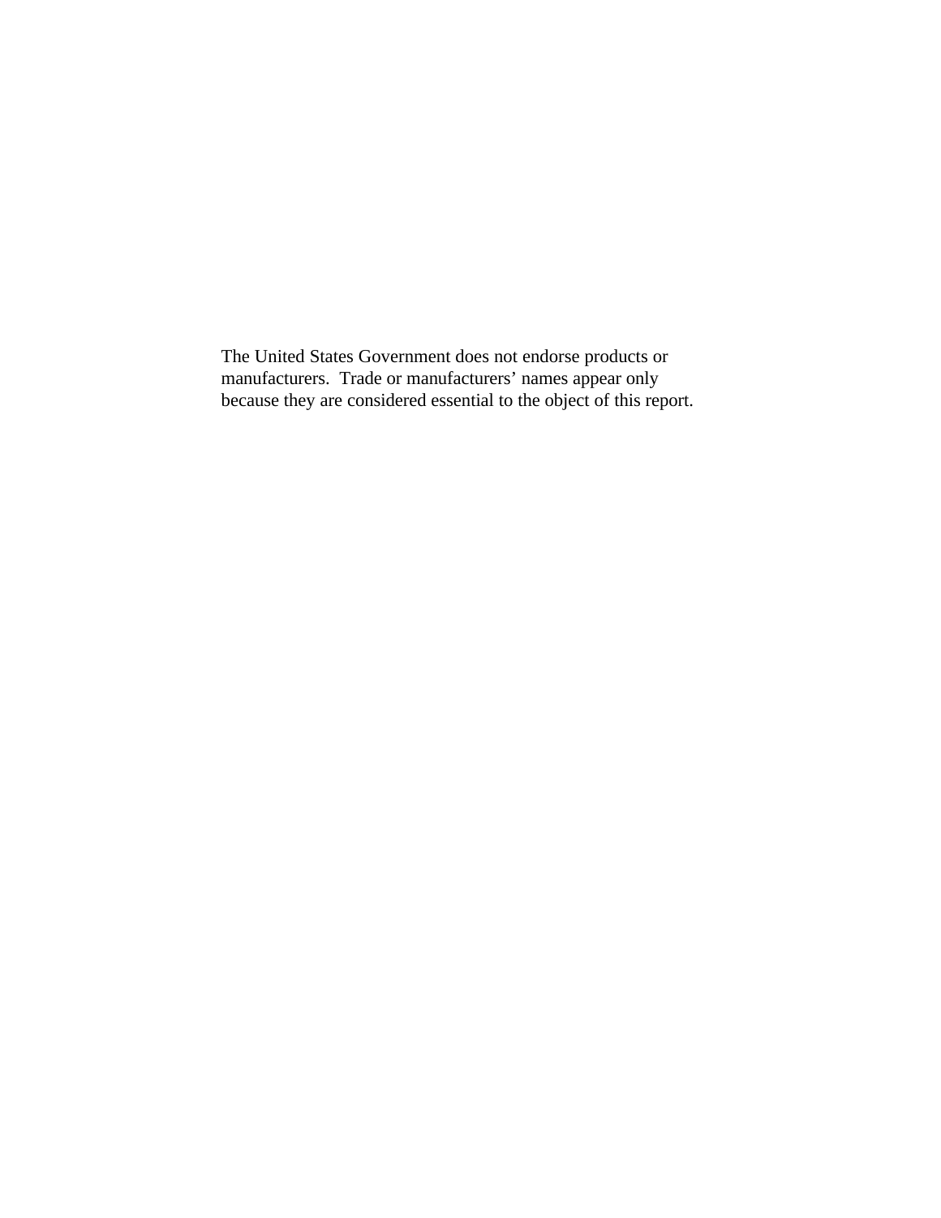The United States Government does not endorse products or manufacturers. Trade or manufacturers' names appear only because they are considered essential to the object of this report.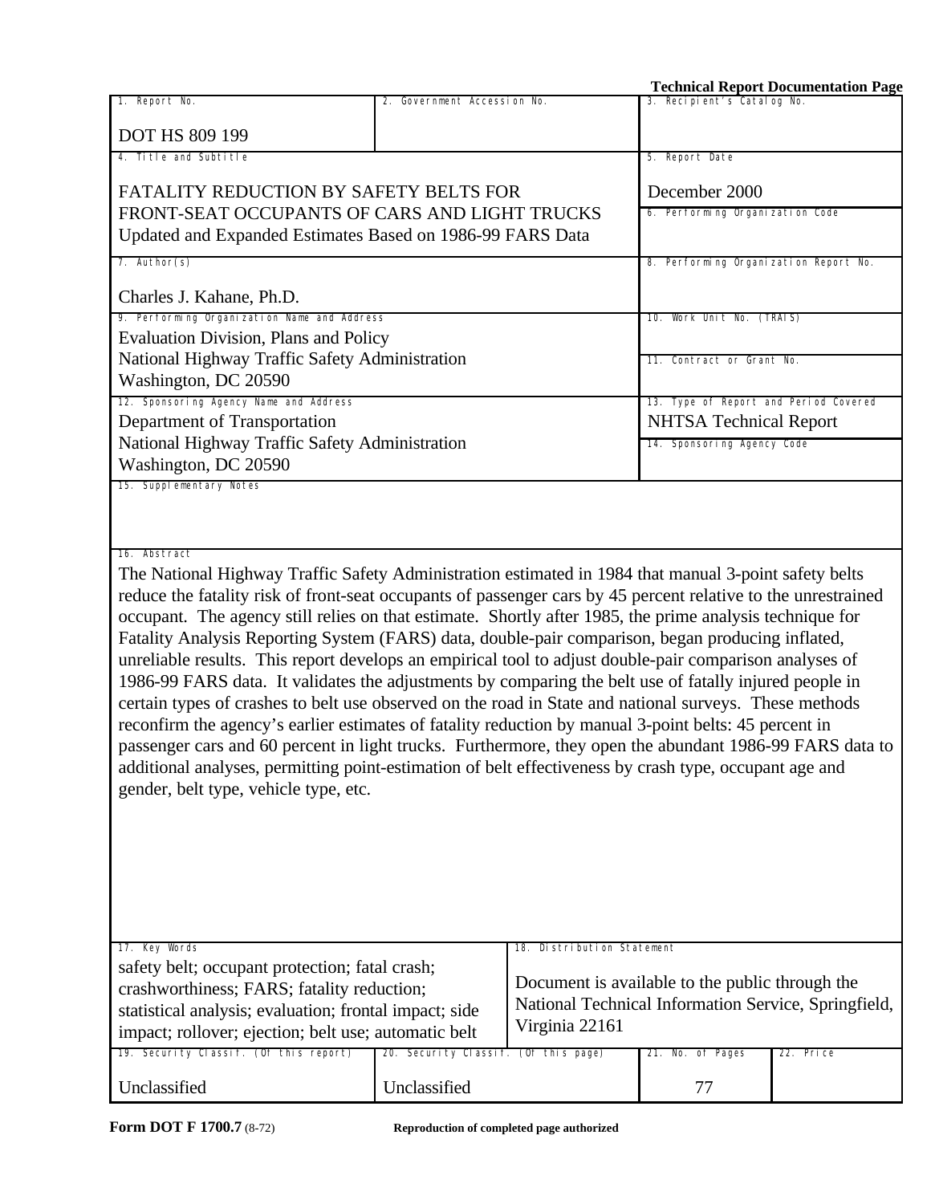**Technical Report Documentation Page**

| 1. Report No. | 2. Government Accession No. | 3. Recipient's Catalog No. |
|---|---|---|
| DOT HS 809 199 | | |

| 4. Title and Subtitle | 5. Report Date |
|---|---|
| FATALITY REDUCTION BY SAFETY BELTS FOR FRONT-SEAT OCCUPANTS OF CARS AND LIGHT TRUCKS<br>Updated and Expanded Estimates Based on 1986-99 FARS Data | December 2000 |
| | 6. Performing Organization Code |
| 7. Author(s) | 8. Performing Organization Report No. |
| Charles J. Kahane, Ph.D. | |
| 9. Performing Organization Name and Address | 10. Work Unit No. (TRAIS) |
| Evaluation Division, Plans and Policy<br>National Highway Traffic Safety Administration<br>Washington, DC 20590 | 11. Contract or Grant No. |
| 12. Sponsoring Agency Name and Address | 13. Type of Report and Period Covered |
| Department of Transportation<br>National Highway Traffic Safety Administration<br>Washington, DC 20590 | NHTSA Technical Report |
| | 14. Sponsoring Agency Code |

15. Supplementary Notes

16. Abstract

The National Highway Traffic Safety Administration estimated in 1984 that manual 3-point safety belts reduce the fatality risk of front-seat occupants of passenger cars by 45 percent relative to the unrestrained occupant. The agency still relies on that estimate. Shortly after 1985, the prime analysis technique for Fatality Analysis Reporting System (FARS) data, double-pair comparison, began producing inflated, unreliable results. This report develops an empirical tool to adjust double-pair comparison analyses of 1986-99 FARS data. It validates the adjustments by comparing the belt use of fatally injured people in certain types of crashes to belt use observed on the road in State and national surveys. These methods reconfirm the agency's earlier estimates of fatality reduction by manual 3-point belts: 45 percent in passenger cars and 60 percent in light trucks. Furthermore, they open the abundant 1986-99 FARS data to additional analyses, permitting point-estimation of belt effectiveness by crash type, occupant age and gender, belt type, vehicle type, etc.

| 17. Key Words | 18. Distribution Statement |
|---|---|
| safety belt; occupant protection; fatal crash; crashworthiness; FARS; fatality reduction; statistical analysis; evaluation; frontal impact; side impact; rollover; ejection; belt use; automatic belt | Document is available to the public through the National Technical Information Service, Springfield, Virginia 22161 |

| 19. Security Classif. (Of this report) | 20. Security Classif. (Of this page) | 21. No. of Pages | 22. Price |
|---|---|---|---|
| Unclassified | Unclassified | 77 | |

**Form DOT F 1700.7** (8-72) **Reproduction of completed page authorized**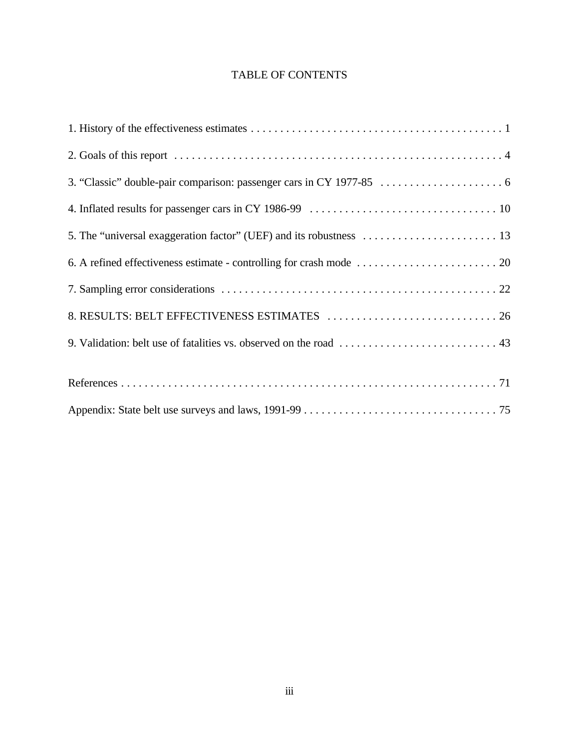# TABLE OF CONTENTS

1. History of the effectiveness estimates . . . . . . . . . . . . . . . . . . . . . . . . . . . . . . . . . . . . . . . . . . . 1

2. Goals of this report . . . . . . . . . . . . . . . . . . . . . . . . . . . . . . . . . . . . . . . . . . . . . . . . . . . . . . 4

3. "Classic" double-pair comparison: passenger cars in CY 1977-85 . . . . . . . . . . . . . . . . . . . . . 6

4. Inflated results for passenger cars in CY 1986-99 . . . . . . . . . . . . . . . . . . . . . . . . . . . . . . . . 10

5. The "universal exaggeration factor" (UEF) and its robustness . . . . . . . . . . . . . . . . . . . . . . . 13

6. A refined effectiveness estimate - controlling for crash mode . . . . . . . . . . . . . . . . . . . . . . . . 20

7. Sampling error considerations . . . . . . . . . . . . . . . . . . . . . . . . . . . . . . . . . . . . . . . . . . . . . . . 22

8. RESULTS: BELT EFFECTIVENESS ESTIMATES . . . . . . . . . . . . . . . . . . . . . . . . . . . . . 26

9. Validation: belt use of fatalities vs. observed on the road . . . . . . . . . . . . . . . . . . . . . . . . . . . 43

References . . . . . . . . . . . . . . . . . . . . . . . . . . . . . . . . . . . . . . . . . . . . . . . . . . . . . . . . . . . . . . . . 71

Appendix: State belt use surveys and laws, 1991-99 . . . . . . . . . . . . . . . . . . . . . . . . . . . . . . . . . 75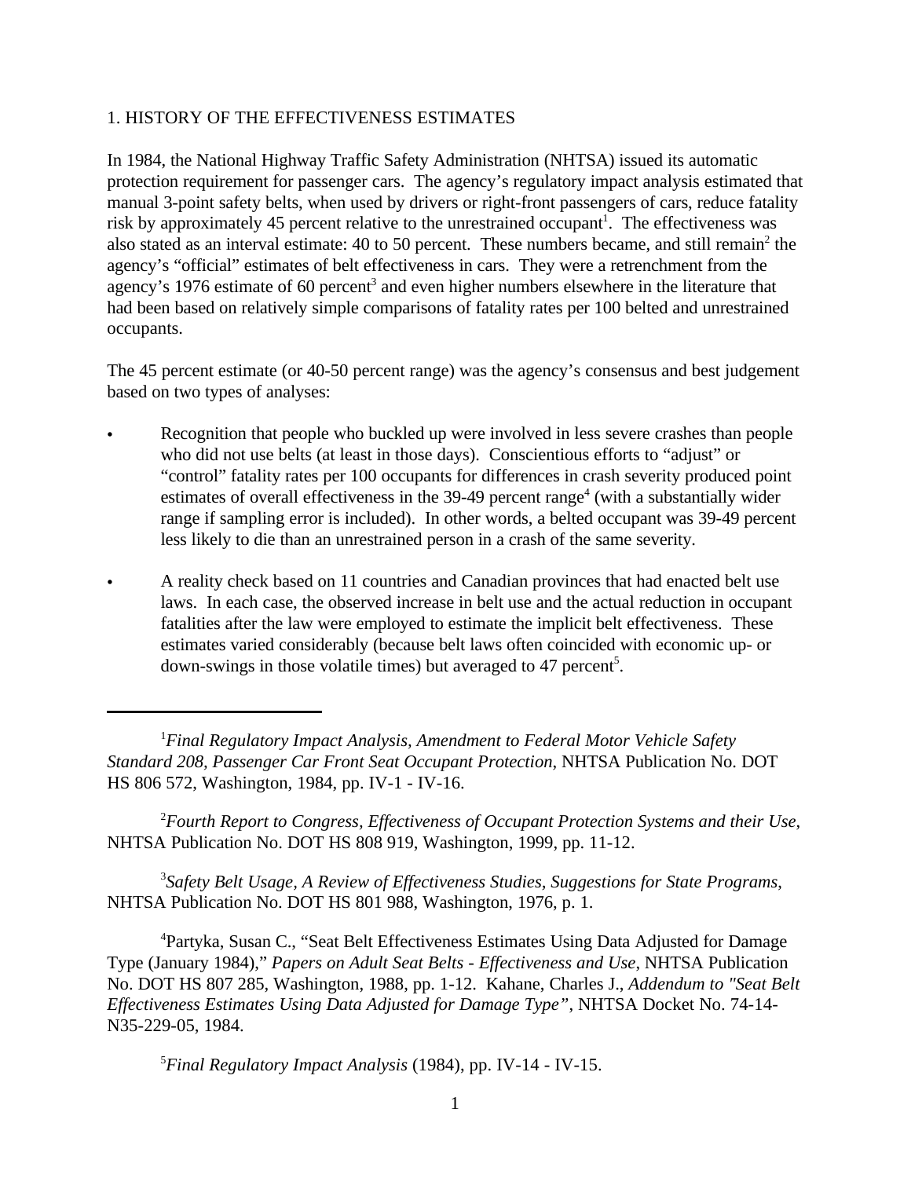## 1. HISTORY OF THE EFFECTIVENESS ESTIMATES

In 1984, the National Highway Traffic Safety Administration (NHTSA) issued its automatic protection requirement for passenger cars. The agency's regulatory impact analysis estimated that manual 3-point safety belts, when used by drivers or right-front passengers of cars, reduce fatality risk by approximately 45 percent relative to the unrestrained occupant[1]. The effectiveness was also stated as an interval estimate: 40 to 50 percent. These numbers became, and still remain[2] the agency's "official" estimates of belt effectiveness in cars. They were a retrenchment from the agency's 1976 estimate of 60 percent[3] and even higher numbers elsewhere in the literature that had been based on relatively simple comparisons of fatality rates per 100 belted and unrestrained occupants.

The 45 percent estimate (or 40-50 percent range) was the agency's consensus and best judgement based on two types of analyses:

- Recognition that people who buckled up were involved in less severe crashes than people who did not use belts (at least in those days). Conscientious efforts to "adjust" or "control" fatality rates per 100 occupants for differences in crash severity produced point estimates of overall effectiveness in the 39-49 percent range[4] (with a substantially wider range if sampling error is included). In other words, a belted occupant was 39-49 percent less likely to die than an unrestrained person in a crash of the same severity.

- A reality check based on 11 countries and Canadian provinces that had enacted belt use laws. In each case, the observed increase in belt use and the actual reduction in occupant fatalities after the law were employed to estimate the implicit belt effectiveness. These estimates varied considerably (because belt laws often coincided with economic up- or down-swings in those volatile times) but averaged to 47 percent[5].

---

[1] *Final Regulatory Impact Analysis, Amendment to Federal Motor Vehicle Safety Standard 208, Passenger Car Front Seat Occupant Protection*, NHTSA Publication No. DOT HS 806 572, Washington, 1984, pp. IV-1 - IV-16.

[2] *Fourth Report to Congress, Effectiveness of Occupant Protection Systems and their Use*, NHTSA Publication No. DOT HS 808 919, Washington, 1999, pp. 11-12.

[3] *Safety Belt Usage, A Review of Effectiveness Studies, Suggestions for State Programs*, NHTSA Publication No. DOT HS 801 988, Washington, 1976, p. 1.

[4] Partyka, Susan C., "Seat Belt Effectiveness Estimates Using Data Adjusted for Damage Type (January 1984)," *Papers on Adult Seat Belts - Effectiveness and Use*, NHTSA Publication No. DOT HS 807 285, Washington, 1988, pp. 1-12. Kahane, Charles J., *Addendum to "Seat Belt Effectiveness Estimates Using Data Adjusted for Damage Type"*, NHTSA Docket No. 74-14-N35-229-05, 1984.

[5] *Final Regulatory Impact Analysis* (1984), pp. IV-14 - IV-15.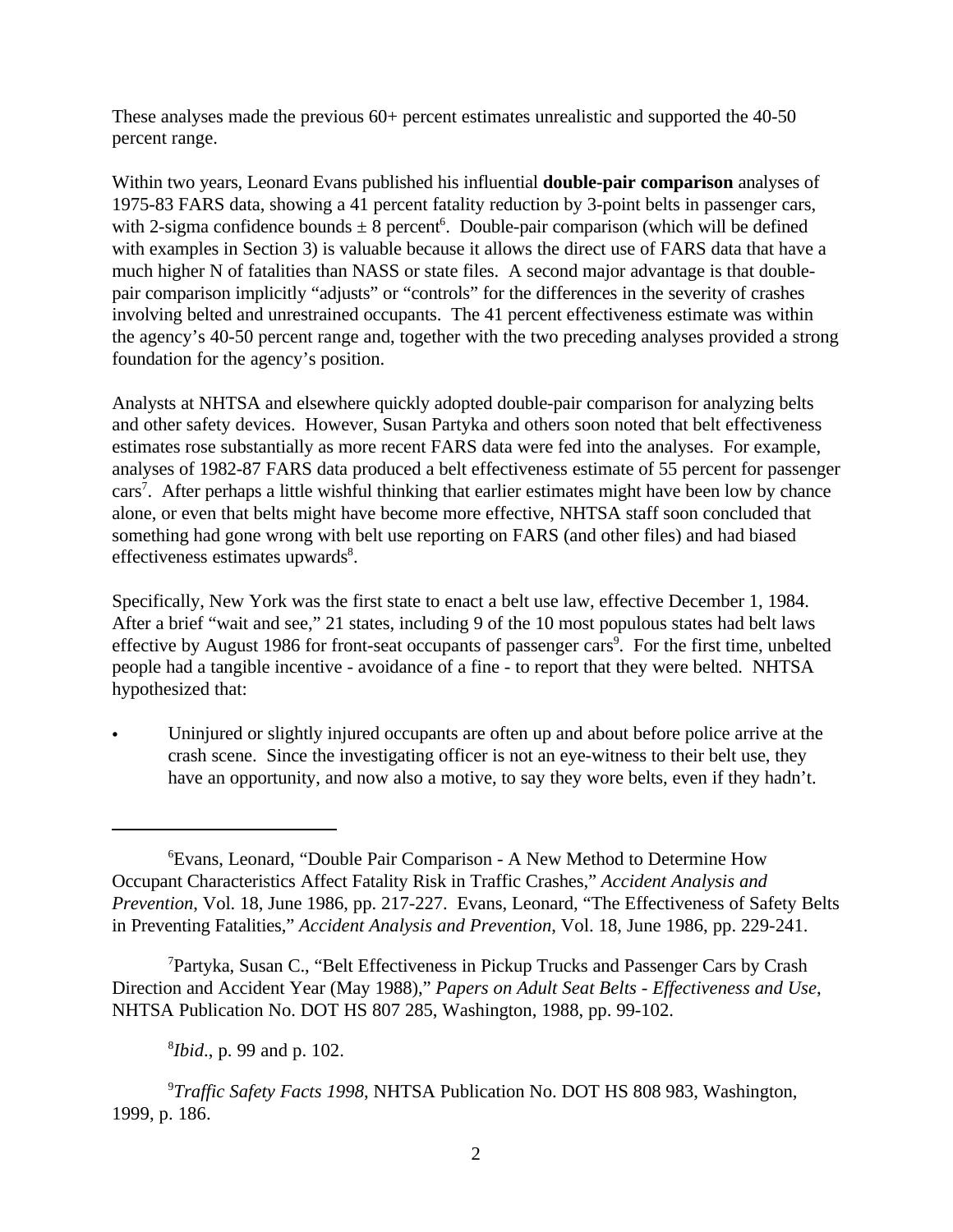These analyses made the previous 60+ percent estimates unrealistic and supported the 40-50 percent range.

Within two years, Leonard Evans published his influential **double-pair comparison** analyses of 1975-83 FARS data, showing a 41 percent fatality reduction by 3-point belts in passenger cars, with 2-sigma confidence bounds ± 8 percent[6]. Double-pair comparison (which will be defined with examples in Section 3) is valuable because it allows the direct use of FARS data that have a much higher N of fatalities than NASS or state files. A second major advantage is that double-pair comparison implicitly "adjusts" or "controls" for the differences in the severity of crashes involving belted and unrestrained occupants. The 41 percent effectiveness estimate was within the agency's 40-50 percent range and, together with the two preceding analyses provided a strong foundation for the agency's position.

Analysts at NHTSA and elsewhere quickly adopted double-pair comparison for analyzing belts and other safety devices. However, Susan Partyka and others soon noted that belt effectiveness estimates rose substantially as more recent FARS data were fed into the analyses. For example, analyses of 1982-87 FARS data produced a belt effectiveness estimate of 55 percent for passenger cars[7]. After perhaps a little wishful thinking that earlier estimates might have been low by chance alone, or even that belts might have become more effective, NHTSA staff soon concluded that something had gone wrong with belt use reporting on FARS (and other files) and had biased effectiveness estimates upwards[8].

Specifically, New York was the first state to enact a belt use law, effective December 1, 1984. After a brief "wait and see," 21 states, including 9 of the 10 most populous states had belt laws effective by August 1986 for front-seat occupants of passenger cars[9]. For the first time, unbelted people had a tangible incentive - avoidance of a fine - to report that they were belted. NHTSA hypothesized that:

- Uninjured or slightly injured occupants are often up and about before police arrive at the crash scene. Since the investigating officer is not an eye-witness to their belt use, they have an opportunity, and now also a motive, to say they wore belts, even if they hadn't.

---

[6] Evans, Leonard, "Double Pair Comparison - A New Method to Determine How Occupant Characteristics Affect Fatality Risk in Traffic Crashes," *Accident Analysis and Prevention*, Vol. 18, June 1986, pp. 217-227. Evans, Leonard, "The Effectiveness of Safety Belts in Preventing Fatalities," *Accident Analysis and Prevention*, Vol. 18, June 1986, pp. 229-241.

[7] Partyka, Susan C., "Belt Effectiveness in Pickup Trucks and Passenger Cars by Crash Direction and Accident Year (May 1988)," *Papers on Adult Seat Belts - Effectiveness and Use*, NHTSA Publication No. DOT HS 807 285, Washington, 1988, pp. 99-102.

[8] *Ibid*., p. 99 and p. 102.

[9] *Traffic Safety Facts 1998*, NHTSA Publication No. DOT HS 808 983, Washington, 1999, p. 186.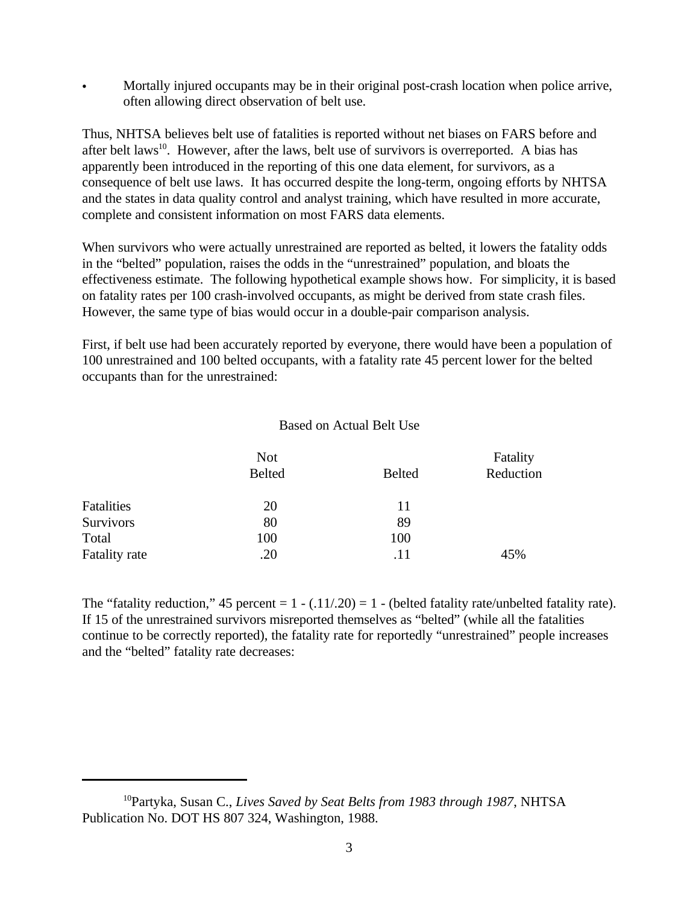- Mortally injured occupants may be in their original post-crash location when police arrive, often allowing direct observation of belt use.

Thus, NHTSA believes belt use of fatalities is reported without net biases on FARS before and after belt laws[10]. However, after the laws, belt use of survivors is overreported. A bias has apparently been introduced in the reporting of this one data element, for survivors, as a consequence of belt use laws. It has occurred despite the long-term, ongoing efforts by NHTSA and the states in data quality control and analyst training, which have resulted in more accurate, complete and consistent information on most FARS data elements.

When survivors who were actually unrestrained are reported as belted, it lowers the fatality odds in the "belted" population, raises the odds in the "unrestrained" population, and bloats the effectiveness estimate. The following hypothetical example shows how. For simplicity, it is based on fatality rates per 100 crash-involved occupants, as might be derived from state crash files. However, the same type of bias would occur in a double-pair comparison analysis.

First, if belt use had been accurately reported by everyone, there would have been a population of 100 unrestrained and 100 belted occupants, with a fatality rate 45 percent lower for the belted occupants than for the unrestrained:

Based on Actual Belt Use

| | Not Belted | Belted | Fatality Reduction |
|---|---|---|---|
| Fatalities | 20 | 11 | |
| Survivors | 80 | 89 | |
| Total | 100 | 100 | |
| Fatality rate | .20 | .11 | 45% |

The "fatality reduction," 45 percent = 1 - (.11/.20) = 1 - (belted fatality rate/unbelted fatality rate). If 15 of the unrestrained survivors misreported themselves as "belted" (while all the fatalities continue to be correctly reported), the fatality rate for reportedly "unrestrained" people increases and the "belted" fatality rate decreases:

[10] Partyka, Susan C., *Lives Saved by Seat Belts from 1983 through 1987*, NHTSA Publication No. DOT HS 807 324, Washington, 1988.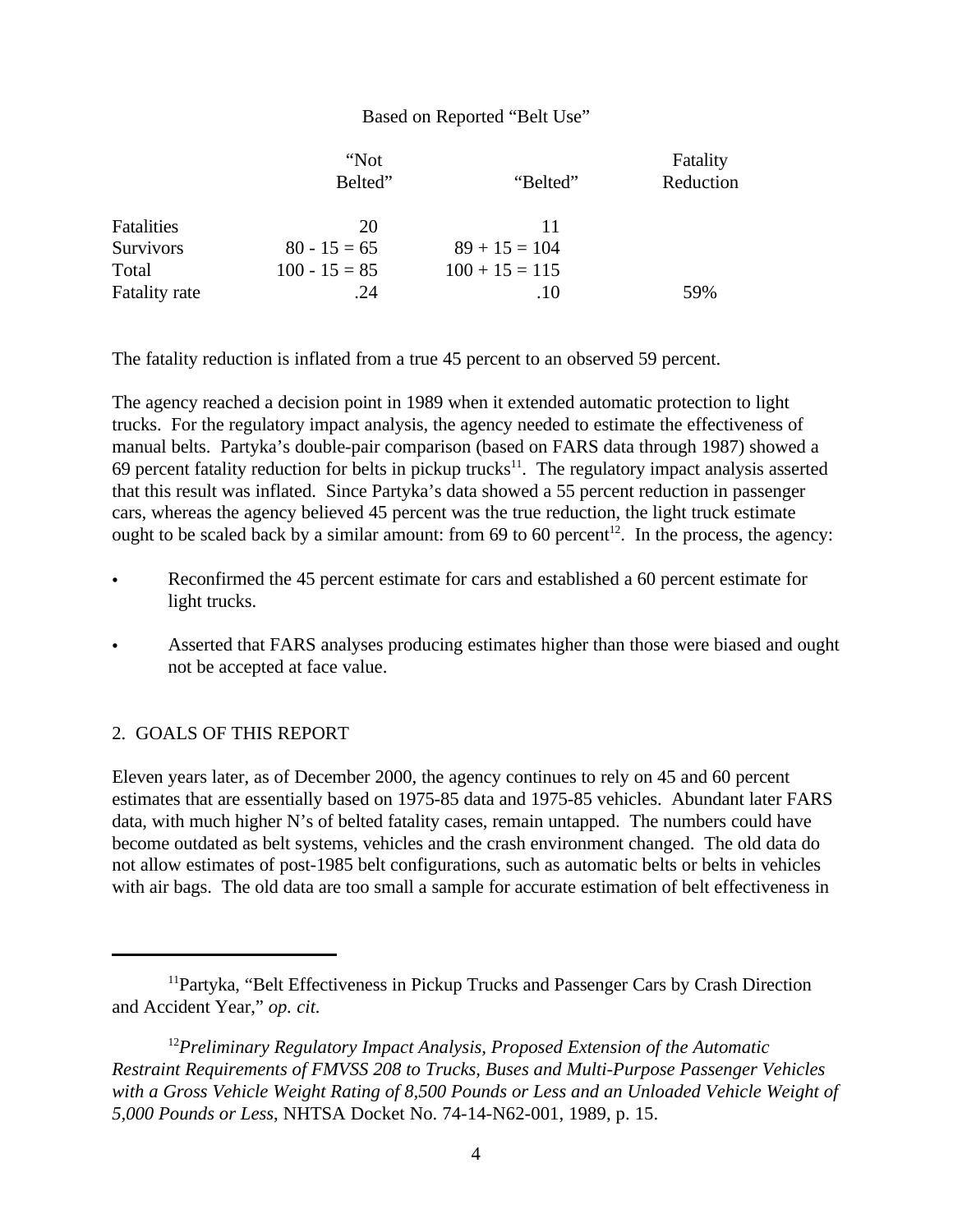Based on Reported “Belt Use”

| | “Not Belted” | “Belted” | Fatality Reduction |
|---|---|---|---|
| Fatalities | 20 | 11 | |
| Survivors | 80 - 15 = 65 | 89 + 15 = 104 | |
| Total | 100 - 15 = 85 | 100 + 15 = 115 | |
| Fatality rate | .24 | .10 | 59% |

The fatality reduction is inflated from a true 45 percent to an observed 59 percent.

The agency reached a decision point in 1989 when it extended automatic protection to light trucks. For the regulatory impact analysis, the agency needed to estimate the effectiveness of manual belts. Partyka’s double-pair comparison (based on FARS data through 1987) showed a 69 percent fatality reduction for belts in pickup trucks[11]. The regulatory impact analysis asserted that this result was inflated. Since Partyka’s data showed a 55 percent reduction in passenger cars, whereas the agency believed 45 percent was the true reduction, the light truck estimate ought to be scaled back by a similar amount: from 69 to 60 percent[12]. In the process, the agency:

- Reconfirmed the 45 percent estimate for cars and established a 60 percent estimate for light trucks.
- Asserted that FARS analyses producing estimates higher than those were biased and ought not be accepted at face value.

## 2. GOALS OF THIS REPORT

Eleven years later, as of December 2000, the agency continues to rely on 45 and 60 percent estimates that are essentially based on 1975-85 data and 1975-85 vehicles. Abundant later FARS data, with much higher N’s of belted fatality cases, remain untapped. The numbers could have become outdated as belt systems, vehicles and the crash environment changed. The old data do not allow estimates of post-1985 belt configurations, such as automatic belts or belts in vehicles with air bags. The old data are too small a sample for accurate estimation of belt effectiveness in

---

[11] Partyka, “Belt Effectiveness in Pickup Trucks and Passenger Cars by Crash Direction and Accident Year,” *op. cit.*

[12] *Preliminary Regulatory Impact Analysis, Proposed Extension of the Automatic Restraint Requirements of FMVSS 208 to Trucks, Buses and Multi-Purpose Passenger Vehicles with a Gross Vehicle Weight Rating of 8,500 Pounds or Less and an Unloaded Vehicle Weight of 5,000 Pounds or Less*, NHTSA Docket No. 74-14-N62-001, 1989, p. 15.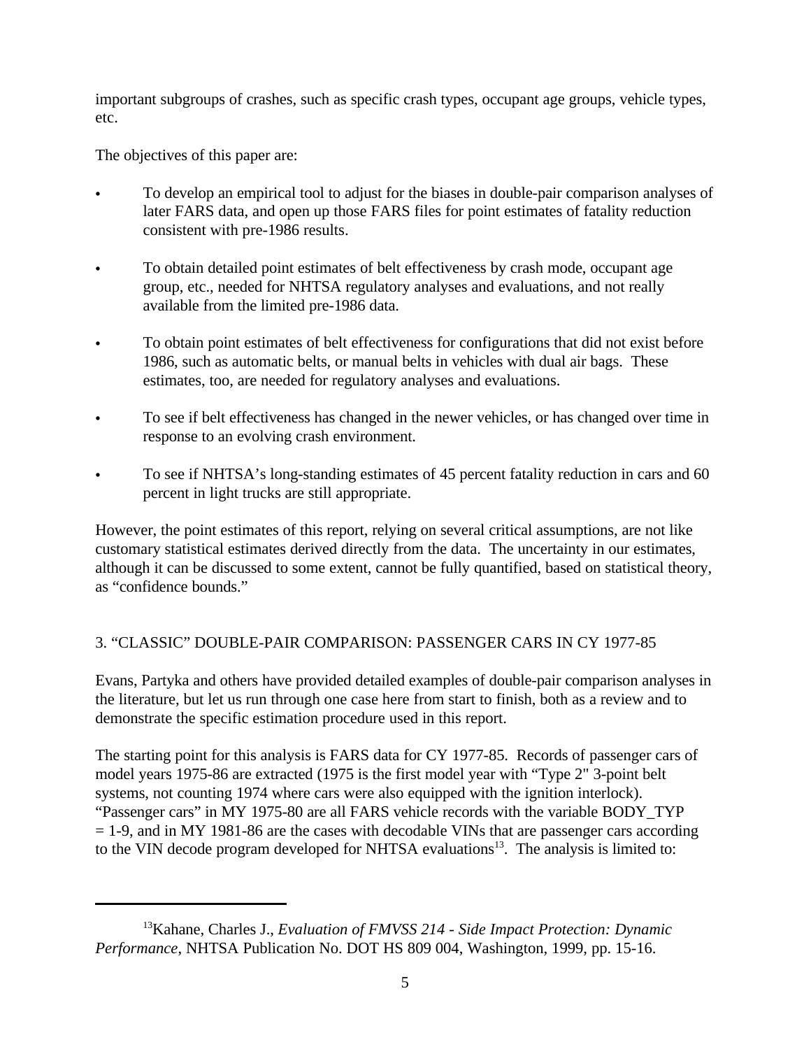important subgroups of crashes, such as specific crash types, occupant age groups, vehicle types, etc.

The objectives of this paper are:

- To develop an empirical tool to adjust for the biases in double-pair comparison analyses of later FARS data, and open up those FARS files for point estimates of fatality reduction consistent with pre-1986 results.
- To obtain detailed point estimates of belt effectiveness by crash mode, occupant age group, etc., needed for NHTSA regulatory analyses and evaluations, and not really available from the limited pre-1986 data.
- To obtain point estimates of belt effectiveness for configurations that did not exist before 1986, such as automatic belts, or manual belts in vehicles with dual air bags. These estimates, too, are needed for regulatory analyses and evaluations.
- To see if belt effectiveness has changed in the newer vehicles, or has changed over time in response to an evolving crash environment.
- To see if NHTSA's long-standing estimates of 45 percent fatality reduction in cars and 60 percent in light trucks are still appropriate.

However, the point estimates of this report, relying on several critical assumptions, are not like customary statistical estimates derived directly from the data. The uncertainty in our estimates, although it can be discussed to some extent, cannot be fully quantified, based on statistical theory, as "confidence bounds."

## 3. "CLASSIC" DOUBLE-PAIR COMPARISON: PASSENGER CARS IN CY 1977-85

Evans, Partyka and others have provided detailed examples of double-pair comparison analyses in the literature, but let us run through one case here from start to finish, both as a review and to demonstrate the specific estimation procedure used in this report.

The starting point for this analysis is FARS data for CY 1977-85. Records of passenger cars of model years 1975-86 are extracted (1975 is the first model year with "Type 2" 3-point belt systems, not counting 1974 where cars were also equipped with the ignition interlock). "Passenger cars" in MY 1975-80 are all FARS vehicle records with the variable BODY_TYP = 1-9, and in MY 1981-86 are the cases with decodable VINs that are passenger cars according to the VIN decode program developed for NHTSA evaluations[13]. The analysis is limited to:

---

[13]Kahane, Charles J., *Evaluation of FMVSS 214 - Side Impact Protection: Dynamic Performance*, NHTSA Publication No. DOT HS 809 004, Washington, 1999, pp. 15-16.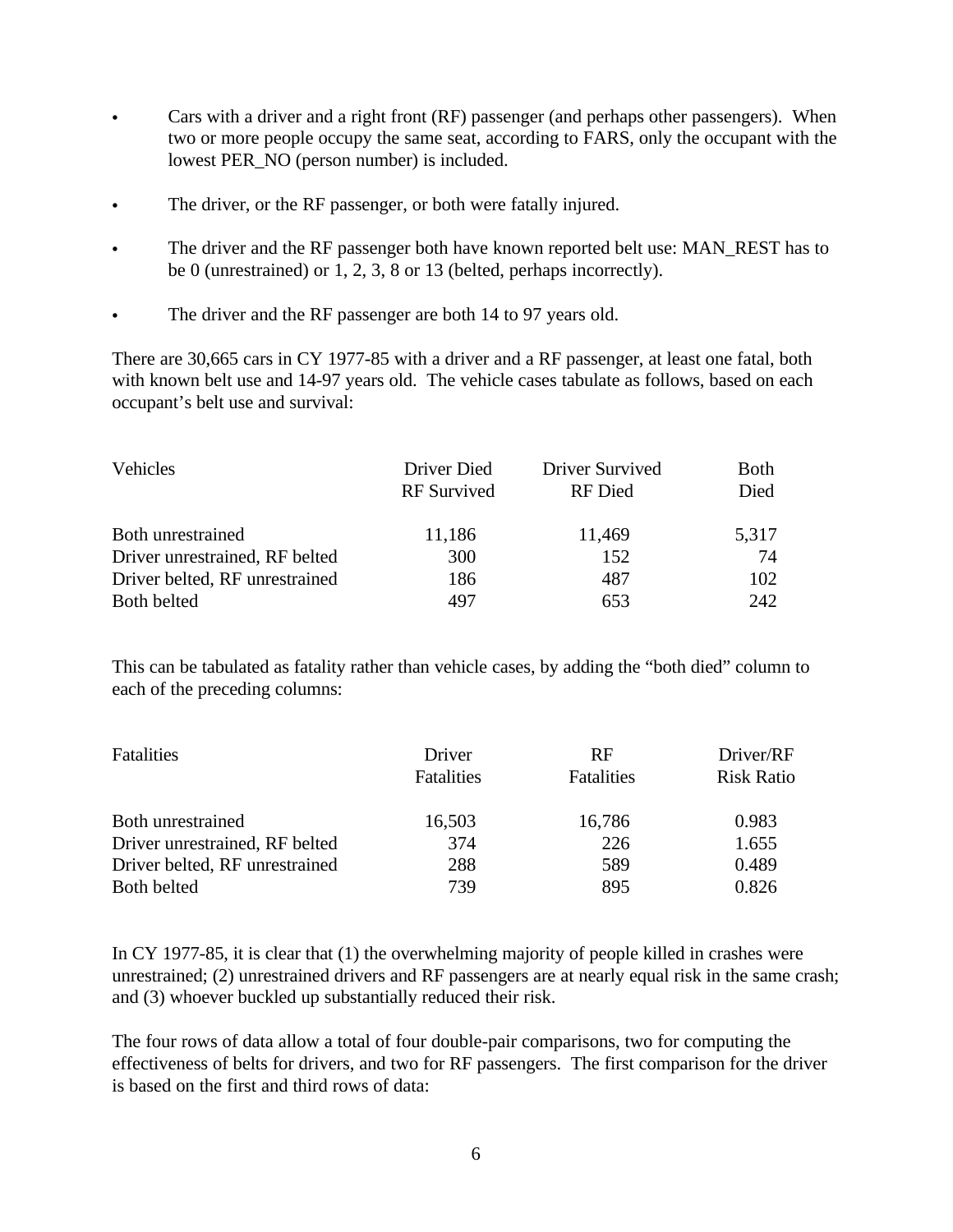- Cars with a driver and a right front (RF) passenger (and perhaps other passengers). When two or more people occupy the same seat, according to FARS, only the occupant with the lowest PER_NO (person number) is included.

- The driver, or the RF passenger, or both were fatally injured.

- The driver and the RF passenger both have known reported belt use: MAN_REST has to be 0 (unrestrained) or 1, 2, 3, 8 or 13 (belted, perhaps incorrectly).

- The driver and the RF passenger are both 14 to 97 years old.

There are 30,665 cars in CY 1977-85 with a driver and a RF passenger, at least one fatal, both with known belt use and 14-97 years old. The vehicle cases tabulate as follows, based on each occupant's belt use and survival:

| Vehicles | Driver Died RF Survived | Driver Survived RF Died | Both Died |
|---|---|---|---|
| Both unrestrained | 11,186 | 11,469 | 5,317 |
| Driver unrestrained, RF belted | 300 | 152 | 74 |
| Driver belted, RF unrestrained | 186 | 487 | 102 |
| Both belted | 497 | 653 | 242 |

This can be tabulated as fatality rather than vehicle cases, by adding the "both died" column to each of the preceding columns:

| Fatalities | Driver Fatalities | RF Fatalities | Driver/RF Risk Ratio |
|---|---|---|---|
| Both unrestrained | 16,503 | 16,786 | 0.983 |
| Driver unrestrained, RF belted | 374 | 226 | 1.655 |
| Driver belted, RF unrestrained | 288 | 589 | 0.489 |
| Both belted | 739 | 895 | 0.826 |

In CY 1977-85, it is clear that (1) the overwhelming majority of people killed in crashes were unrestrained; (2) unrestrained drivers and RF passengers are at nearly equal risk in the same crash; and (3) whoever buckled up substantially reduced their risk.

The four rows of data allow a total of four double-pair comparisons, two for computing the effectiveness of belts for drivers, and two for RF passengers. The first comparison for the driver is based on the first and third rows of data: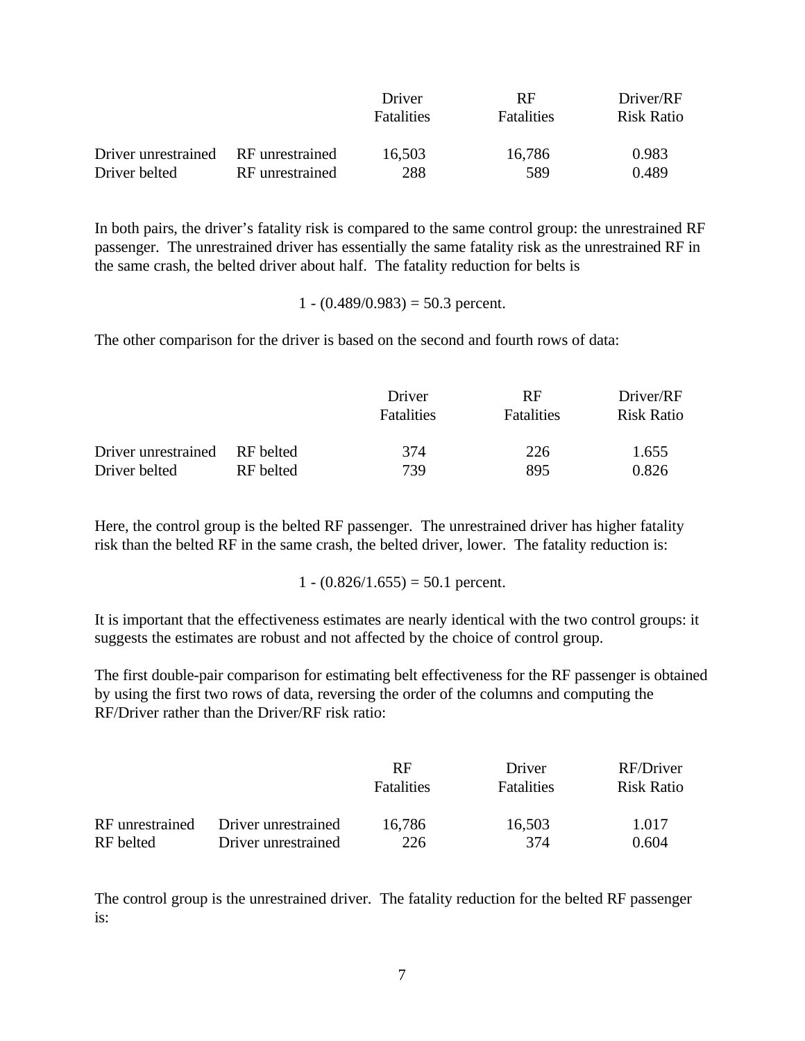| | | Driver Fatalities | RF Fatalities | Driver/RF Risk Ratio |
|---|---|---|---|---|
| Driver unrestrained | RF unrestrained | 16,503 | 16,786 | 0.983 |
| Driver belted | RF unrestrained | 288 | 589 | 0.489 |

In both pairs, the driver's fatality risk is compared to the same control group: the unrestrained RF passenger. The unrestrained driver has essentially the same fatality risk as the unrestrained RF in the same crash, the belted driver about half. The fatality reduction for belts is

1 - (0.489/0.983) = 50.3 percent.

The other comparison for the driver is based on the second and fourth rows of data:

| | | Driver Fatalities | RF Fatalities | Driver/RF Risk Ratio |
|---|---|---|---|---|
| Driver unrestrained | RF belted | 374 | 226 | 1.655 |
| Driver belted | RF belted | 739 | 895 | 0.826 |

Here, the control group is the belted RF passenger. The unrestrained driver has higher fatality risk than the belted RF in the same crash, the belted driver, lower. The fatality reduction is:

1 - (0.826/1.655) = 50.1 percent.

It is important that the effectiveness estimates are nearly identical with the two control groups: it suggests the estimates are robust and not affected by the choice of control group.

The first double-pair comparison for estimating belt effectiveness for the RF passenger is obtained by using the first two rows of data, reversing the order of the columns and computing the RF/Driver rather than the Driver/RF risk ratio:

| | | RF Fatalities | Driver Fatalities | RF/Driver Risk Ratio |
|---|---|---|---|---|
| RF unrestrained | Driver unrestrained | 16,786 | 16,503 | 1.017 |
| RF belted | Driver unrestrained | 226 | 374 | 0.604 |

The control group is the unrestrained driver. The fatality reduction for the belted RF passenger is: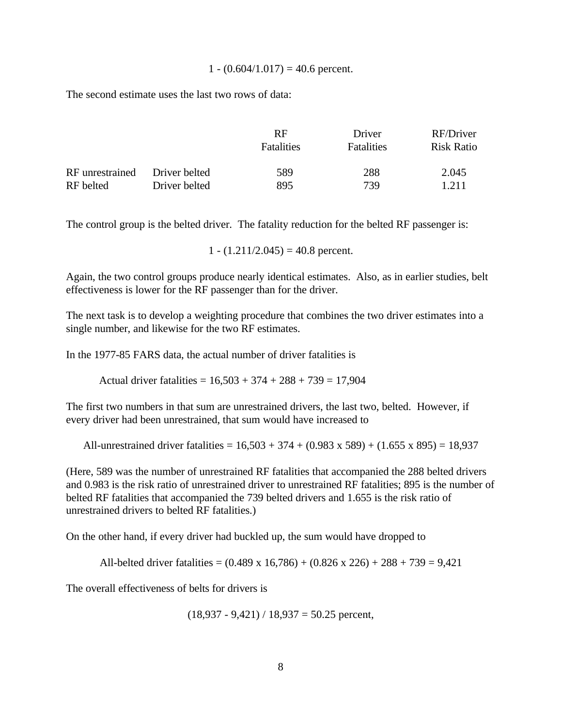$$1 - (0.604/1.017) = 40.6 \text{ percent.}$$

The second estimate uses the last two rows of data:

| | | RF Fatalities | Driver Fatalities | RF/Driver Risk Ratio |
|---|---|---|---|---|
| RF unrestrained | Driver belted | 589 | 288 | 2.045 |
| RF belted | Driver belted | 895 | 739 | 1.211 |

The control group is the belted driver. The fatality reduction for the belted RF passenger is:

$$1 - (1.211/2.045) = 40.8 \text{ percent.}$$

Again, the two control groups produce nearly identical estimates. Also, as in earlier studies, belt effectiveness is lower for the RF passenger than for the driver.

The next task is to develop a weighting procedure that combines the two driver estimates into a single number, and likewise for the two RF estimates.

In the 1977-85 FARS data, the actual number of driver fatalities is

$$\text{Actual driver fatalities} = 16{,}503 + 374 + 288 + 739 = 17{,}904$$

The first two numbers in that sum are unrestrained drivers, the last two, belted. However, if every driver had been unrestrained, that sum would have increased to

$$\text{All-unrestrained driver fatalities} = 16{,}503 + 374 + (0.983 \times 589) + (1.655 \times 895) = 18{,}937$$

(Here, 589 was the number of unrestrained RF fatalities that accompanied the 288 belted drivers and 0.983 is the risk ratio of unrestrained driver to unrestrained RF fatalities; 895 is the number of belted RF fatalities that accompanied the 739 belted drivers and 1.655 is the risk ratio of unrestrained drivers to belted RF fatalities.)

On the other hand, if every driver had buckled up, the sum would have dropped to

$$\text{All-belted driver fatalities} = (0.489 \times 16{,}786) + (0.826 \times 226) + 288 + 739 = 9{,}421$$

The overall effectiveness of belts for drivers is

$$(18{,}937 - 9{,}421) / 18{,}937 = 50.25 \text{ percent,}$$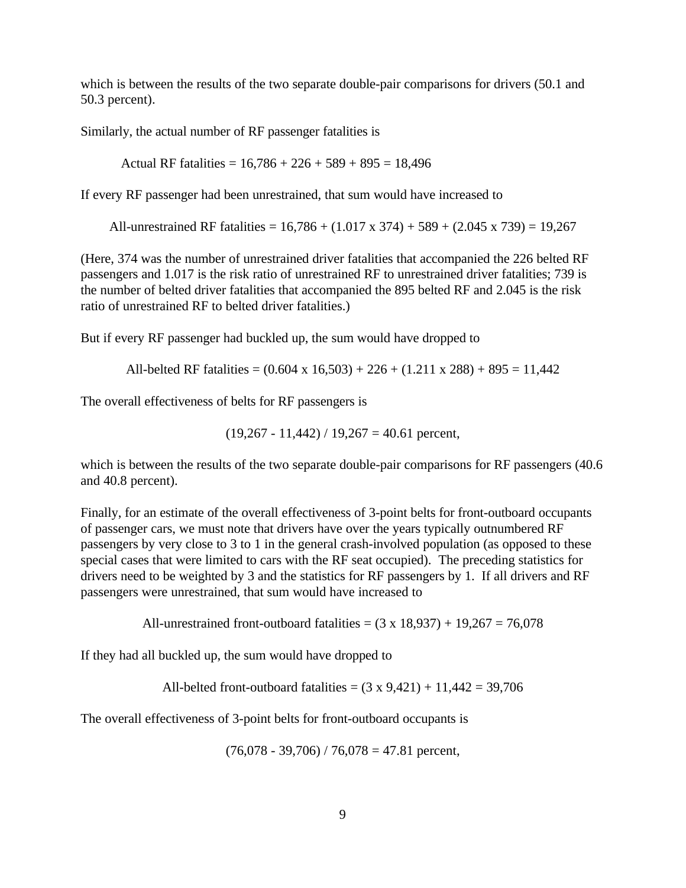which is between the results of the two separate double-pair comparisons for drivers (50.1 and 50.3 percent).

Similarly, the actual number of RF passenger fatalities is

Actual RF fatalities = 16,786 + 226 + 589 + 895 = 18,496

If every RF passenger had been unrestrained, that sum would have increased to

All-unrestrained RF fatalities = 16,786 + (1.017 x 374) + 589 + (2.045 x 739) = 19,267

(Here, 374 was the number of unrestrained driver fatalities that accompanied the 226 belted RF passengers and 1.017 is the risk ratio of unrestrained RF to unrestrained driver fatalities; 739 is the number of belted driver fatalities that accompanied the 895 belted RF and 2.045 is the risk ratio of unrestrained RF to belted driver fatalities.)

But if every RF passenger had buckled up, the sum would have dropped to

All-belted RF fatalities = (0.604 x 16,503) + 226 + (1.211 x 288) + 895 = 11,442

The overall effectiveness of belts for RF passengers is

(19,267 - 11,442) / 19,267 = 40.61 percent,

which is between the results of the two separate double-pair comparisons for RF passengers (40.6 and 40.8 percent).

Finally, for an estimate of the overall effectiveness of 3-point belts for front-outboard occupants of passenger cars, we must note that drivers have over the years typically outnumbered RF passengers by very close to 3 to 1 in the general crash-involved population (as opposed to these special cases that were limited to cars with the RF seat occupied). The preceding statistics for drivers need to be weighted by 3 and the statistics for RF passengers by 1. If all drivers and RF passengers were unrestrained, that sum would have increased to

All-unrestrained front-outboard fatalities = (3 x 18,937) + 19,267 = 76,078

If they had all buckled up, the sum would have dropped to

All-belted front-outboard fatalities = (3 x 9,421) + 11,442 = 39,706

The overall effectiveness of 3-point belts for front-outboard occupants is

(76,078 - 39,706) / 76,078 = 47.81 percent,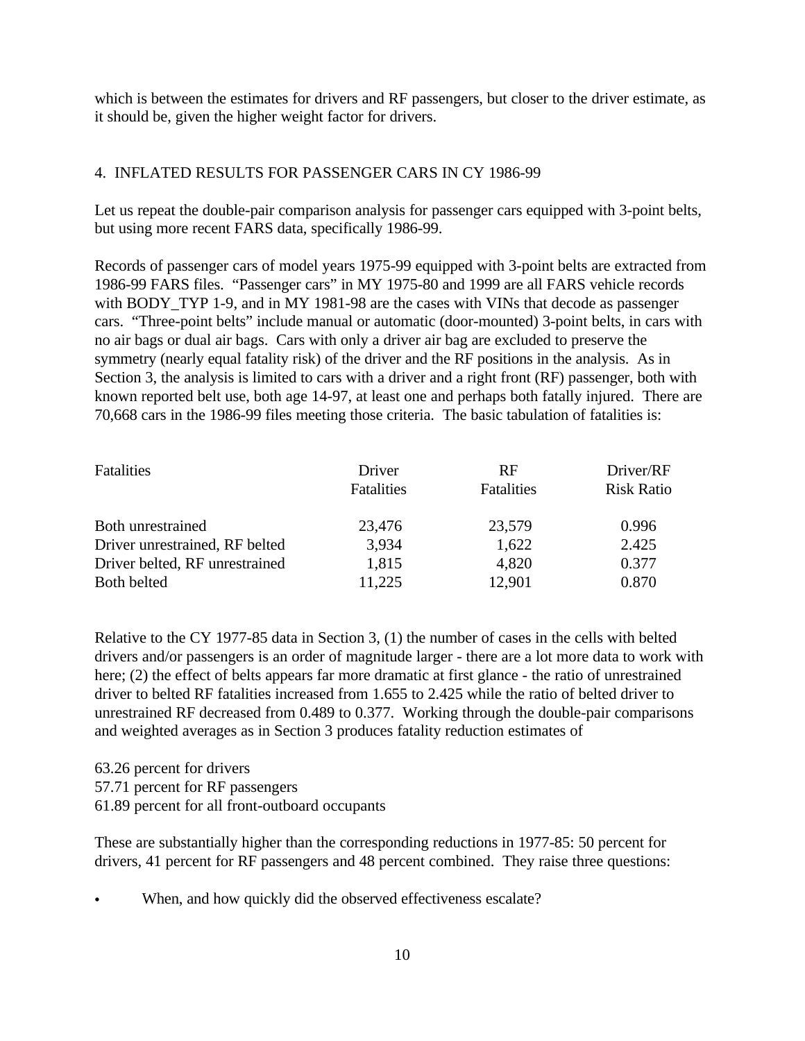which is between the estimates for drivers and RF passengers, but closer to the driver estimate, as it should be, given the higher weight factor for drivers.

## 4. INFLATED RESULTS FOR PASSENGER CARS IN CY 1986-99

Let us repeat the double-pair comparison analysis for passenger cars equipped with 3-point belts, but using more recent FARS data, specifically 1986-99.

Records of passenger cars of model years 1975-99 equipped with 3-point belts are extracted from 1986-99 FARS files. "Passenger cars" in MY 1975-80 and 1999 are all FARS vehicle records with BODY_TYP 1-9, and in MY 1981-98 are the cases with VINs that decode as passenger cars. "Three-point belts" include manual or automatic (door-mounted) 3-point belts, in cars with no air bags or dual air bags. Cars with only a driver air bag are excluded to preserve the symmetry (nearly equal fatality risk) of the driver and the RF positions in the analysis. As in Section 3, the analysis is limited to cars with a driver and a right front (RF) passenger, both with known reported belt use, both age 14-97, at least one and perhaps both fatally injured. There are 70,668 cars in the 1986-99 files meeting those criteria. The basic tabulation of fatalities is:

| Fatalities | Driver Fatalities | RF Fatalities | Driver/RF Risk Ratio |
|---|---|---|---|
| Both unrestrained | 23,476 | 23,579 | 0.996 |
| Driver unrestrained, RF belted | 3,934 | 1,622 | 2.425 |
| Driver belted, RF unrestrained | 1,815 | 4,820 | 0.377 |
| Both belted | 11,225 | 12,901 | 0.870 |

Relative to the CY 1977-85 data in Section 3, (1) the number of cases in the cells with belted drivers and/or passengers is an order of magnitude larger - there are a lot more data to work with here; (2) the effect of belts appears far more dramatic at first glance - the ratio of unrestrained driver to belted RF fatalities increased from 1.655 to 2.425 while the ratio of belted driver to unrestrained RF decreased from 0.489 to 0.377. Working through the double-pair comparisons and weighted averages as in Section 3 produces fatality reduction estimates of

63.26 percent for drivers
57.71 percent for RF passengers
61.89 percent for all front-outboard occupants

These are substantially higher than the corresponding reductions in 1977-85: 50 percent for drivers, 41 percent for RF passengers and 48 percent combined. They raise three questions:

- When, and how quickly did the observed effectiveness escalate?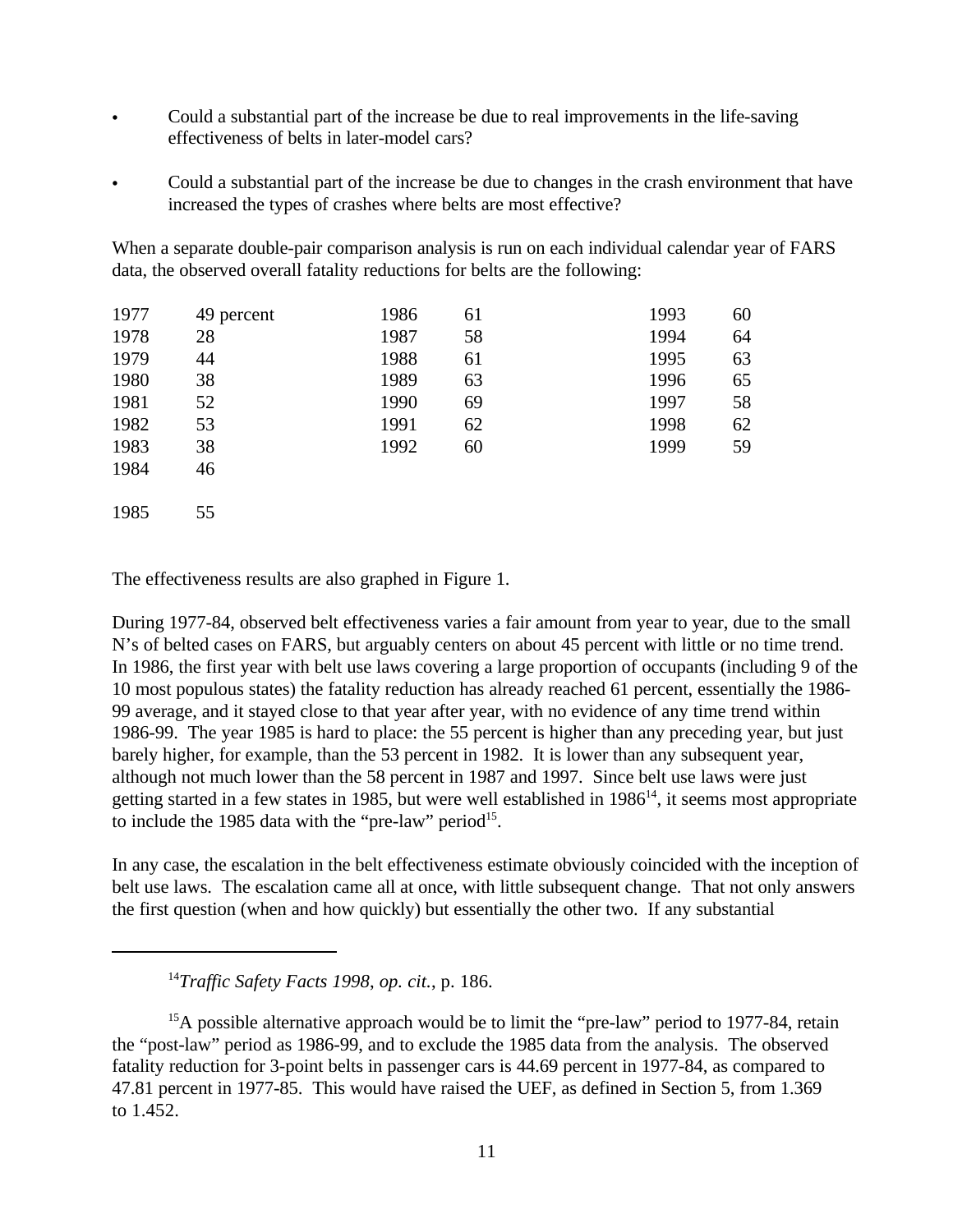- Could a substantial part of the increase be due to real improvements in the life-saving effectiveness of belts in later-model cars?

- Could a substantial part of the increase be due to changes in the crash environment that have increased the types of crashes where belts are most effective?

When a separate double-pair comparison analysis is run on each individual calendar year of FARS data, the observed overall fatality reductions for belts are the following:

| | | | | | |
|---|---|---|---|---|---|
| 1977 | 49 percent | 1986 | 61 | 1993 | 60 |
| 1978 | 28 | 1987 | 58 | 1994 | 64 |
| 1979 | 44 | 1988 | 61 | 1995 | 63 |
| 1980 | 38 | 1989 | 63 | 1996 | 65 |
| 1981 | 52 | 1990 | 69 | 1997 | 58 |
| 1982 | 53 | 1991 | 62 | 1998 | 62 |
| 1983 | 38 | 1992 | 60 | 1999 | 59 |
| 1984 | 46 | | | | |
| 1985 | 55 | | | | |

The effectiveness results are also graphed in Figure 1.

During 1977-84, observed belt effectiveness varies a fair amount from year to year, due to the small N's of belted cases on FARS, but arguably centers on about 45 percent with little or no time trend. In 1986, the first year with belt use laws covering a large proportion of occupants (including 9 of the 10 most populous states) the fatality reduction has already reached 61 percent, essentially the 1986-99 average, and it stayed close to that year after year, with no evidence of any time trend within 1986-99. The year 1985 is hard to place: the 55 percent is higher than any preceding year, but just barely higher, for example, than the 53 percent in 1982. It is lower than any subsequent year, although not much lower than the 58 percent in 1987 and 1997. Since belt use laws were just getting started in a few states in 1985, but were well established in 1986[14], it seems most appropriate to include the 1985 data with the "pre-law" period[15].

In any case, the escalation in the belt effectiveness estimate obviously coincided with the inception of belt use laws. The escalation came all at once, with little subsequent change. That not only answers the first question (when and how quickly) but essentially the other two. If any substantial

---

[14]*Traffic Safety Facts 1998*, *op. cit.*, p. 186.

[15]A possible alternative approach would be to limit the "pre-law" period to 1977-84, retain the "post-law" period as 1986-99, and to exclude the 1985 data from the analysis. The observed fatality reduction for 3-point belts in passenger cars is 44.69 percent in 1977-84, as compared to 47.81 percent in 1977-85. This would have raised the UEF, as defined in Section 5, from 1.369 to 1.452.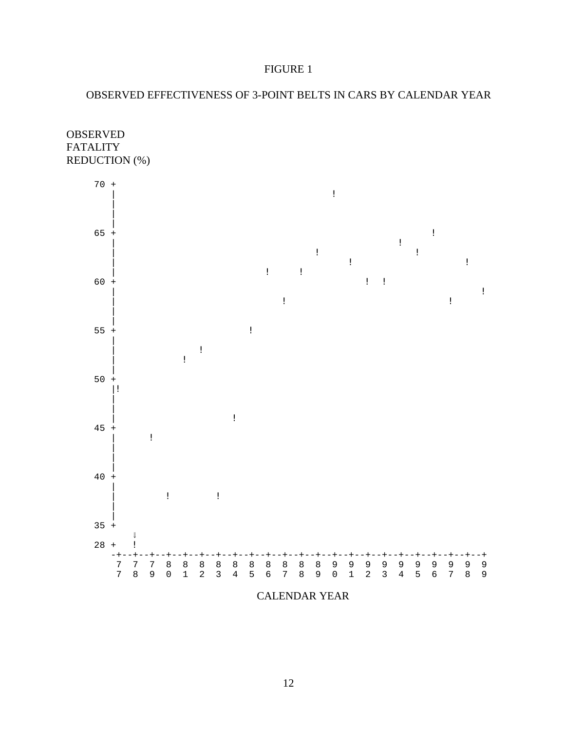FIGURE 1

OBSERVED EFFECTIVENESS OF 3-POINT BELTS IN CARS BY CALENDAR YEAR

OBSERVED
FATALITY
REDUCTION (%)

70
65
60
55
50
45
40
35
28

77 78 79 80 81 82 83 84 85 86 87 88 89 90 91 92 93 94 95 96 97 98 99

CALENDAR YEAR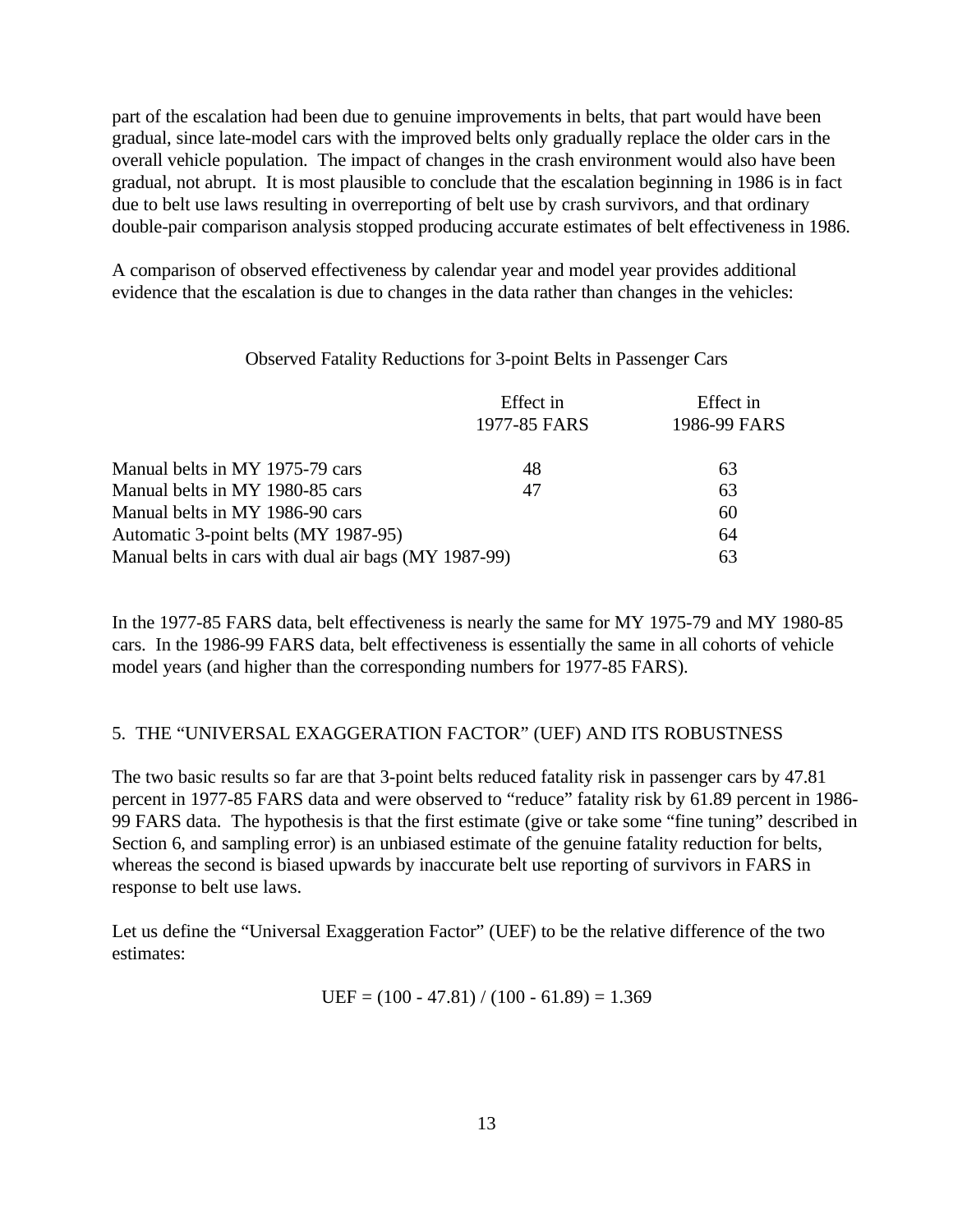part of the escalation had been due to genuine improvements in belts, that part would have been gradual, since late-model cars with the improved belts only gradually replace the older cars in the overall vehicle population. The impact of changes in the crash environment would also have been gradual, not abrupt. It is most plausible to conclude that the escalation beginning in 1986 is in fact due to belt use laws resulting in overreporting of belt use by crash survivors, and that ordinary double-pair comparison analysis stopped producing accurate estimates of belt effectiveness in 1986.

A comparison of observed effectiveness by calendar year and model year provides additional evidence that the escalation is due to changes in the data rather than changes in the vehicles:

Observed Fatality Reductions for 3-point Belts in Passenger Cars

| | Effect in 1977-85 FARS | Effect in 1986-99 FARS |
|---|---|---|
| Manual belts in MY 1975-79 cars | 48 | 63 |
| Manual belts in MY 1980-85 cars | 47 | 63 |
| Manual belts in MY 1986-90 cars | | 60 |
| Automatic 3-point belts (MY 1987-95) | | 64 |
| Manual belts in cars with dual air bags (MY 1987-99) | | 63 |

In the 1977-85 FARS data, belt effectiveness is nearly the same for MY 1975-79 and MY 1980-85 cars. In the 1986-99 FARS data, belt effectiveness is essentially the same in all cohorts of vehicle model years (and higher than the corresponding numbers for 1977-85 FARS).

## 5. THE "UNIVERSAL EXAGGERATION FACTOR" (UEF) AND ITS ROBUSTNESS

The two basic results so far are that 3-point belts reduced fatality risk in passenger cars by 47.81 percent in 1977-85 FARS data and were observed to "reduce" fatality risk by 61.89 percent in 1986-99 FARS data. The hypothesis is that the first estimate (give or take some "fine tuning" described in Section 6, and sampling error) is an unbiased estimate of the genuine fatality reduction for belts, whereas the second is biased upwards by inaccurate belt use reporting of survivors in FARS in response to belt use laws.

Let us define the "Universal Exaggeration Factor" (UEF) to be the relative difference of the two estimates:

$$\text{UEF} = (100 - 47.81) / (100 - 61.89) = 1.369$$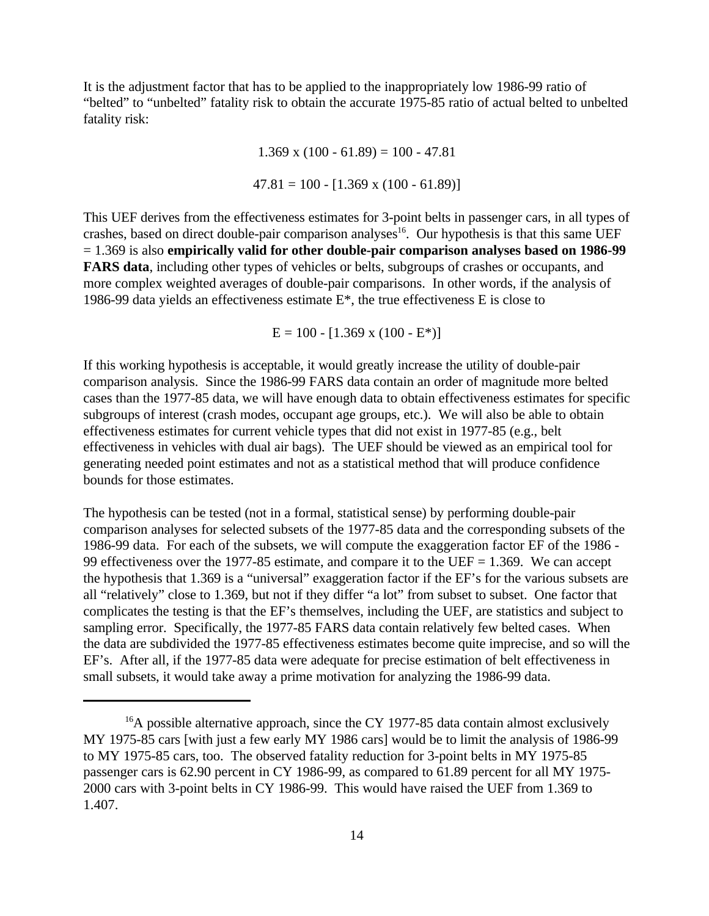It is the adjustment factor that has to be applied to the inappropriately low 1986-99 ratio of "belted" to "unbelted" fatality risk to obtain the accurate 1975-85 ratio of actual belted to unbelted fatality risk:

$$1.369 \times (100 - 61.89) = 100 - 47.81$$

$$47.81 = 100 - [1.369 \times (100 - 61.89)]$$

This UEF derives from the effectiveness estimates for 3-point belts in passenger cars, in all types of crashes, based on direct double-pair comparison analyses[16]. Our hypothesis is that this same UEF = 1.369 is also **empirically valid for other double-pair comparison analyses based on 1986-99 FARS data**, including other types of vehicles or belts, subgroups of crashes or occupants, and more complex weighted averages of double-pair comparisons. In other words, if the analysis of 1986-99 data yields an effectiveness estimate E*, the true effectiveness E is close to

$$E = 100 - [1.369 \times (100 - E^*)]$$

If this working hypothesis is acceptable, it would greatly increase the utility of double-pair comparison analysis. Since the 1986-99 FARS data contain an order of magnitude more belted cases than the 1977-85 data, we will have enough data to obtain effectiveness estimates for specific subgroups of interest (crash modes, occupant age groups, etc.). We will also be able to obtain effectiveness estimates for current vehicle types that did not exist in 1977-85 (e.g., belt effectiveness in vehicles with dual air bags). The UEF should be viewed as an empirical tool for generating needed point estimates and not as a statistical method that will produce confidence bounds for those estimates.

The hypothesis can be tested (not in a formal, statistical sense) by performing double-pair comparison analyses for selected subsets of the 1977-85 data and the corresponding subsets of the 1986-99 data. For each of the subsets, we will compute the exaggeration factor EF of the 1986 - 99 effectiveness over the 1977-85 estimate, and compare it to the UEF = 1.369. We can accept the hypothesis that 1.369 is a "universal" exaggeration factor if the EF's for the various subsets are all "relatively" close to 1.369, but not if they differ "a lot" from subset to subset. One factor that complicates the testing is that the EF's themselves, including the UEF, are statistics and subject to sampling error. Specifically, the 1977-85 FARS data contain relatively few belted cases. When the data are subdivided the 1977-85 effectiveness estimates become quite imprecise, and so will the EF's. After all, if the 1977-85 data were adequate for precise estimation of belt effectiveness in small subsets, it would take away a prime motivation for analyzing the 1986-99 data.

---

[16] A possible alternative approach, since the CY 1977-85 data contain almost exclusively MY 1975-85 cars [with just a few early MY 1986 cars] would be to limit the analysis of 1986-99 to MY 1975-85 cars, too. The observed fatality reduction for 3-point belts in MY 1975-85 passenger cars is 62.90 percent in CY 1986-99, as compared to 61.89 percent for all MY 1975-2000 cars with 3-point belts in CY 1986-99. This would have raised the UEF from 1.369 to 1.407.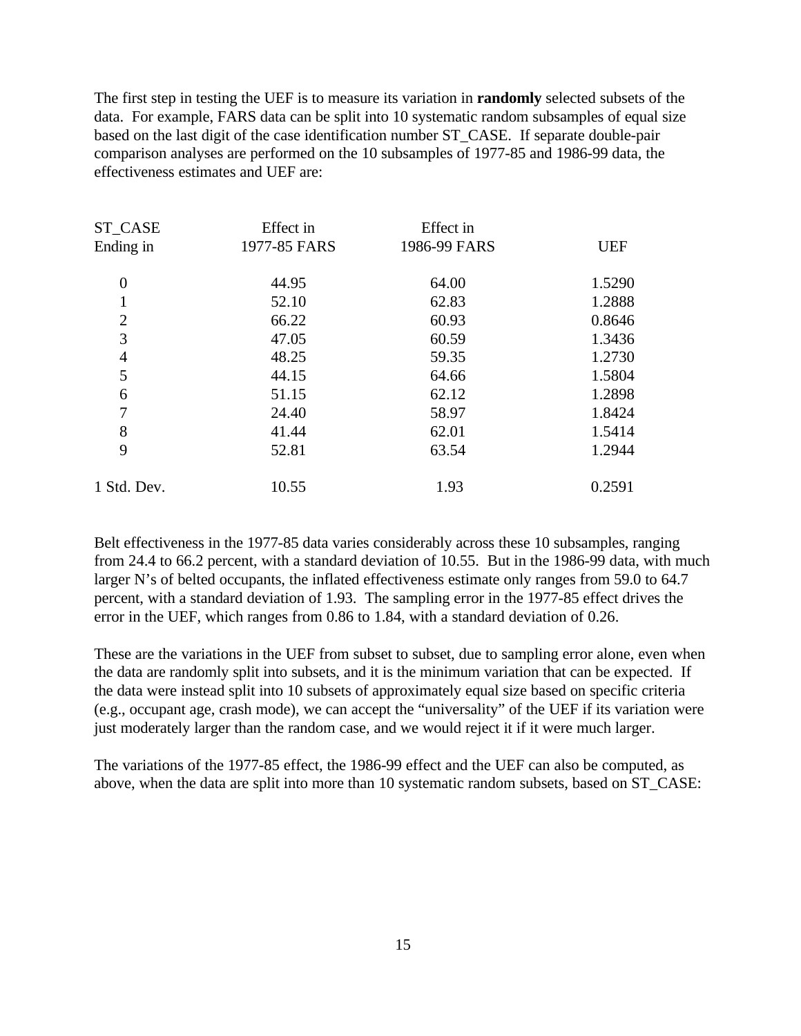The first step in testing the UEF is to measure its variation in **randomly** selected subsets of the data. For example, FARS data can be split into 10 systematic random subsamples of equal size based on the last digit of the case identification number ST_CASE. If separate double-pair comparison analyses are performed on the 10 subsamples of 1977-85 and 1986-99 data, the effectiveness estimates and UEF are:

| ST_CASE Ending in | Effect in 1977-85 FARS | Effect in 1986-99 FARS | UEF |
|---|---|---|---|
| 0 | 44.95 | 64.00 | 1.5290 |
| 1 | 52.10 | 62.83 | 1.2888 |
| 2 | 66.22 | 60.93 | 0.8646 |
| 3 | 47.05 | 60.59 | 1.3436 |
| 4 | 48.25 | 59.35 | 1.2730 |
| 5 | 44.15 | 64.66 | 1.5804 |
| 6 | 51.15 | 62.12 | 1.2898 |
| 7 | 24.40 | 58.97 | 1.8424 |
| 8 | 41.44 | 62.01 | 1.5414 |
| 9 | 52.81 | 63.54 | 1.2944 |
| 1 Std. Dev. | 10.55 | 1.93 | 0.2591 |

Belt effectiveness in the 1977-85 data varies considerably across these 10 subsamples, ranging from 24.4 to 66.2 percent, with a standard deviation of 10.55. But in the 1986-99 data, with much larger N's of belted occupants, the inflated effectiveness estimate only ranges from 59.0 to 64.7 percent, with a standard deviation of 1.93. The sampling error in the 1977-85 effect drives the error in the UEF, which ranges from 0.86 to 1.84, with a standard deviation of 0.26.

These are the variations in the UEF from subset to subset, due to sampling error alone, even when the data are randomly split into subsets, and it is the minimum variation that can be expected. If the data were instead split into 10 subsets of approximately equal size based on specific criteria (e.g., occupant age, crash mode), we can accept the "universality" of the UEF if its variation were just moderately larger than the random case, and we would reject it if it were much larger.

The variations of the 1977-85 effect, the 1986-99 effect and the UEF can also be computed, as above, when the data are split into more than 10 systematic random subsets, based on ST_CASE: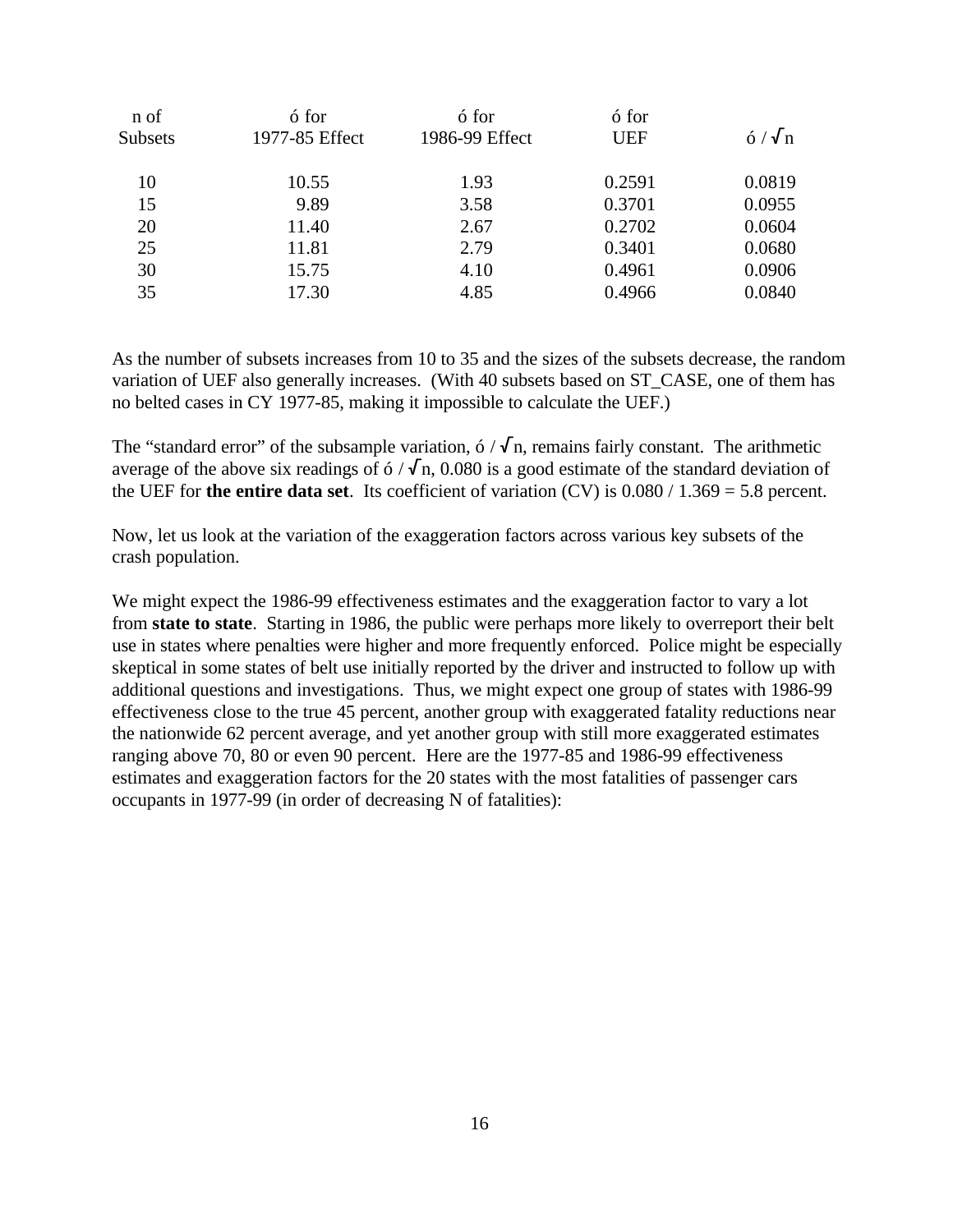| n of Subsets | σ for 1977-85 Effect | σ for 1986-99 Effect | σ for UEF | $\sigma / \sqrt{n}$ |
|---|---|---|---|---|
| 10 | 10.55 | 1.93 | 0.2591 | 0.0819 |
| 15 | 9.89 | 3.58 | 0.3701 | 0.0955 |
| 20 | 11.40 | 2.67 | 0.2702 | 0.0604 |
| 25 | 11.81 | 2.79 | 0.3401 | 0.0680 |
| 30 | 15.75 | 4.10 | 0.4961 | 0.0906 |
| 35 | 17.30 | 4.85 | 0.4966 | 0.0840 |

As the number of subsets increases from 10 to 35 and the sizes of the subsets decrease, the random variation of UEF also generally increases. (With 40 subsets based on ST_CASE, one of them has no belted cases in CY 1977-85, making it impossible to calculate the UEF.)

The "standard error" of the subsample variation, $\sigma / \sqrt{n}$, remains fairly constant. The arithmetic average of the above six readings of $\sigma / \sqrt{n}$, 0.080 is a good estimate of the standard deviation of the UEF for **the entire data set**. Its coefficient of variation (CV) is 0.080 / 1.369 = 5.8 percent.

Now, let us look at the variation of the exaggeration factors across various key subsets of the crash population.

We might expect the 1986-99 effectiveness estimates and the exaggeration factor to vary a lot from **state to state**. Starting in 1986, the public were perhaps more likely to overreport their belt use in states where penalties were higher and more frequently enforced. Police might be especially skeptical in some states of belt use initially reported by the driver and instructed to follow up with additional questions and investigations. Thus, we might expect one group of states with 1986-99 effectiveness close to the true 45 percent, another group with exaggerated fatality reductions near the nationwide 62 percent average, and yet another group with still more exaggerated estimates ranging above 70, 80 or even 90 percent. Here are the 1977-85 and 1986-99 effectiveness estimates and exaggeration factors for the 20 states with the most fatalities of passenger cars occupants in 1977-99 (in order of decreasing N of fatalities):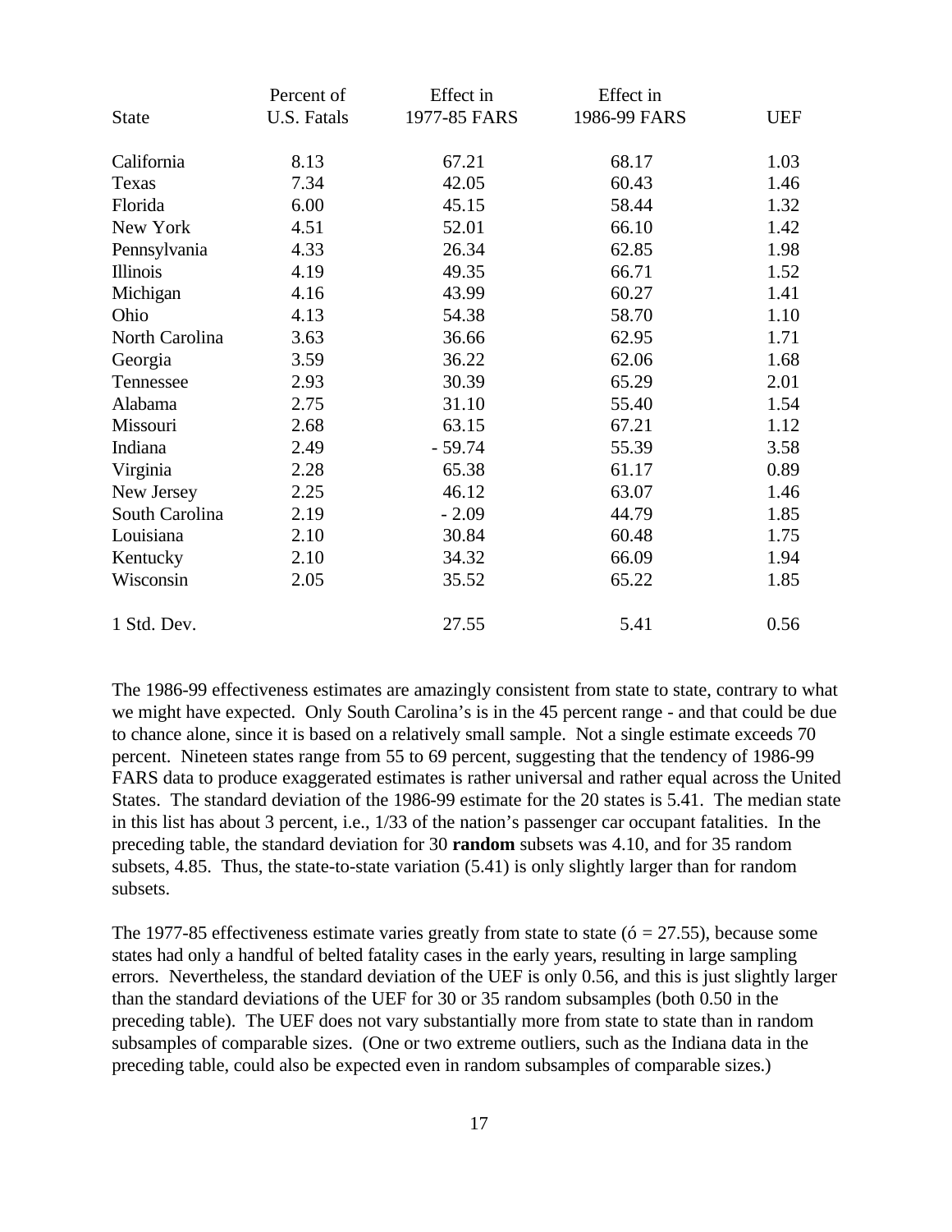| State | Percent of U.S. Fatals | Effect in 1977-85 FARS | Effect in 1986-99 FARS | UEF |
|---|---|---|---|---|
| California | 8.13 | 67.21 | 68.17 | 1.03 |
| Texas | 7.34 | 42.05 | 60.43 | 1.46 |
| Florida | 6.00 | 45.15 | 58.44 | 1.32 |
| New York | 4.51 | 52.01 | 66.10 | 1.42 |
| Pennsylvania | 4.33 | 26.34 | 62.85 | 1.98 |
| Illinois | 4.19 | 49.35 | 66.71 | 1.52 |
| Michigan | 4.16 | 43.99 | 60.27 | 1.41 |
| Ohio | 4.13 | 54.38 | 58.70 | 1.10 |
| North Carolina | 3.63 | 36.66 | 62.95 | 1.71 |
| Georgia | 3.59 | 36.22 | 62.06 | 1.68 |
| Tennessee | 2.93 | 30.39 | 65.29 | 2.01 |
| Alabama | 2.75 | 31.10 | 55.40 | 1.54 |
| Missouri | 2.68 | 63.15 | 67.21 | 1.12 |
| Indiana | 2.49 | - 59.74 | 55.39 | 3.58 |
| Virginia | 2.28 | 65.38 | 61.17 | 0.89 |
| New Jersey | 2.25 | 46.12 | 63.07 | 1.46 |
| South Carolina | 2.19 | - 2.09 | 44.79 | 1.85 |
| Louisiana | 2.10 | 30.84 | 60.48 | 1.75 |
| Kentucky | 2.10 | 34.32 | 66.09 | 1.94 |
| Wisconsin | 2.05 | 35.52 | 65.22 | 1.85 |
| 1 Std. Dev. | | 27.55 | 5.41 | 0.56 |

The 1986-99 effectiveness estimates are amazingly consistent from state to state, contrary to what we might have expected. Only South Carolina's is in the 45 percent range - and that could be due to chance alone, since it is based on a relatively small sample. Not a single estimate exceeds 70 percent. Nineteen states range from 55 to 69 percent, suggesting that the tendency of 1986-99 FARS data to produce exaggerated estimates is rather universal and rather equal across the United States. The standard deviation of the 1986-99 estimate for the 20 states is 5.41. The median state in this list has about 3 percent, i.e., 1/33 of the nation's passenger car occupant fatalities. In the preceding table, the standard deviation for 30 **random** subsets was 4.10, and for 35 random subsets, 4.85. Thus, the state-to-state variation (5.41) is only slightly larger than for random subsets.

The 1977-85 effectiveness estimate varies greatly from state to state ($\sigma = 27.55$), because some states had only a handful of belted fatality cases in the early years, resulting in large sampling errors. Nevertheless, the standard deviation of the UEF is only 0.56, and this is just slightly larger than the standard deviations of the UEF for 30 or 35 random subsamples (both 0.50 in the preceding table). The UEF does not vary substantially more from state to state than in random subsamples of comparable sizes. (One or two extreme outliers, such as the Indiana data in the preceding table, could also be expected even in random subsamples of comparable sizes.)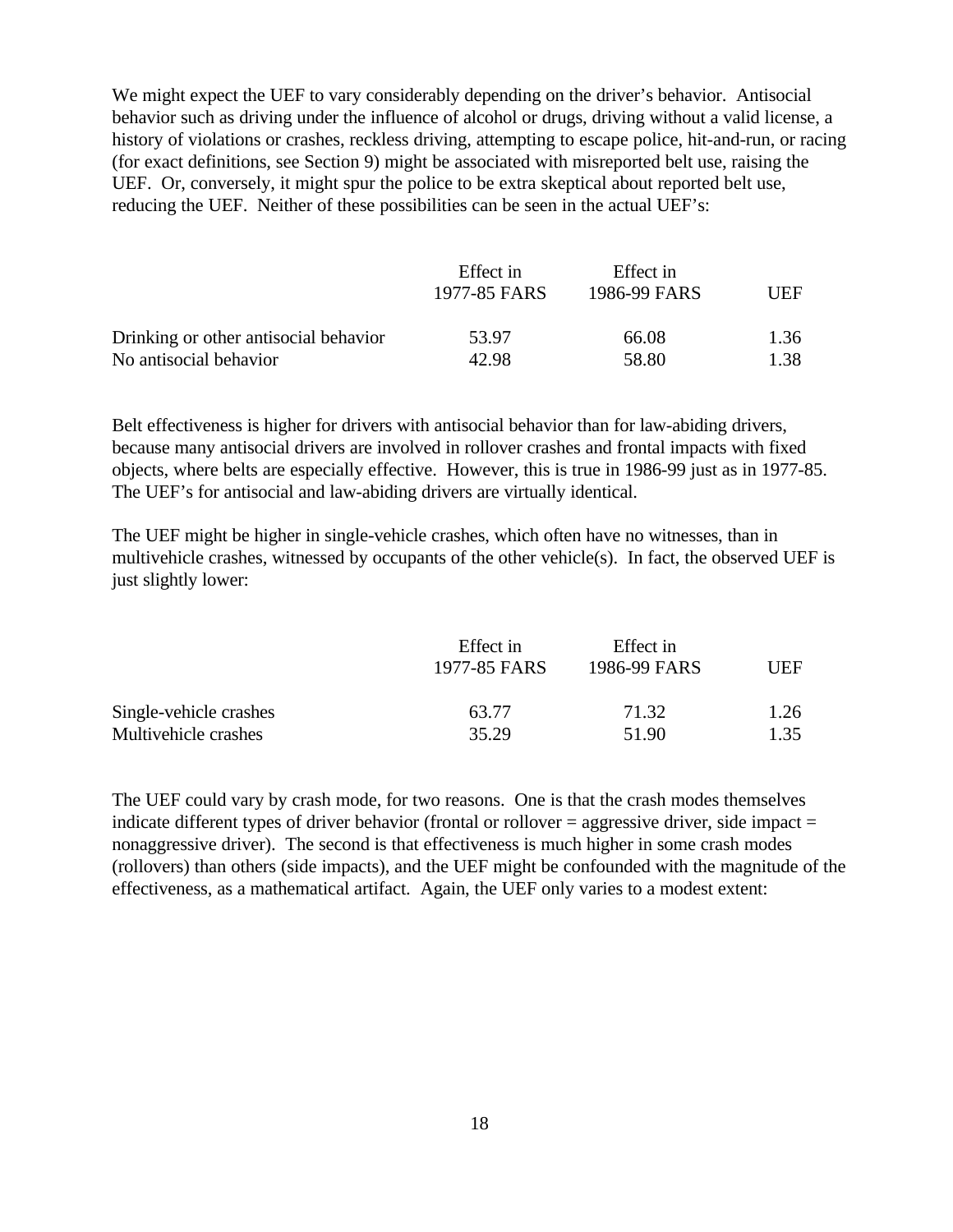We might expect the UEF to vary considerably depending on the driver's behavior. Antisocial behavior such as driving under the influence of alcohol or drugs, driving without a valid license, a history of violations or crashes, reckless driving, attempting to escape police, hit-and-run, or racing (for exact definitions, see Section 9) might be associated with misreported belt use, raising the UEF. Or, conversely, it might spur the police to be extra skeptical about reported belt use, reducing the UEF. Neither of these possibilities can be seen in the actual UEF's:

| | Effect in 1977-85 FARS | Effect in 1986-99 FARS | UEF |
|---|---|---|---|
| Drinking or other antisocial behavior | 53.97 | 66.08 | 1.36 |
| No antisocial behavior | 42.98 | 58.80 | 1.38 |

Belt effectiveness is higher for drivers with antisocial behavior than for law-abiding drivers, because many antisocial drivers are involved in rollover crashes and frontal impacts with fixed objects, where belts are especially effective. However, this is true in 1986-99 just as in 1977-85. The UEF's for antisocial and law-abiding drivers are virtually identical.

The UEF might be higher in single-vehicle crashes, which often have no witnesses, than in multivehicle crashes, witnessed by occupants of the other vehicle(s). In fact, the observed UEF is just slightly lower:

| | Effect in 1977-85 FARS | Effect in 1986-99 FARS | UEF |
|---|---|---|---|
| Single-vehicle crashes | 63.77 | 71.32 | 1.26 |
| Multivehicle crashes | 35.29 | 51.90 | 1.35 |

The UEF could vary by crash mode, for two reasons. One is that the crash modes themselves indicate different types of driver behavior (frontal or rollover = aggressive driver, side impact = nonaggressive driver). The second is that effectiveness is much higher in some crash modes (rollovers) than others (side impacts), and the UEF might be confounded with the magnitude of the effectiveness, as a mathematical artifact. Again, the UEF only varies to a modest extent: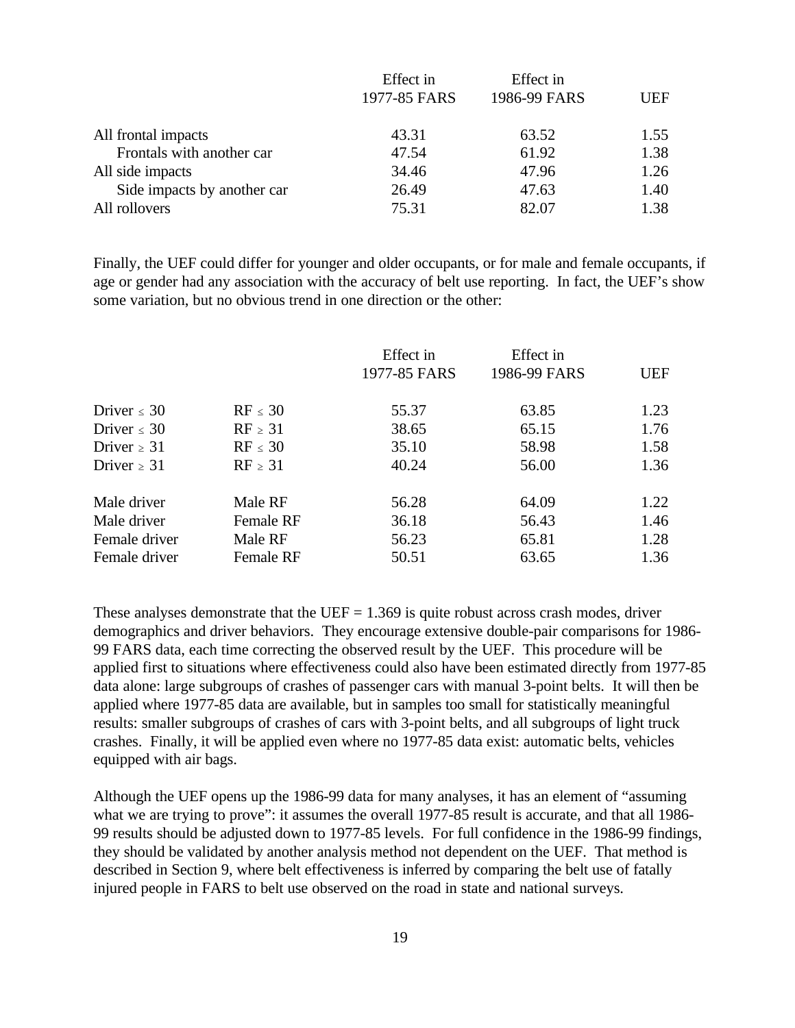| | Effect in 1977-85 FARS | Effect in 1986-99 FARS | UEF |
|---|---|---|---|
| All frontal impacts | 43.31 | 63.52 | 1.55 |
| Frontals with another car | 47.54 | 61.92 | 1.38 |
| All side impacts | 34.46 | 47.96 | 1.26 |
| Side impacts by another car | 26.49 | 47.63 | 1.40 |
| All rollovers | 75.31 | 82.07 | 1.38 |

Finally, the UEF could differ for younger and older occupants, or for male and female occupants, if age or gender had any association with the accuracy of belt use reporting. In fact, the UEF's show some variation, but no obvious trend in one direction or the other:

| | | Effect in 1977-85 FARS | Effect in 1986-99 FARS | UEF |
|---|---|---|---|---|
| Driver $\leq$ 30 | RF $\leq$ 30 | 55.37 | 63.85 | 1.23 |
| Driver $\leq$ 30 | RF $\geq$ 31 | 38.65 | 65.15 | 1.76 |
| Driver $\geq$ 31 | RF $\leq$ 30 | 35.10 | 58.98 | 1.58 |
| Driver $\geq$ 31 | RF $\geq$ 31 | 40.24 | 56.00 | 1.36 |
| | | | | |
| Male driver | Male RF | 56.28 | 64.09 | 1.22 |
| Male driver | Female RF | 36.18 | 56.43 | 1.46 |
| Female driver | Male RF | 56.23 | 65.81 | 1.28 |
| Female driver | Female RF | 50.51 | 63.65 | 1.36 |

These analyses demonstrate that the UEF = 1.369 is quite robust across crash modes, driver demographics and driver behaviors. They encourage extensive double-pair comparisons for 1986-99 FARS data, each time correcting the observed result by the UEF. This procedure will be applied first to situations where effectiveness could also have been estimated directly from 1977-85 data alone: large subgroups of crashes of passenger cars with manual 3-point belts. It will then be applied where 1977-85 data are available, but in samples too small for statistically meaningful results: smaller subgroups of crashes of cars with 3-point belts, and all subgroups of light truck crashes. Finally, it will be applied even where no 1977-85 data exist: automatic belts, vehicles equipped with air bags.

Although the UEF opens up the 1986-99 data for many analyses, it has an element of "assuming what we are trying to prove": it assumes the overall 1977-85 result is accurate, and that all 1986-99 results should be adjusted down to 1977-85 levels. For full confidence in the 1986-99 findings, they should be validated by another analysis method not dependent on the UEF. That method is described in Section 9, where belt effectiveness is inferred by comparing the belt use of fatally injured people in FARS to belt use observed on the road in state and national surveys.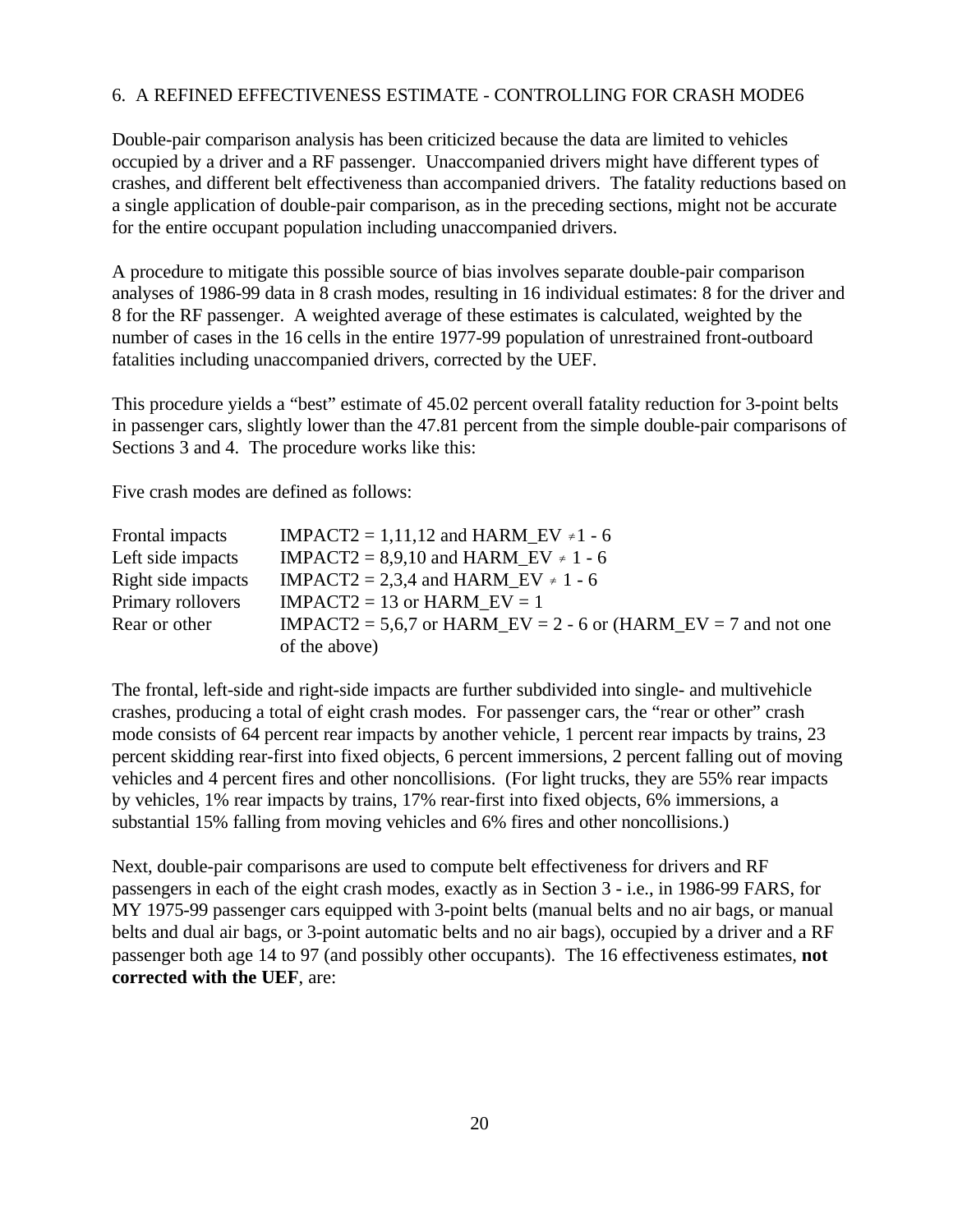## 6. A REFINED EFFECTIVENESS ESTIMATE - CONTROLLING FOR CRASH MODE6

Double-pair comparison analysis has been criticized because the data are limited to vehicles occupied by a driver and a RF passenger. Unaccompanied drivers might have different types of crashes, and different belt effectiveness than accompanied drivers. The fatality reductions based on a single application of double-pair comparison, as in the preceding sections, might not be accurate for the entire occupant population including unaccompanied drivers.

A procedure to mitigate this possible source of bias involves separate double-pair comparison analyses of 1986-99 data in 8 crash modes, resulting in 16 individual estimates: 8 for the driver and 8 for the RF passenger. A weighted average of these estimates is calculated, weighted by the number of cases in the 16 cells in the entire 1977-99 population of unrestrained front-outboard fatalities including unaccompanied drivers, corrected by the UEF.

This procedure yields a "best" estimate of 45.02 percent overall fatality reduction for 3-point belts in passenger cars, slightly lower than the 47.81 percent from the simple double-pair comparisons of Sections 3 and 4. The procedure works like this:

Five crash modes are defined as follows:

| | |
|---|---|
| Frontal impacts | IMPACT2 = 1,11,12 and HARM_EV ≠ 1 - 6 |
| Left side impacts | IMPACT2 = 8,9,10 and HARM_EV ≠ 1 - 6 |
| Right side impacts | IMPACT2 = 2,3,4 and HARM_EV ≠ 1 - 6 |
| Primary rollovers | IMPACT2 = 13 or HARM_EV = 1 |
| Rear or other | IMPACT2 = 5,6,7 or HARM_EV = 2 - 6 or (HARM_EV = 7 and not one of the above) |

The frontal, left-side and right-side impacts are further subdivided into single- and multivehicle crashes, producing a total of eight crash modes. For passenger cars, the "rear or other" crash mode consists of 64 percent rear impacts by another vehicle, 1 percent rear impacts by trains, 23 percent skidding rear-first into fixed objects, 6 percent immersions, 2 percent falling out of moving vehicles and 4 percent fires and other noncollisions. (For light trucks, they are 55% rear impacts by vehicles, 1% rear impacts by trains, 17% rear-first into fixed objects, 6% immersions, a substantial 15% falling from moving vehicles and 6% fires and other noncollisions.)

Next, double-pair comparisons are used to compute belt effectiveness for drivers and RF passengers in each of the eight crash modes, exactly as in Section 3 - i.e., in 1986-99 FARS, for MY 1975-99 passenger cars equipped with 3-point belts (manual belts and no air bags, or manual belts and dual air bags, or 3-point automatic belts and no air bags), occupied by a driver and a RF passenger both age 14 to 97 (and possibly other occupants). The 16 effectiveness estimates, **not corrected with the UEF**, are: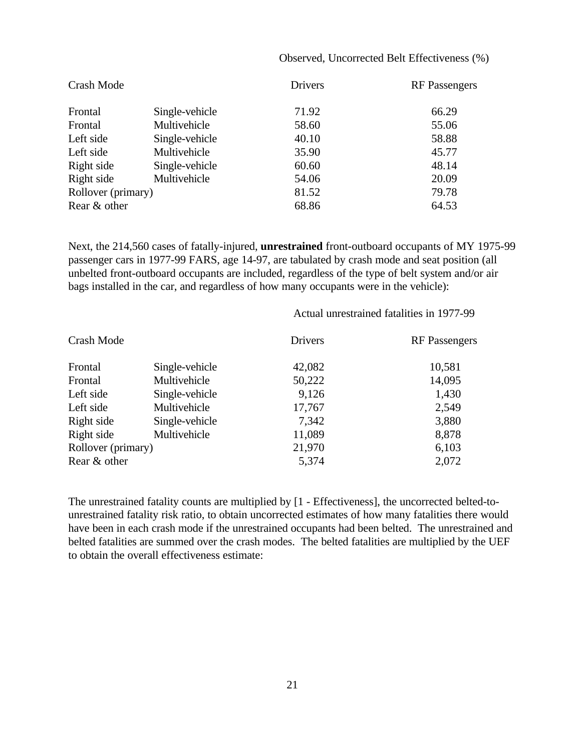| Crash Mode | | Observed, Uncorrected Belt Effectiveness (%) Drivers | RF Passengers |
|---|---|---|---|
| Frontal | Single-vehicle | 71.92 | 66.29 |
| Frontal | Multivehicle | 58.60 | 55.06 |
| Left side | Single-vehicle | 40.10 | 58.88 |
| Left side | Multivehicle | 35.90 | 45.77 |
| Right side | Single-vehicle | 60.60 | 48.14 |
| Right side | Multivehicle | 54.06 | 20.09 |
| Rollover (primary) | | 81.52 | 79.78 |
| Rear & other | | 68.86 | 64.53 |

Next, the 214,560 cases of fatally-injured, **unrestrained** front-outboard occupants of MY 1975-99 passenger cars in 1977-99 FARS, age 14-97, are tabulated by crash mode and seat position (all unbelted front-outboard occupants are included, regardless of the type of belt system and/or air bags installed in the car, and regardless of how many occupants were in the vehicle):

| Crash Mode | | Actual unrestrained fatalities in 1977-99 Drivers | RF Passengers |
|---|---|---|---|
| Frontal | Single-vehicle | 42,082 | 10,581 |
| Frontal | Multivehicle | 50,222 | 14,095 |
| Left side | Single-vehicle | 9,126 | 1,430 |
| Left side | Multivehicle | 17,767 | 2,549 |
| Right side | Single-vehicle | 7,342 | 3,880 |
| Right side | Multivehicle | 11,089 | 8,878 |
| Rollover (primary) | | 21,970 | 6,103 |
| Rear & other | | 5,374 | 2,072 |

The unrestrained fatality counts are multiplied by [1 - Effectiveness], the uncorrected belted-to-unrestrained fatality risk ratio, to obtain uncorrected estimates of how many fatalities there would have been in each crash mode if the unrestrained occupants had been belted. The unrestrained and belted fatalities are summed over the crash modes. The belted fatalities are multiplied by the UEF to obtain the overall effectiveness estimate: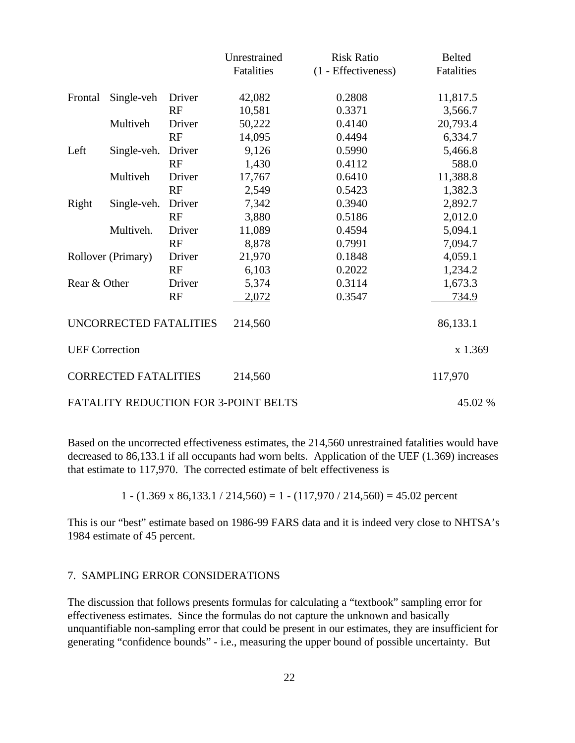| | | | Unrestrained Fatalities | Risk Ratio (1 - Effectiveness) | Belted Fatalities |
|---|---|---|---|---|---|
| Frontal | Single-veh | Driver | 42,082 | 0.2808 | 11,817.5 |
| | | RF | 10,581 | 0.3371 | 3,566.7 |
| | Multiveh | Driver | 50,222 | 0.4140 | 20,793.4 |
| | | RF | 14,095 | 0.4494 | 6,334.7 |
| Left | Single-veh. | Driver | 9,126 | 0.5990 | 5,466.8 |
| | | RF | 1,430 | 0.4112 | 588.0 |
| | Multiveh | Driver | 17,767 | 0.6410 | 11,388.8 |
| | | RF | 2,549 | 0.5423 | 1,382.3 |
| Right | Single-veh. | Driver | 7,342 | 0.3940 | 2,892.7 |
| | | RF | 3,880 | 0.5186 | 2,012.0 |
| | Multiveh. | Driver | 11,089 | 0.4594 | 5,094.1 |
| | | RF | 8,878 | 0.7991 | 7,094.7 |
| Rollover (Primary) | | Driver | 21,970 | 0.1848 | 4,059.1 |
| | | RF | 6,103 | 0.2022 | 1,234.2 |
| Rear & Other | | Driver | 5,374 | 0.3114 | 1,673.3 |
| | | RF | 2,072 | 0.3547 | 734.9 |
| UNCORRECTED FATALITIES | | | 214,560 | | 86,133.1 |
| UEF Correction | | | | | x 1.369 |
| CORRECTED FATALITIES | | | 214,560 | | 117,970 |
| FATALITY REDUCTION FOR 3-POINT BELTS | | | | | 45.02 % |

Based on the uncorrected effectiveness estimates, the 214,560 unrestrained fatalities would have decreased to 86,133.1 if all occupants had worn belts. Application of the UEF (1.369) increases that estimate to 117,970. The corrected estimate of belt effectiveness is

$$1 - (1.369 \times 86{,}133.1 / 214{,}560) = 1 - (117{,}970 / 214{,}560) = 45.02 \text{ percent}$$

This is our "best" estimate based on 1986-99 FARS data and it is indeed very close to NHTSA's 1984 estimate of 45 percent.

## 7. SAMPLING ERROR CONSIDERATIONS

The discussion that follows presents formulas for calculating a "textbook" sampling error for effectiveness estimates. Since the formulas do not capture the unknown and basically unquantifiable non-sampling error that could be present in our estimates, they are insufficient for generating "confidence bounds" - i.e., measuring the upper bound of possible uncertainty. But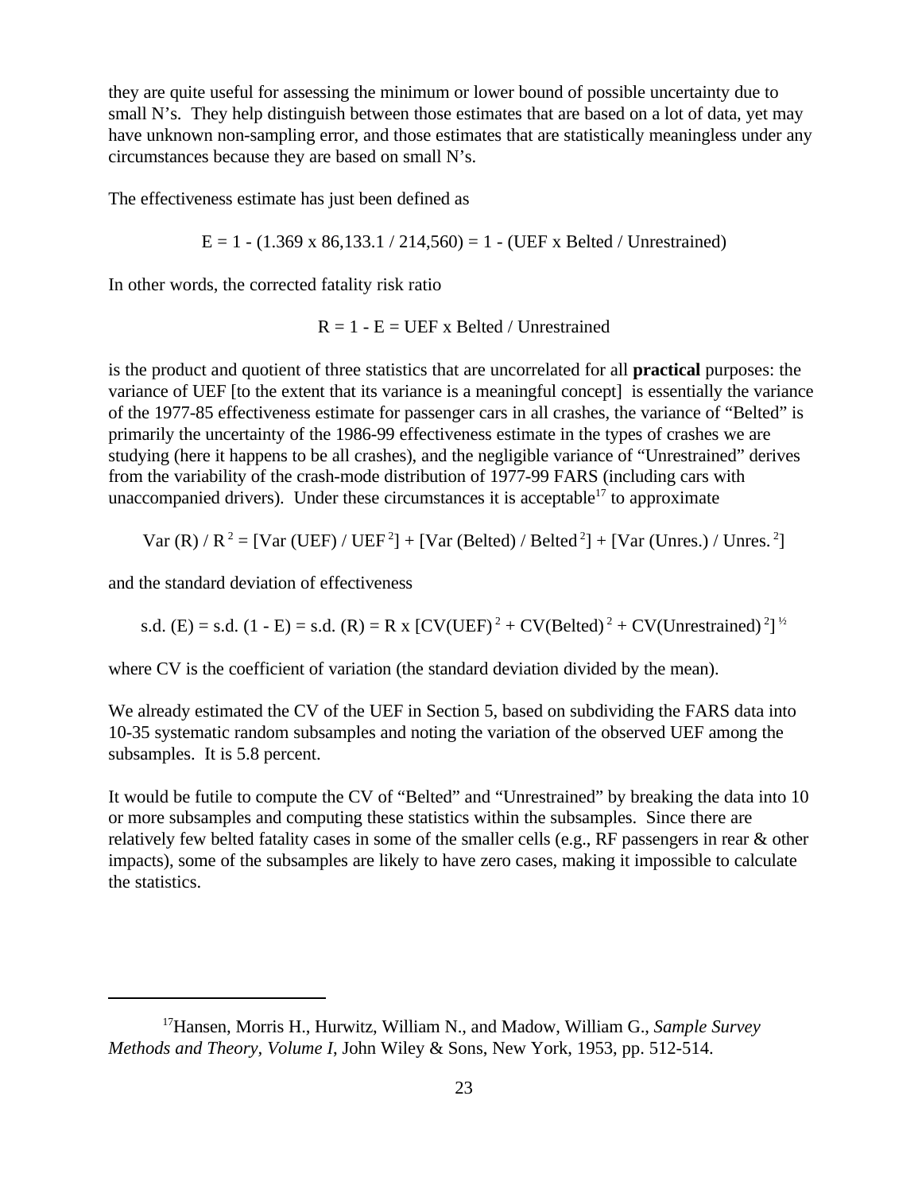they are quite useful for assessing the minimum or lower bound of possible uncertainty due to small N's. They help distinguish between those estimates that are based on a lot of data, yet may have unknown non-sampling error, and those estimates that are statistically meaningless under any circumstances because they are based on small N's.

The effectiveness estimate has just been defined as

$$E = 1 - (1.369 \times 86{,}133.1 / 214{,}560) = 1 - (\text{UEF} \times \text{Belted} / \text{Unrestrained})$$

In other words, the corrected fatality risk ratio

$$R = 1 - E = \text{UEF} \times \text{Belted} / \text{Unrestrained}$$

is the product and quotient of three statistics that are uncorrelated for all **practical** purposes: the variance of UEF [to the extent that its variance is a meaningful concept] is essentially the variance of the 1977-85 effectiveness estimate for passenger cars in all crashes, the variance of "Belted" is primarily the uncertainty of the 1986-99 effectiveness estimate in the types of crashes we are studying (here it happens to be all crashes), and the negligible variance of "Unrestrained" derives from the variability of the crash-mode distribution of 1977-99 FARS (including cars with unaccompanied drivers). Under these circumstances it is acceptable[17] to approximate

$$\text{Var}(R) / R^2 = [\text{Var}(\text{UEF}) / \text{UEF}^2] + [\text{Var}(\text{Belted}) / \text{Belted}^2] + [\text{Var}(\text{Unres.}) / \text{Unres.}^2]$$

and the standard deviation of effectiveness

$$\text{s.d.}(E) = \text{s.d.}(1 - E) = \text{s.d.}(R) = R \times [\text{CV}(\text{UEF})^2 + \text{CV}(\text{Belted})^2 + \text{CV}(\text{Unrestrained})^2]^{1/2}$$

where CV is the coefficient of variation (the standard deviation divided by the mean).

We already estimated the CV of the UEF in Section 5, based on subdividing the FARS data into 10-35 systematic random subsamples and noting the variation of the observed UEF among the subsamples. It is 5.8 percent.

It would be futile to compute the CV of "Belted" and "Unrestrained" by breaking the data into 10 or more subsamples and computing these statistics within the subsamples. Since there are relatively few belted fatality cases in some of the smaller cells (e.g., RF passengers in rear & other impacts), some of the subsamples are likely to have zero cases, making it impossible to calculate the statistics.

---

[17] Hansen, Morris H., Hurwitz, William N., and Madow, William G., *Sample Survey Methods and Theory, Volume I*, John Wiley & Sons, New York, 1953, pp. 512-514.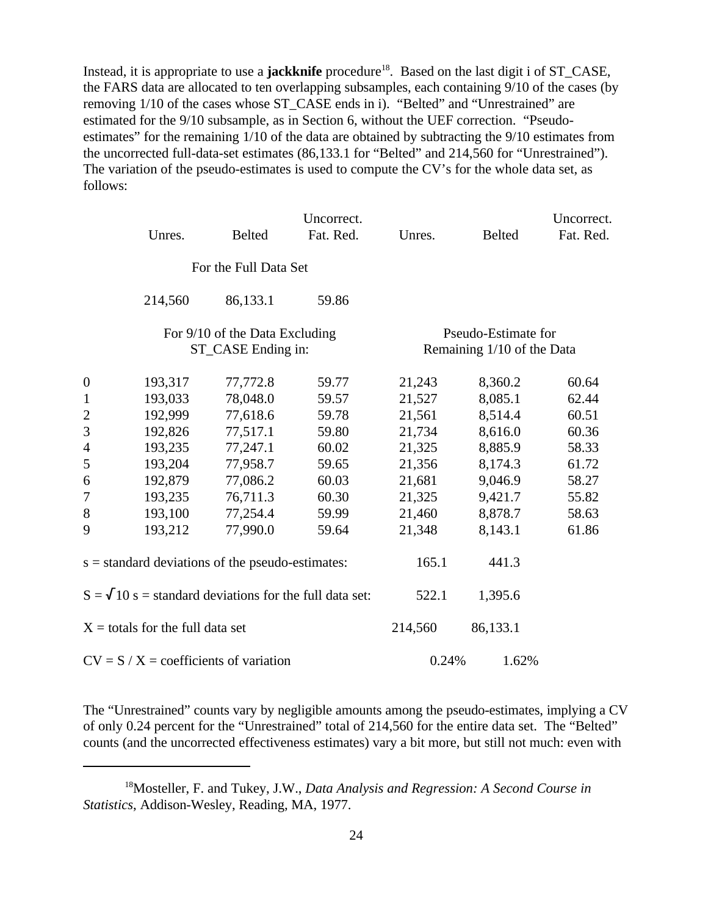Instead, it is appropriate to use a **jackknife** procedure[18]. Based on the last digit i of ST_CASE, the FARS data are allocated to ten overlapping subsamples, each containing 9/10 of the cases (by removing 1/10 of the cases whose ST_CASE ends in i). "Belted" and "Unrestrained" are estimated for the 9/10 subsample, as in Section 6, without the UEF correction. "Pseudo-estimates" for the remaining 1/10 of the data are obtained by subtracting the 9/10 estimates from the uncorrected full-data-set estimates (86,133.1 for "Belted" and 214,560 for "Unrestrained"). The variation of the pseudo-estimates is used to compute the CV's for the whole data set, as follows:

| | Unres. | Belted | Uncorrect. Fat. Red. | Unres. | Belted | Uncorrect. Fat. Red. |
|---|---|---|---|---|---|---|
| | For the Full Data Set | | | | | |
| | 214,560 | 86,133.1 | 59.86 | | | |
| | For 9/10 of the Data Excluding ST_CASE Ending in: | | | Pseudo-Estimate for Remaining 1/10 of the Data | | |
| 0 | 193,317 | 77,772.8 | 59.77 | 21,243 | 8,360.2 | 60.64 |
| 1 | 193,033 | 78,048.0 | 59.57 | 21,527 | 8,085.1 | 62.44 |
| 2 | 192,999 | 77,618.6 | 59.78 | 21,561 | 8,514.4 | 60.51 |
| 3 | 192,826 | 77,517.1 | 59.80 | 21,734 | 8,616.0 | 60.36 |
| 4 | 193,235 | 77,247.1 | 60.02 | 21,325 | 8,885.9 | 58.33 |
| 5 | 193,204 | 77,958.7 | 59.65 | 21,356 | 8,174.3 | 61.72 |
| 6 | 192,879 | 77,086.2 | 60.03 | 21,681 | 9,046.9 | 58.27 |
| 7 | 193,235 | 76,711.3 | 60.30 | 21,325 | 9,421.7 | 55.82 |
| 8 | 193,100 | 77,254.4 | 59.99 | 21,460 | 8,878.7 | 58.63 |
| 9 | 193,212 | 77,990.0 | 59.64 | 21,348 | 8,143.1 | 61.86 |
| s = standard deviations of the pseudo-estimates: | | | | 165.1 | 441.3 | |
| $S = \sqrt{10}\, s$ = standard deviations for the full data set: | | | | 522.1 | 1,395.6 | |
| X = totals for the full data set | | | | 214,560 | 86,133.1 | |
| CV = S / X = coefficients of variation | | | | 0.24% | 1.62% | |

The "Unrestrained" counts vary by negligible amounts among the pseudo-estimates, implying a CV of only 0.24 percent for the "Unrestrained" total of 214,560 for the entire data set. The "Belted" counts (and the uncorrected effectiveness estimates) vary a bit more, but still not much: even with

[18] Mosteller, F. and Tukey, J.W., *Data Analysis and Regression: A Second Course in Statistics*, Addison-Wesley, Reading, MA, 1977.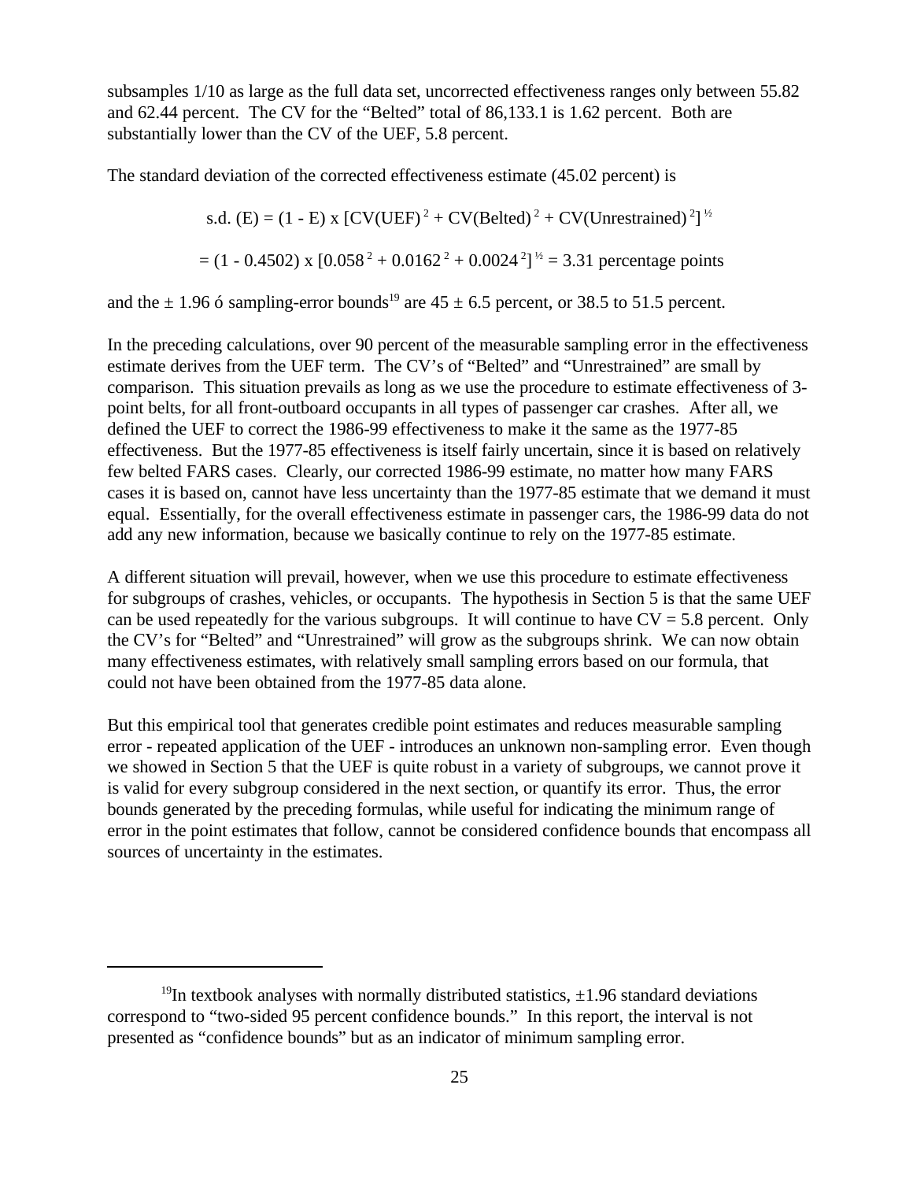subsamples 1/10 as large as the full data set, uncorrected effectiveness ranges only between 55.82 and 62.44 percent. The CV for the "Belted" total of 86,133.1 is 1.62 percent. Both are substantially lower than the CV of the UEF, 5.8 percent.

The standard deviation of the corrected effectiveness estimate (45.02 percent) is

$$\text{s.d. (E)} = (1 - E) \times [\text{CV(UEF)}^2 + \text{CV(Belted)}^2 + \text{CV(Unrestrained)}^2]^{½}$$

$$= (1 - 0.4502) \times [0.058^2 + 0.0162^2 + 0.0024^2]^{½} = 3.31 \text{ percentage points}$$

and the ± 1.96 σ sampling-error bounds[19] are 45 ± 6.5 percent, or 38.5 to 51.5 percent.

In the preceding calculations, over 90 percent of the measurable sampling error in the effectiveness estimate derives from the UEF term. The CV's of "Belted" and "Unrestrained" are small by comparison. This situation prevails as long as we use the procedure to estimate effectiveness of 3-point belts, for all front-outboard occupants in all types of passenger car crashes. After all, we defined the UEF to correct the 1986-99 effectiveness to make it the same as the 1977-85 effectiveness. But the 1977-85 effectiveness is itself fairly uncertain, since it is based on relatively few belted FARS cases. Clearly, our corrected 1986-99 estimate, no matter how many FARS cases it is based on, cannot have less uncertainty than the 1977-85 estimate that we demand it must equal. Essentially, for the overall effectiveness estimate in passenger cars, the 1986-99 data do not add any new information, because we basically continue to rely on the 1977-85 estimate.

A different situation will prevail, however, when we use this procedure to estimate effectiveness for subgroups of crashes, vehicles, or occupants. The hypothesis in Section 5 is that the same UEF can be used repeatedly for the various subgroups. It will continue to have CV = 5.8 percent. Only the CV's for "Belted" and "Unrestrained" will grow as the subgroups shrink. We can now obtain many effectiveness estimates, with relatively small sampling errors based on our formula, that could not have been obtained from the 1977-85 data alone.

But this empirical tool that generates credible point estimates and reduces measurable sampling error - repeated application of the UEF - introduces an unknown non-sampling error. Even though we showed in Section 5 that the UEF is quite robust in a variety of subgroups, we cannot prove it is valid for every subgroup considered in the next section, or quantify its error. Thus, the error bounds generated by the preceding formulas, while useful for indicating the minimum range of error in the point estimates that follow, cannot be considered confidence bounds that encompass all sources of uncertainty in the estimates.

---

[19] In textbook analyses with normally distributed statistics, ±1.96 standard deviations correspond to "two-sided 95 percent confidence bounds." In this report, the interval is not presented as "confidence bounds" but as an indicator of minimum sampling error.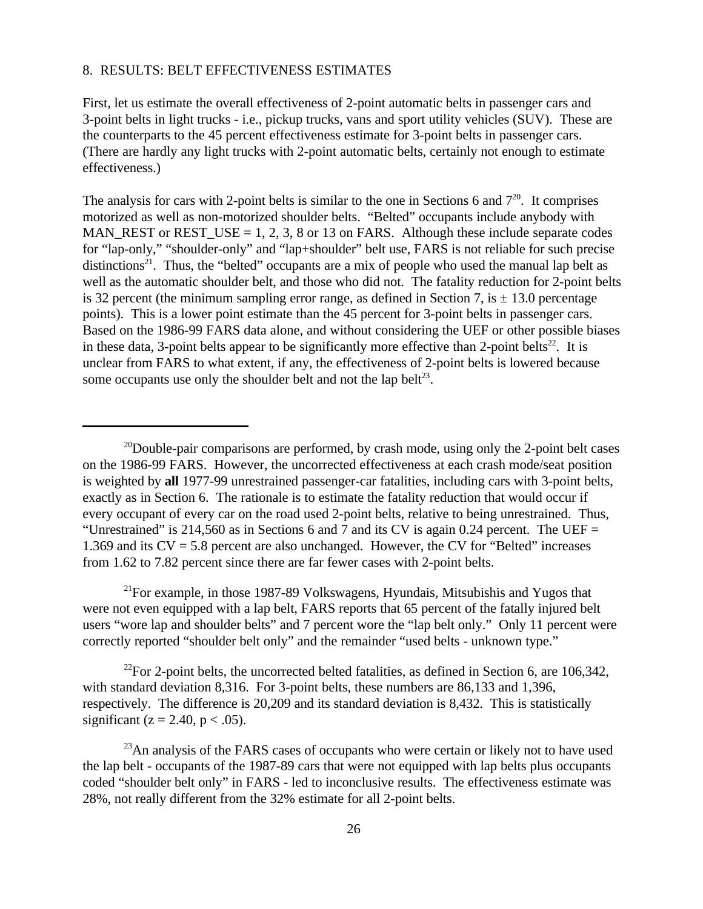## 8. RESULTS: BELT EFFECTIVENESS ESTIMATES

First, let us estimate the overall effectiveness of 2-point automatic belts in passenger cars and 3-point belts in light trucks - i.e., pickup trucks, vans and sport utility vehicles (SUV). These are the counterparts to the 45 percent effectiveness estimate for 3-point belts in passenger cars. (There are hardly any light trucks with 2-point automatic belts, certainly not enough to estimate effectiveness.)

The analysis for cars with 2-point belts is similar to the one in Sections 6 and 7[20]. It comprises motorized as well as non-motorized shoulder belts. "Belted" occupants include anybody with MAN_REST or REST_USE = 1, 2, 3, 8 or 13 on FARS. Although these include separate codes for "lap-only," "shoulder-only" and "lap+shoulder" belt use, FARS is not reliable for such precise distinctions[21]. Thus, the "belted" occupants are a mix of people who used the manual lap belt as well as the automatic shoulder belt, and those who did not. The fatality reduction for 2-point belts is 32 percent (the minimum sampling error range, as defined in Section 7, is ± 13.0 percentage points). This is a lower point estimate than the 45 percent for 3-point belts in passenger cars. Based on the 1986-99 FARS data alone, and without considering the UEF or other possible biases in these data, 3-point belts appear to be significantly more effective than 2-point belts[22]. It is unclear from FARS to what extent, if any, the effectiveness of 2-point belts is lowered because some occupants use only the shoulder belt and not the lap belt[23].

---

[20] Double-pair comparisons are performed, by crash mode, using only the 2-point belt cases on the 1986-99 FARS. However, the uncorrected effectiveness at each crash mode/seat position is weighted by **all** 1977-99 unrestrained passenger-car fatalities, including cars with 3-point belts, exactly as in Section 6. The rationale is to estimate the fatality reduction that would occur if every occupant of every car on the road used 2-point belts, relative to being unrestrained. Thus, "Unrestrained" is 214,560 as in Sections 6 and 7 and its CV is again 0.24 percent. The UEF = 1.369 and its CV = 5.8 percent are also unchanged. However, the CV for "Belted" increases from 1.62 to 7.82 percent since there are far fewer cases with 2-point belts.

[21] For example, in those 1987-89 Volkswagens, Hyundais, Mitsubishis and Yugos that were not even equipped with a lap belt, FARS reports that 65 percent of the fatally injured belt users "wore lap and shoulder belts" and 7 percent wore the "lap belt only." Only 11 percent were correctly reported "shoulder belt only" and the remainder "used belts - unknown type."

[22] For 2-point belts, the uncorrected belted fatalities, as defined in Section 6, are 106,342, with standard deviation 8,316. For 3-point belts, these numbers are 86,133 and 1,396, respectively. The difference is 20,209 and its standard deviation is 8,432. This is statistically significant ($z = 2.40$, $p < .05$).

[23] An analysis of the FARS cases of occupants who were certain or likely not to have used the lap belt - occupants of the 1987-89 cars that were not equipped with lap belts plus occupants coded "shoulder belt only" in FARS - led to inconclusive results. The effectiveness estimate was 28%, not really different from the 32% estimate for all 2-point belts.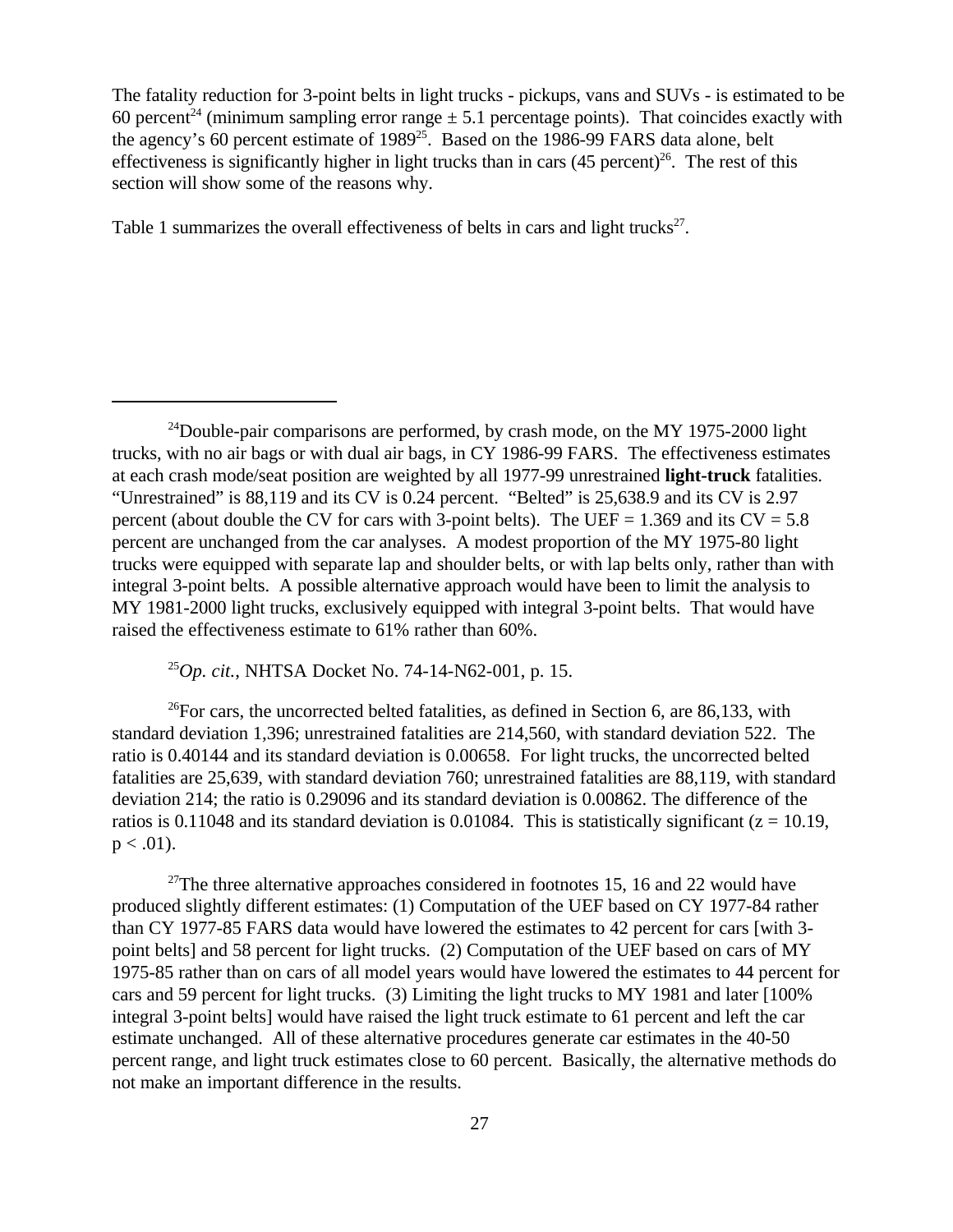The fatality reduction for 3-point belts in light trucks - pickups, vans and SUVs - is estimated to be 60 percent[24] (minimum sampling error range ± 5.1 percentage points). That coincides exactly with the agency's 60 percent estimate of 1989[25]. Based on the 1986-99 FARS data alone, belt effectiveness is significantly higher in light trucks than in cars (45 percent)[26]. The rest of this section will show some of the reasons why.

Table 1 summarizes the overall effectiveness of belts in cars and light trucks[27].

---

[24]Double-pair comparisons are performed, by crash mode, on the MY 1975-2000 light trucks, with no air bags or with dual air bags, in CY 1986-99 FARS. The effectiveness estimates at each crash mode/seat position are weighted by all 1977-99 unrestrained **light-truck** fatalities. "Unrestrained" is 88,119 and its CV is 0.24 percent. "Belted" is 25,638.9 and its CV is 2.97 percent (about double the CV for cars with 3-point belts). The UEF = 1.369 and its CV = 5.8 percent are unchanged from the car analyses. A modest proportion of the MY 1975-80 light trucks were equipped with separate lap and shoulder belts, or with lap belts only, rather than with integral 3-point belts. A possible alternative approach would have been to limit the analysis to MY 1981-2000 light trucks, exclusively equipped with integral 3-point belts. That would have raised the effectiveness estimate to 61% rather than 60%.

[25]*Op. cit.*, NHTSA Docket No. 74-14-N62-001, p. 15.

[26]For cars, the uncorrected belted fatalities, as defined in Section 6, are 86,133, with standard deviation 1,396; unrestrained fatalities are 214,560, with standard deviation 522. The ratio is 0.40144 and its standard deviation is 0.00658. For light trucks, the uncorrected belted fatalities are 25,639, with standard deviation 760; unrestrained fatalities are 88,119, with standard deviation 214; the ratio is 0.29096 and its standard deviation is 0.00862. The difference of the ratios is 0.11048 and its standard deviation is 0.01084. This is statistically significant ($z = 10.19$, $p < .01$).

[27]The three alternative approaches considered in footnotes 15, 16 and 22 would have produced slightly different estimates: (1) Computation of the UEF based on CY 1977-84 rather than CY 1977-85 FARS data would have lowered the estimates to 42 percent for cars [with 3-point belts] and 58 percent for light trucks. (2) Computation of the UEF based on cars of MY 1975-85 rather than on cars of all model years would have lowered the estimates to 44 percent for cars and 59 percent for light trucks. (3) Limiting the light trucks to MY 1981 and later [100% integral 3-point belts] would have raised the light truck estimate to 61 percent and left the car estimate unchanged. All of these alternative procedures generate car estimates in the 40-50 percent range, and light truck estimates close to 60 percent. Basically, the alternative methods do not make an important difference in the results.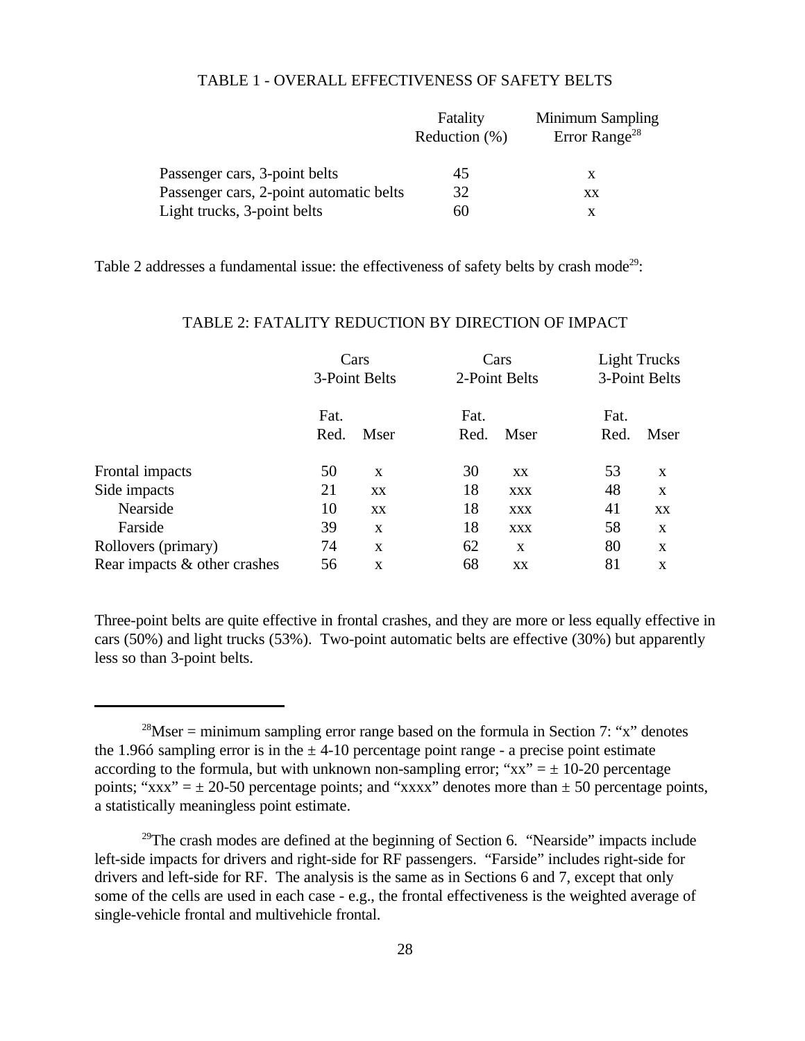TABLE 1 - OVERALL EFFECTIVENESS OF SAFETY BELTS

| | Fatality Reduction (%) | Minimum Sampling Error Range[28] |
|---|---|---|
| Passenger cars, 3-point belts | 45 | x |
| Passenger cars, 2-point automatic belts | 32 | xx |
| Light trucks, 3-point belts | 60 | x |

Table 2 addresses a fundamental issue: the effectiveness of safety belts by crash mode[29]:

TABLE 2: FATALITY REDUCTION BY DIRECTION OF IMPACT

| | Cars 3-Point Belts | | Cars 2-Point Belts | | Light Trucks 3-Point Belts | |
|---|---|---|---|---|---|---|
| | Fat. Red. | Mser | Fat. Red. | Mser | Fat. Red. | Mser |
| Frontal impacts | 50 | x | 30 | xx | 53 | x |
| Side impacts | 21 | xx | 18 | xxx | 48 | x |
| Nearside | 10 | xx | 18 | xxx | 41 | xx |
| Farside | 39 | x | 18 | xxx | 58 | x |
| Rollovers (primary) | 74 | x | 62 | x | 80 | x |
| Rear impacts & other crashes | 56 | x | 68 | xx | 81 | x |

Three-point belts are quite effective in frontal crashes, and they are more or less equally effective in cars (50%) and light trucks (53%). Two-point automatic belts are effective (30%) but apparently less so than 3-point belts.

---

[28]Mser = minimum sampling error range based on the formula in Section 7: "x" denotes the 1.96σ sampling error is in the ± 4-10 percentage point range - a precise point estimate according to the formula, but with unknown non-sampling error; "xx" = ± 10-20 percentage points; "xxx" = ± 20-50 percentage points; and "xxxx" denotes more than ± 50 percentage points, a statistically meaningless point estimate.

[29]The crash modes are defined at the beginning of Section 6. "Nearside" impacts include left-side impacts for drivers and right-side for RF passengers. "Farside" includes right-side for drivers and left-side for RF. The analysis is the same as in Sections 6 and 7, except that only some of the cells are used in each case - e.g., the frontal effectiveness is the weighted average of single-vehicle frontal and multivehicle frontal.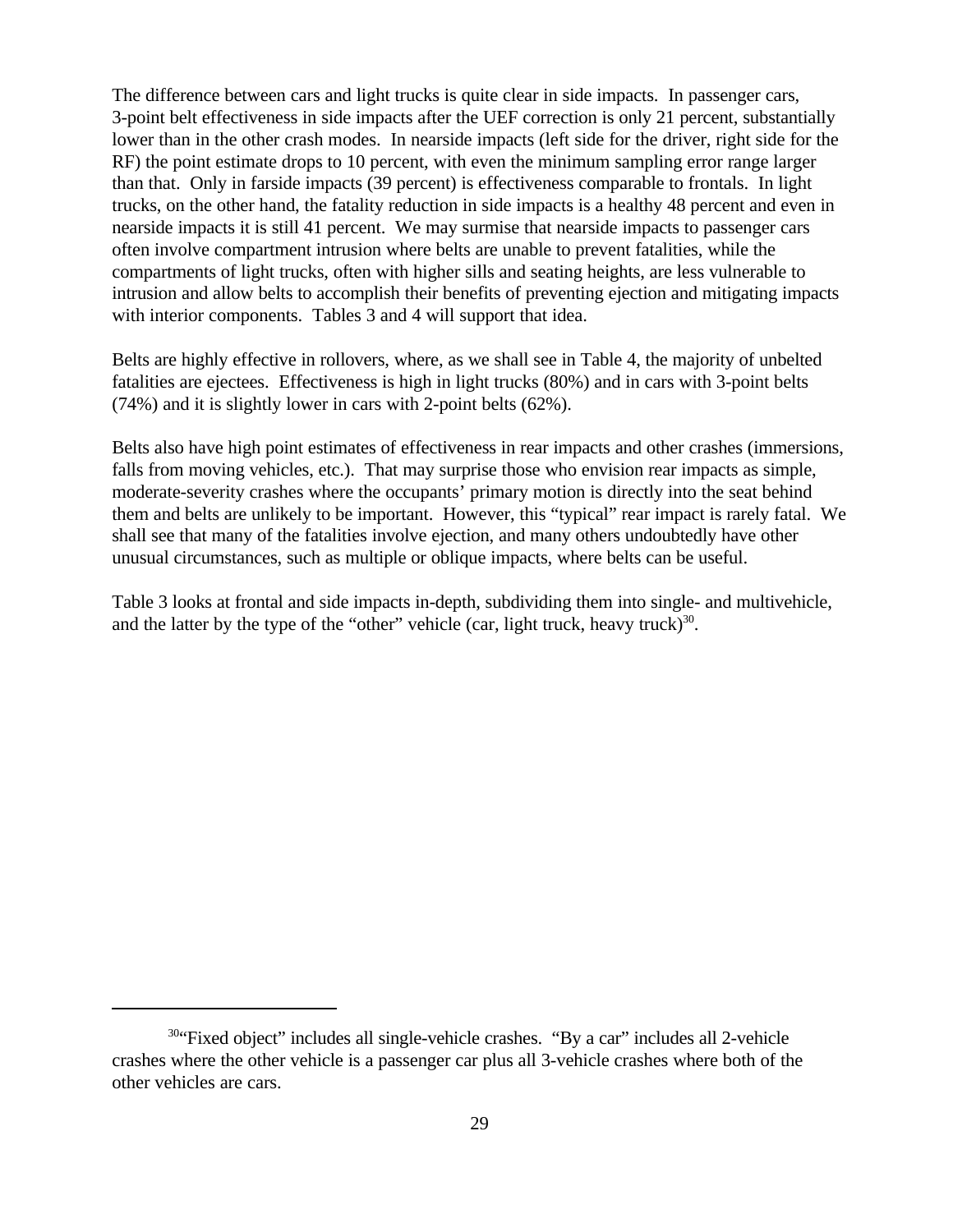The difference between cars and light trucks is quite clear in side impacts. In passenger cars, 3-point belt effectiveness in side impacts after the UEF correction is only 21 percent, substantially lower than in the other crash modes. In nearside impacts (left side for the driver, right side for the RF) the point estimate drops to 10 percent, with even the minimum sampling error range larger than that. Only in farside impacts (39 percent) is effectiveness comparable to frontals. In light trucks, on the other hand, the fatality reduction in side impacts is a healthy 48 percent and even in nearside impacts it is still 41 percent. We may surmise that nearside impacts to passenger cars often involve compartment intrusion where belts are unable to prevent fatalities, while the compartments of light trucks, often with higher sills and seating heights, are less vulnerable to intrusion and allow belts to accomplish their benefits of preventing ejection and mitigating impacts with interior components. Tables 3 and 4 will support that idea.

Belts are highly effective in rollovers, where, as we shall see in Table 4, the majority of unbelted fatalities are ejectees. Effectiveness is high in light trucks (80%) and in cars with 3-point belts (74%) and it is slightly lower in cars with 2-point belts (62%).

Belts also have high point estimates of effectiveness in rear impacts and other crashes (immersions, falls from moving vehicles, etc.). That may surprise those who envision rear impacts as simple, moderate-severity crashes where the occupants' primary motion is directly into the seat behind them and belts are unlikely to be important. However, this "typical" rear impact is rarely fatal. We shall see that many of the fatalities involve ejection, and many others undoubtedly have other unusual circumstances, such as multiple or oblique impacts, where belts can be useful.

Table 3 looks at frontal and side impacts in-depth, subdividing them into single- and multivehicle, and the latter by the type of the "other" vehicle (car, light truck, heavy truck)[30].

---

[30]"Fixed object" includes all single-vehicle crashes. "By a car" includes all 2-vehicle crashes where the other vehicle is a passenger car plus all 3-vehicle crashes where both of the other vehicles are cars.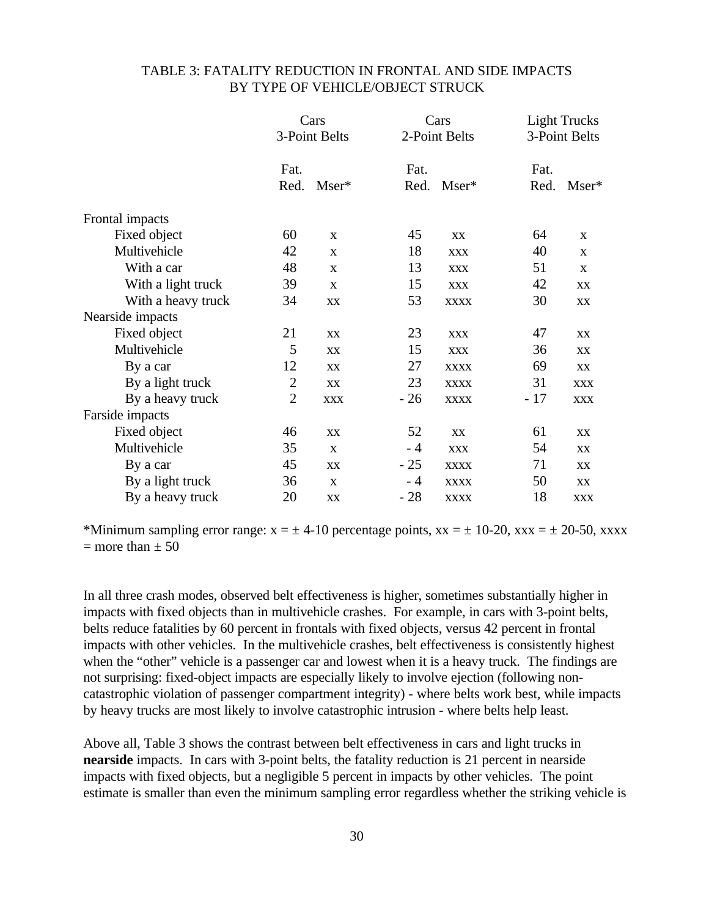TABLE 3: FATALITY REDUCTION IN FRONTAL AND SIDE IMPACTS BY TYPE OF VEHICLE/OBJECT STRUCK

| | Cars 3-Point Belts | | Cars 2-Point Belts | | Light Trucks 3-Point Belts | |
|---|---|---|---|---|---|---|
| | Fat. Red. | Mser* | Fat. Red. | Mser* | Fat. Red. | Mser* |
| Frontal impacts | | | | | | |
| Fixed object | 60 | x | 45 | xx | 64 | x |
| Multivehicle | 42 | x | 18 | xxx | 40 | x |
| With a car | 48 | x | 13 | xxx | 51 | x |
| With a light truck | 39 | x | 15 | xxx | 42 | xx |
| With a heavy truck | 34 | xx | 53 | xxxx | 30 | xx |
| Nearside impacts | | | | | | |
| Fixed object | 21 | xx | 23 | xxx | 47 | xx |
| Multivehicle | 5 | xx | 15 | xxx | 36 | xx |
| By a car | 12 | xx | 27 | xxxx | 69 | xx |
| By a light truck | 2 | xx | 23 | xxxx | 31 | xxx |
| By a heavy truck | 2 | xxx | - 26 | xxxx | - 17 | xxx |
| Farside impacts | | | | | | |
| Fixed object | 46 | xx | 52 | xx | 61 | xx |
| Multivehicle | 35 | x | - 4 | xxx | 54 | xx |
| By a car | 45 | xx | - 25 | xxxx | 71 | xx |
| By a light truck | 36 | x | - 4 | xxxx | 50 | xx |
| By a heavy truck | 20 | xx | - 28 | xxxx | 18 | xxx |

*Minimum sampling error range: x = ± 4-10 percentage points, xx = ± 10-20, xxx = ± 20-50, xxxx = more than ± 50

In all three crash modes, observed belt effectiveness is higher, sometimes substantially higher in impacts with fixed objects than in multivehicle crashes. For example, in cars with 3-point belts, belts reduce fatalities by 60 percent in frontals with fixed objects, versus 42 percent in frontal impacts with other vehicles. In the multivehicle crashes, belt effectiveness is consistently highest when the "other" vehicle is a passenger car and lowest when it is a heavy truck. The findings are not surprising: fixed-object impacts are especially likely to involve ejection (following non-catastrophic violation of passenger compartment integrity) - where belts work best, while impacts by heavy trucks are most likely to involve catastrophic intrusion - where belts help least.

Above all, Table 3 shows the contrast between belt effectiveness in cars and light trucks in **nearside** impacts. In cars with 3-point belts, the fatality reduction is 21 percent in nearside impacts with fixed objects, but a negligible 5 percent in impacts by other vehicles. The point estimate is smaller than even the minimum sampling error regardless whether the striking vehicle is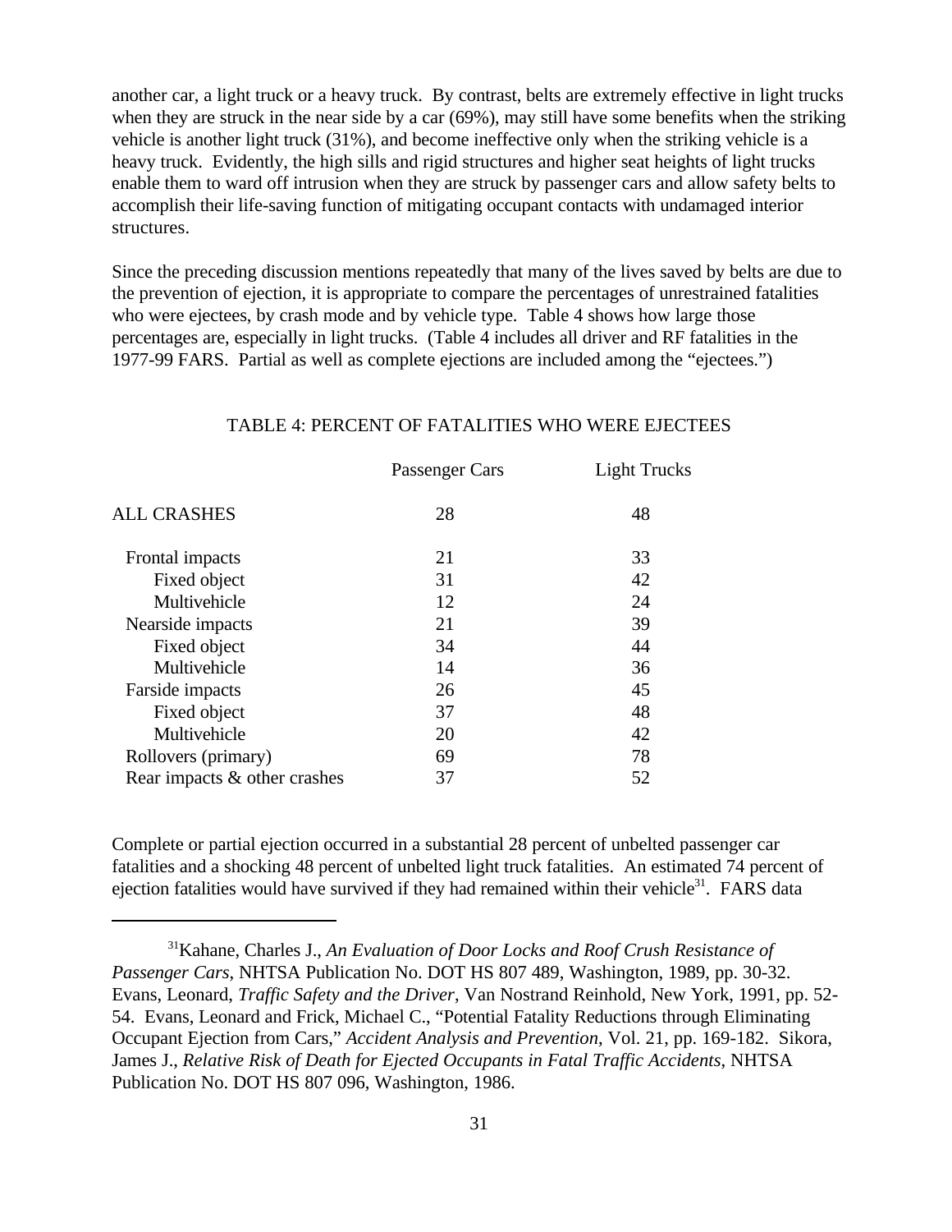another car, a light truck or a heavy truck. By contrast, belts are extremely effective in light trucks when they are struck in the near side by a car (69%), may still have some benefits when the striking vehicle is another light truck (31%), and become ineffective only when the striking vehicle is a heavy truck. Evidently, the high sills and rigid structures and higher seat heights of light trucks enable them to ward off intrusion when they are struck by passenger cars and allow safety belts to accomplish their life-saving function of mitigating occupant contacts with undamaged interior structures.

Since the preceding discussion mentions repeatedly that many of the lives saved by belts are due to the prevention of ejection, it is appropriate to compare the percentages of unrestrained fatalities who were ejectees, by crash mode and by vehicle type. Table 4 shows how large those percentages are, especially in light trucks. (Table 4 includes all driver and RF fatalities in the 1977-99 FARS. Partial as well as complete ejections are included among the "ejectees.")

TABLE 4: PERCENT OF FATALITIES WHO WERE EJECTEES

| | Passenger Cars | Light Trucks |
|---|---|---|
| ALL CRASHES | 28 | 48 |
| Frontal impacts | 21 | 33 |
| Fixed object | 31 | 42 |
| Multivehicle | 12 | 24 |
| Nearside impacts | 21 | 39 |
| Fixed object | 34 | 44 |
| Multivehicle | 14 | 36 |
| Farside impacts | 26 | 45 |
| Fixed object | 37 | 48 |
| Multivehicle | 20 | 42 |
| Rollovers (primary) | 69 | 78 |
| Rear impacts & other crashes | 37 | 52 |

Complete or partial ejection occurred in a substantial 28 percent of unbelted passenger car fatalities and a shocking 48 percent of unbelted light truck fatalities. An estimated 74 percent of ejection fatalities would have survived if they had remained within their vehicle[31]. FARS data

[31] Kahane, Charles J., *An Evaluation of Door Locks and Roof Crush Resistance of Passenger Cars*, NHTSA Publication No. DOT HS 807 489, Washington, 1989, pp. 30-32. Evans, Leonard, *Traffic Safety and the Driver*, Van Nostrand Reinhold, New York, 1991, pp. 52-54. Evans, Leonard and Frick, Michael C., "Potential Fatality Reductions through Eliminating Occupant Ejection from Cars," *Accident Analysis and Prevention*, Vol. 21, pp. 169-182. Sikora, James J., *Relative Risk of Death for Ejected Occupants in Fatal Traffic Accidents*, NHTSA Publication No. DOT HS 807 096, Washington, 1986.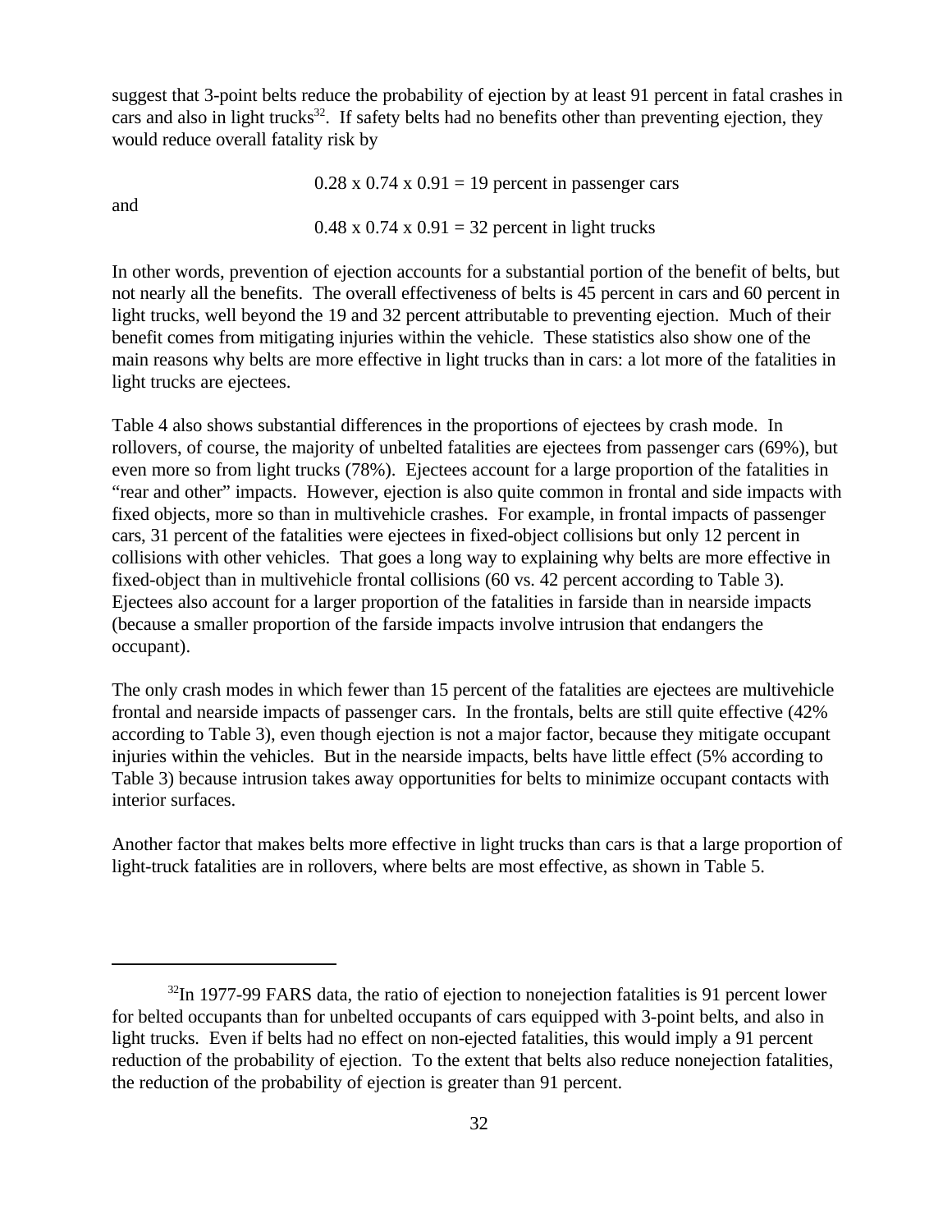suggest that 3-point belts reduce the probability of ejection by at least 91 percent in fatal crashes in cars and also in light trucks[32]. If safety belts had no benefits other than preventing ejection, they would reduce overall fatality risk by

$$0.28 \times 0.74 \times 0.91 = 19 \text{ percent in passenger cars}$$

and

$$0.48 \times 0.74 \times 0.91 = 32 \text{ percent in light trucks}$$

In other words, prevention of ejection accounts for a substantial portion of the benefit of belts, but not nearly all the benefits. The overall effectiveness of belts is 45 percent in cars and 60 percent in light trucks, well beyond the 19 and 32 percent attributable to preventing ejection. Much of their benefit comes from mitigating injuries within the vehicle. These statistics also show one of the main reasons why belts are more effective in light trucks than in cars: a lot more of the fatalities in light trucks are ejectees.

Table 4 also shows substantial differences in the proportions of ejectees by crash mode. In rollovers, of course, the majority of unbelted fatalities are ejectees from passenger cars (69%), but even more so from light trucks (78%). Ejectees account for a large proportion of the fatalities in "rear and other" impacts. However, ejection is also quite common in frontal and side impacts with fixed objects, more so than in multivehicle crashes. For example, in frontal impacts of passenger cars, 31 percent of the fatalities were ejectees in fixed-object collisions but only 12 percent in collisions with other vehicles. That goes a long way to explaining why belts are more effective in fixed-object than in multivehicle frontal collisions (60 vs. 42 percent according to Table 3). Ejectees also account for a larger proportion of the fatalities in farside than in nearside impacts (because a smaller proportion of the farside impacts involve intrusion that endangers the occupant).

The only crash modes in which fewer than 15 percent of the fatalities are ejectees are multivehicle frontal and nearside impacts of passenger cars. In the frontals, belts are still quite effective (42% according to Table 3), even though ejection is not a major factor, because they mitigate occupant injuries within the vehicles. But in the nearside impacts, belts have little effect (5% according to Table 3) because intrusion takes away opportunities for belts to minimize occupant contacts with interior surfaces.

Another factor that makes belts more effective in light trucks than cars is that a large proportion of light-truck fatalities are in rollovers, where belts are most effective, as shown in Table 5.

---

[32] In 1977-99 FARS data, the ratio of ejection to nonejection fatalities is 91 percent lower for belted occupants than for unbelted occupants of cars equipped with 3-point belts, and also in light trucks. Even if belts had no effect on non-ejected fatalities, this would imply a 91 percent reduction of the probability of ejection. To the extent that belts also reduce nonejection fatalities, the reduction of the probability of ejection is greater than 91 percent.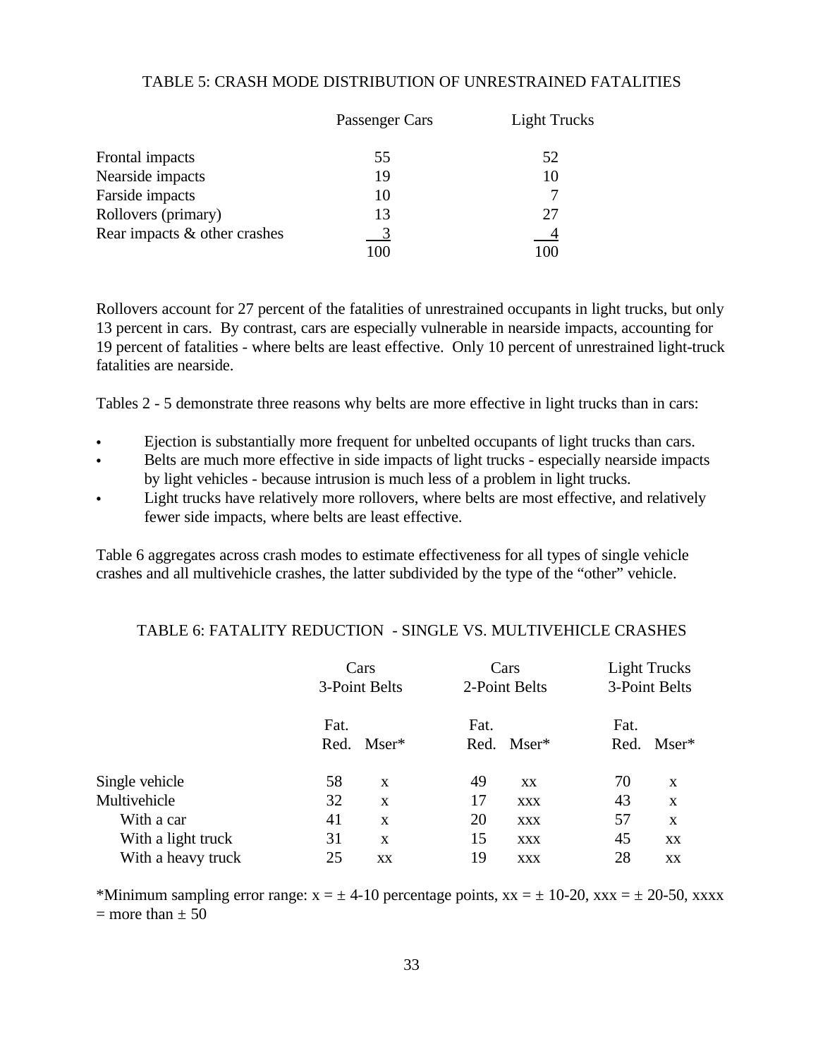TABLE 5: CRASH MODE DISTRIBUTION OF UNRESTRAINED FATALITIES

| | Passenger Cars | Light Trucks |
|---|---|---|
| Frontal impacts | 55 | 52 |
| Nearside impacts | 19 | 10 |
| Farside impacts | 10 | 7 |
| Rollovers (primary) | 13 | 27 |
| Rear impacts & other crashes | 3 | 4 |
| | 100 | 100 |

Rollovers account for 27 percent of the fatalities of unrestrained occupants in light trucks, but only 13 percent in cars. By contrast, cars are especially vulnerable in nearside impacts, accounting for 19 percent of fatalities - where belts are least effective. Only 10 percent of unrestrained light-truck fatalities are nearside.

Tables 2 - 5 demonstrate three reasons why belts are more effective in light trucks than in cars:

- Ejection is substantially more frequent for unbelted occupants of light trucks than cars.
- Belts are much more effective in side impacts of light trucks - especially nearside impacts by light vehicles - because intrusion is much less of a problem in light trucks.
- Light trucks have relatively more rollovers, where belts are most effective, and relatively fewer side impacts, where belts are least effective.

Table 6 aggregates across crash modes to estimate effectiveness for all types of single vehicle crashes and all multivehicle crashes, the latter subdivided by the type of the "other" vehicle.

TABLE 6: FATALITY REDUCTION - SINGLE VS. MULTIVEHICLE CRASHES

| | Cars 3-Point Belts | | Cars 2-Point Belts | | Light Trucks 3-Point Belts | |
|---|---|---|---|---|---|---|
| | Fat. Red. | Mser* | Fat. Red. | Mser* | Fat. Red. | Mser* |
| Single vehicle | 58 | x | 49 | xx | 70 | x |
| Multivehicle | 32 | x | 17 | xxx | 43 | x |
| With a car | 41 | x | 20 | xxx | 57 | x |
| With a light truck | 31 | x | 15 | xxx | 45 | xx |
| With a heavy truck | 25 | xx | 19 | xxx | 28 | xx |

*Minimum sampling error range: x = ± 4-10 percentage points, xx = ± 10-20, xxx = ± 20-50, xxxx = more than ± 50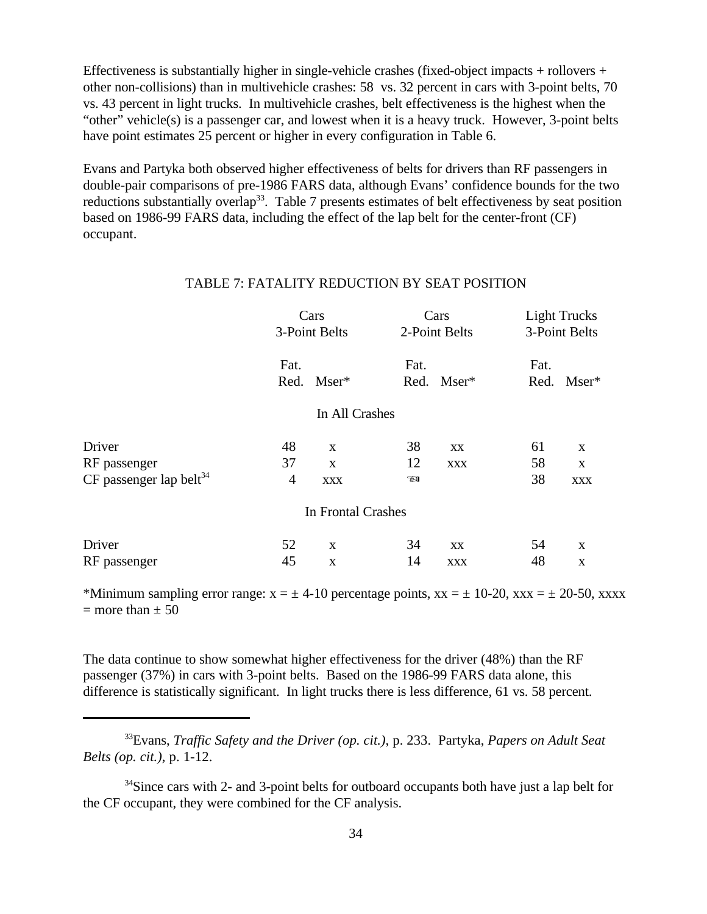Effectiveness is substantially higher in single-vehicle crashes (fixed-object impacts + rollovers + other non-collisions) than in multivehicle crashes: 58 vs. 32 percent in cars with 3-point belts, 70 vs. 43 percent in light trucks. In multivehicle crashes, belt effectiveness is the highest when the "other" vehicle(s) is a passenger car, and lowest when it is a heavy truck. However, 3-point belts have point estimates 25 percent or higher in every configuration in Table 6.

Evans and Partyka both observed higher effectiveness of belts for drivers than RF passengers in double-pair comparisons of pre-1986 FARS data, although Evans' confidence bounds for the two reductions substantially overlap[33]. Table 7 presents estimates of belt effectiveness by seat position based on 1986-99 FARS data, including the effect of the lap belt for the center-front (CF) occupant.

TABLE 7: FATALITY REDUCTION BY SEAT POSITION

| | Cars 3-Point Belts | | Cars 2-Point Belts | | Light Trucks 3-Point Belts | |
|---|---|---|---|---|---|---|
| | Fat. Red. | Mser* | Fat. Red. | Mser* | Fat. Red. | Mser* |
| **In All Crashes** | | | | | | |
| Driver | 48 | x | 38 | xx | 61 | x |
| RF passenger | 37 | x | 12 | xxx | 58 | x |
| CF passenger lap belt[34] | 4 | xxx | ☜ | | 38 | xxx |
| **In Frontal Crashes** | | | | | | |
| Driver | 52 | x | 34 | xx | 54 | x |
| RF passenger | 45 | x | 14 | xxx | 48 | x |

*Minimum sampling error range: x = ± 4-10 percentage points, xx = ± 10-20, xxx = ± 20-50, xxxx = more than ± 50

The data continue to show somewhat higher effectiveness for the driver (48%) than the RF passenger (37%) in cars with 3-point belts. Based on the 1986-99 FARS data alone, this difference is statistically significant. In light trucks there is less difference, 61 vs. 58 percent.

---

[33] Evans, *Traffic Safety and the Driver (op. cit.)*, p. 233. Partyka, *Papers on Adult Seat Belts (op. cit.)*, p. 1-12.

[34] Since cars with 2- and 3-point belts for outboard occupants both have just a lap belt for the CF occupant, they were combined for the CF analysis.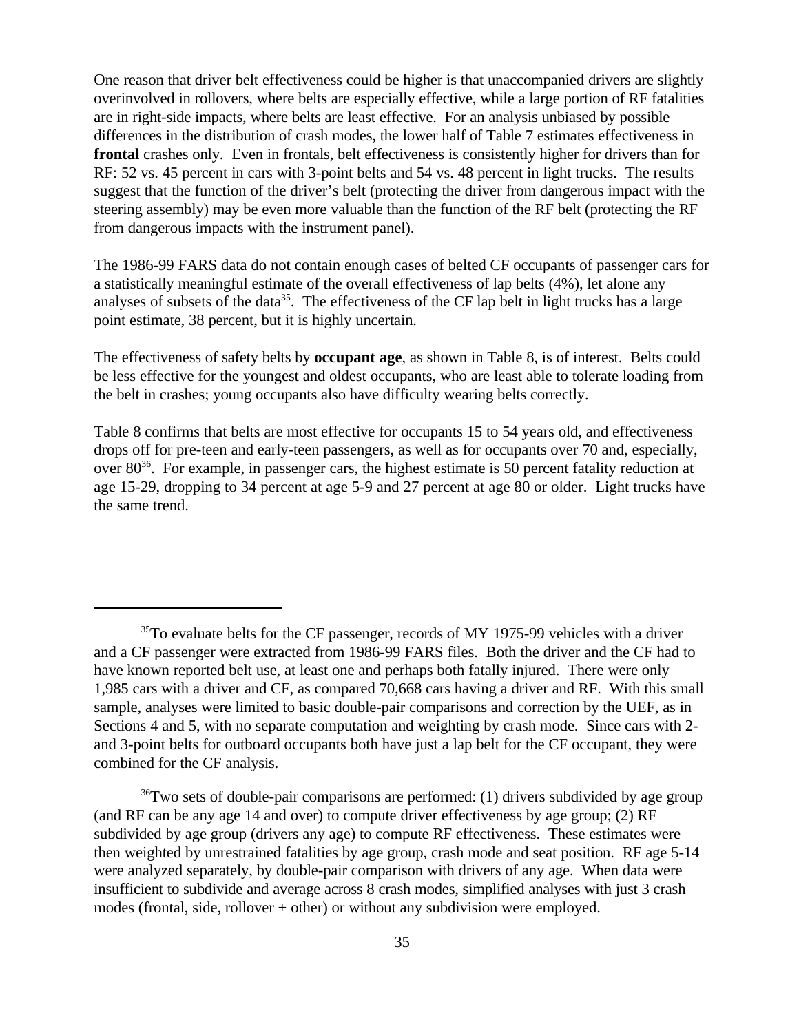One reason that driver belt effectiveness could be higher is that unaccompanied drivers are slightly overinvolved in rollovers, where belts are especially effective, while a large portion of RF fatalities are in right-side impacts, where belts are least effective. For an analysis unbiased by possible differences in the distribution of crash modes, the lower half of Table 7 estimates effectiveness in **frontal** crashes only. Even in frontals, belt effectiveness is consistently higher for drivers than for RF: 52 vs. 45 percent in cars with 3-point belts and 54 vs. 48 percent in light trucks. The results suggest that the function of the driver's belt (protecting the driver from dangerous impact with the steering assembly) may be even more valuable than the function of the RF belt (protecting the RF from dangerous impacts with the instrument panel).

The 1986-99 FARS data do not contain enough cases of belted CF occupants of passenger cars for a statistically meaningful estimate of the overall effectiveness of lap belts (4%), let alone any analyses of subsets of the data[35]. The effectiveness of the CF lap belt in light trucks has a large point estimate, 38 percent, but it is highly uncertain.

The effectiveness of safety belts by **occupant age**, as shown in Table 8, is of interest. Belts could be less effective for the youngest and oldest occupants, who are least able to tolerate loading from the belt in crashes; young occupants also have difficulty wearing belts correctly.

Table 8 confirms that belts are most effective for occupants 15 to 54 years old, and effectiveness drops off for pre-teen and early-teen passengers, as well as for occupants over 70 and, especially, over 80[36]. For example, in passenger cars, the highest estimate is 50 percent fatality reduction at age 15-29, dropping to 34 percent at age 5-9 and 27 percent at age 80 or older. Light trucks have the same trend.

---

[35]To evaluate belts for the CF passenger, records of MY 1975-99 vehicles with a driver and a CF passenger were extracted from 1986-99 FARS files. Both the driver and the CF had to have known reported belt use, at least one and perhaps both fatally injured. There were only 1,985 cars with a driver and CF, as compared 70,668 cars having a driver and RF. With this small sample, analyses were limited to basic double-pair comparisons and correction by the UEF, as in Sections 4 and 5, with no separate computation and weighting by crash mode. Since cars with 2- and 3-point belts for outboard occupants both have just a lap belt for the CF occupant, they were combined for the CF analysis.

[36]Two sets of double-pair comparisons are performed: (1) drivers subdivided by age group (and RF can be any age 14 and over) to compute driver effectiveness by age group; (2) RF subdivided by age group (drivers any age) to compute RF effectiveness. These estimates were then weighted by unrestrained fatalities by age group, crash mode and seat position. RF age 5-14 were analyzed separately, by double-pair comparison with drivers of any age. When data were insufficient to subdivide and average across 8 crash modes, simplified analyses with just 3 crash modes (frontal, side, rollover + other) or without any subdivision were employed.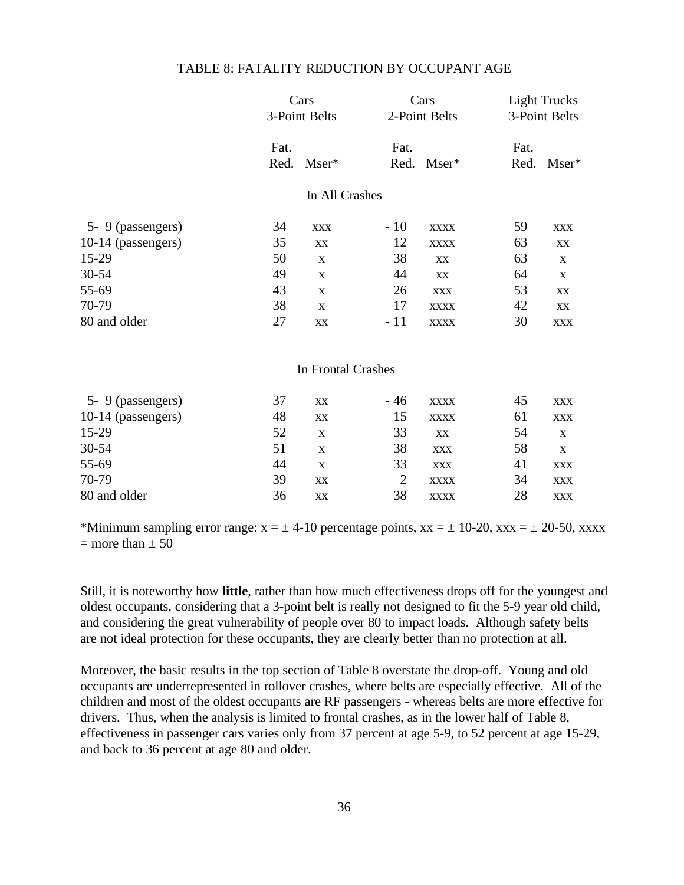TABLE 8: FATALITY REDUCTION BY OCCUPANT AGE

| | Cars 3-Point Belts | | Cars 2-Point Belts | | Light Trucks 3-Point Belts | |
|---|---|---|---|---|---|---|
| | Fat. Red. | Mser* | Fat. Red. | Mser* | Fat. Red. | Mser* |
| **In All Crashes** | | | | | | |
| 5- 9 (passengers) | 34 | xxx | - 10 | xxxx | 59 | xxx |
| 10-14 (passengers) | 35 | xx | 12 | xxxx | 63 | xx |
| 15-29 | 50 | x | 38 | xx | 63 | x |
| 30-54 | 49 | x | 44 | xx | 64 | x |
| 55-69 | 43 | x | 26 | xxx | 53 | xx |
| 70-79 | 38 | x | 17 | xxxx | 42 | xx |
| 80 and older | 27 | xx | - 11 | xxxx | 30 | xxx |
| **In Frontal Crashes** | | | | | | |
| 5- 9 (passengers) | 37 | xx | - 46 | xxxx | 45 | xxx |
| 10-14 (passengers) | 48 | xx | 15 | xxxx | 61 | xxx |
| 15-29 | 52 | x | 33 | xx | 54 | x |
| 30-54 | 51 | x | 38 | xxx | 58 | x |
| 55-69 | 44 | x | 33 | xxx | 41 | xxx |
| 70-79 | 39 | xx | 2 | xxxx | 34 | xxx |
| 80 and older | 36 | xx | 38 | xxxx | 28 | xxx |

*Minimum sampling error range: x = ± 4-10 percentage points, xx = ± 10-20, xxx = ± 20-50, xxxx = more than ± 50

Still, it is noteworthy how **little**, rather than how much effectiveness drops off for the youngest and oldest occupants, considering that a 3-point belt is really not designed to fit the 5-9 year old child, and considering the great vulnerability of people over 80 to impact loads. Although safety belts are not ideal protection for these occupants, they are clearly better than no protection at all.

Moreover, the basic results in the top section of Table 8 overstate the drop-off. Young and old occupants are underrepresented in rollover crashes, where belts are especially effective. All of the children and most of the oldest occupants are RF passengers - whereas belts are more effective for drivers. Thus, when the analysis is limited to frontal crashes, as in the lower half of Table 8, effectiveness in passenger cars varies only from 37 percent at age 5-9, to 52 percent at age 15-29, and back to 36 percent at age 80 and older.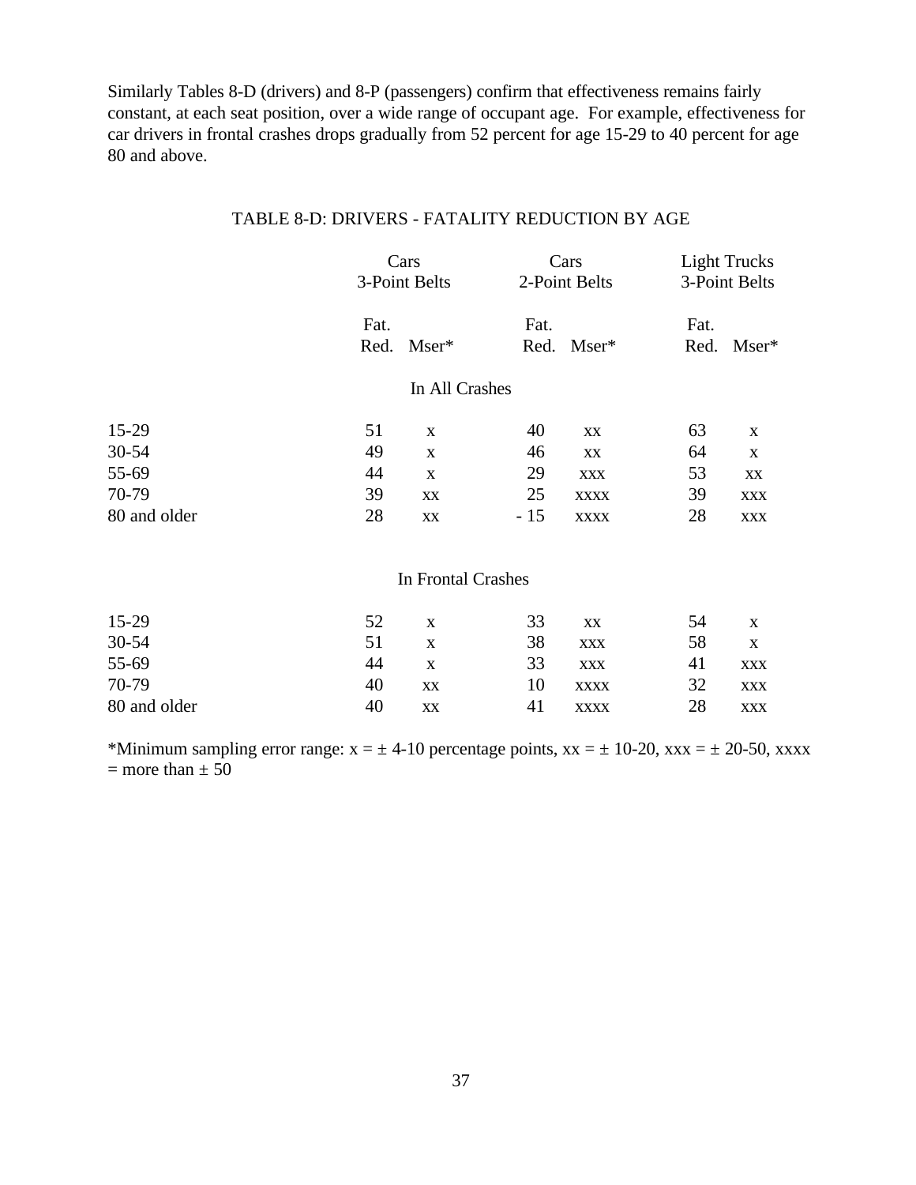Similarly Tables 8-D (drivers) and 8-P (passengers) confirm that effectiveness remains fairly constant, at each seat position, over a wide range of occupant age. For example, effectiveness for car drivers in frontal crashes drops gradually from 52 percent for age 15-29 to 40 percent for age 80 and above.

TABLE 8-D: DRIVERS - FATALITY REDUCTION BY AGE

| | Cars 3-Point Belts | | Cars 2-Point Belts | | Light Trucks 3-Point Belts | |
|---|---|---|---|---|---|---|
| | Fat. Red. | Mser* | Fat. Red. | Mser* | Fat. Red. | Mser* |
| **In All Crashes** | | | | | | |
| 15-29 | 51 | x | 40 | xx | 63 | x |
| 30-54 | 49 | x | 46 | xx | 64 | x |
| 55-69 | 44 | x | 29 | xxx | 53 | xx |
| 70-79 | 39 | xx | 25 | xxxx | 39 | xxx |
| 80 and older | 28 | xx | - 15 | xxxx | 28 | xxx |
| **In Frontal Crashes** | | | | | | |
| 15-29 | 52 | x | 33 | xx | 54 | x |
| 30-54 | 51 | x | 38 | xxx | 58 | x |
| 55-69 | 44 | x | 33 | xxx | 41 | xxx |
| 70-79 | 40 | xx | 10 | xxxx | 32 | xxx |
| 80 and older | 40 | xx | 41 | xxxx | 28 | xxx |

*Minimum sampling error range: x = ± 4-10 percentage points, xx = ± 10-20, xxx = ± 20-50, xxxx = more than ± 50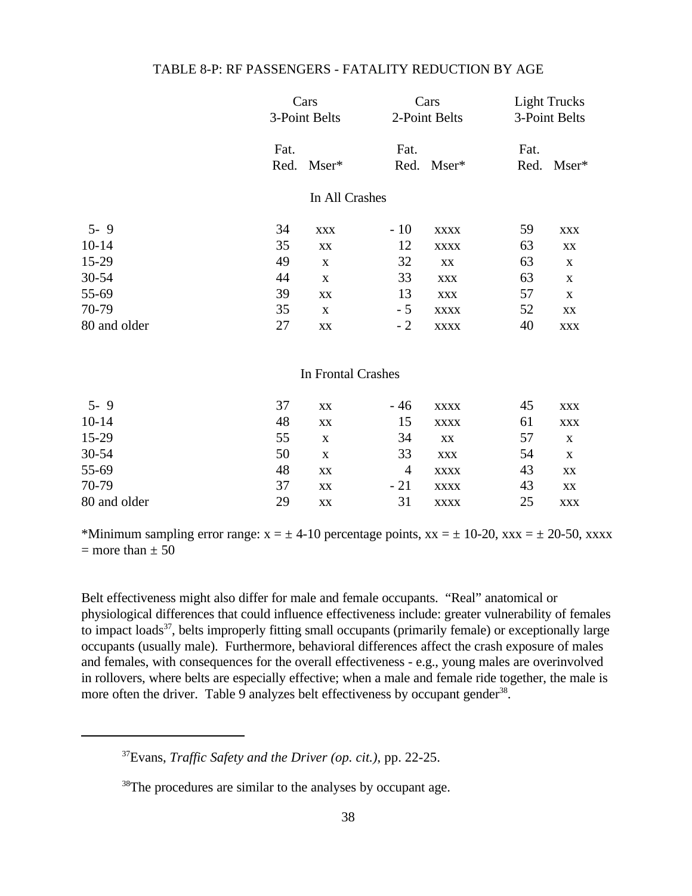TABLE 8-P: RF PASSENGERS - FATALITY REDUCTION BY AGE

| | Cars 3-Point Belts | | Cars 2-Point Belts | | Light Trucks 3-Point Belts | |
|---|---|---|---|---|---|---|
| | Fat. Red. | Mser* | Fat. Red. | Mser* | Fat. Red. | Mser* |
| **In All Crashes** | | | | | | |
| 5- 9 | 34 | xxx | - 10 | xxxx | 59 | xxx |
| 10-14 | 35 | xx | 12 | xxxx | 63 | xx |
| 15-29 | 49 | x | 32 | xx | 63 | x |
| 30-54 | 44 | x | 33 | xxx | 63 | x |
| 55-69 | 39 | xx | 13 | xxx | 57 | x |
| 70-79 | 35 | x | - 5 | xxxx | 52 | xx |
| 80 and older | 27 | xx | - 2 | xxxx | 40 | xxx |
| **In Frontal Crashes** | | | | | | |
| 5- 9 | 37 | xx | - 46 | xxxx | 45 | xxx |
| 10-14 | 48 | xx | 15 | xxxx | 61 | xxx |
| 15-29 | 55 | x | 34 | xx | 57 | x |
| 30-54 | 50 | x | 33 | xxx | 54 | x |
| 55-69 | 48 | xx | 4 | xxxx | 43 | xx |
| 70-79 | 37 | xx | - 21 | xxxx | 43 | xx |
| 80 and older | 29 | xx | 31 | xxxx | 25 | xxx |

*Minimum sampling error range: x = ± 4-10 percentage points, xx = ± 10-20, xxx = ± 20-50, xxxx = more than ± 50

Belt effectiveness might also differ for male and female occupants. "Real" anatomical or physiological differences that could influence effectiveness include: greater vulnerability of females to impact loads[37], belts improperly fitting small occupants (primarily female) or exceptionally large occupants (usually male). Furthermore, behavioral differences affect the crash exposure of males and females, with consequences for the overall effectiveness - e.g., young males are overinvolved in rollovers, where belts are especially effective; when a male and female ride together, the male is more often the driver. Table 9 analyzes belt effectiveness by occupant gender[38].

---

[37] Evans, *Traffic Safety and the Driver (op. cit.)*, pp. 22-25.

[38] The procedures are similar to the analyses by occupant age.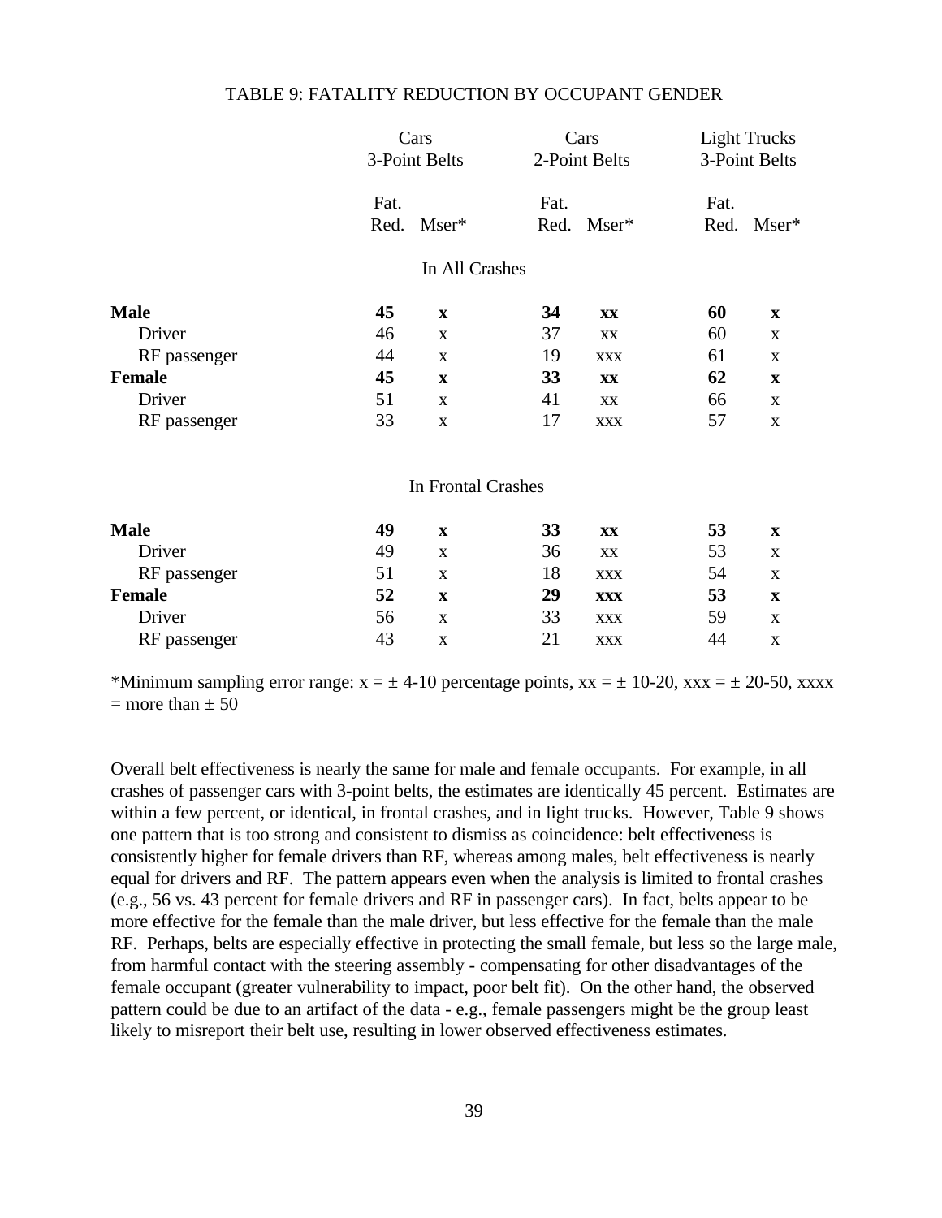TABLE 9: FATALITY REDUCTION BY OCCUPANT GENDER

| | Cars 3-Point Belts | | Cars 2-Point Belts | | Light Trucks 3-Point Belts | |
|---|---|---|---|---|---|---|
| | Fat. Red. | Mser* | Fat. Red. | Mser* | Fat. Red. | Mser* |
| | | | **In All Crashes** | | | |
| **Male** | **45** | **x** | **34** | **xx** | **60** | **x** |
| Driver | 46 | x | 37 | xx | 60 | x |
| RF passenger | 44 | x | 19 | xxx | 61 | x |
| **Female** | **45** | **x** | **33** | **xx** | **62** | **x** |
| Driver | 51 | x | 41 | xx | 66 | x |
| RF passenger | 33 | x | 17 | xxx | 57 | x |
| | | | **In Frontal Crashes** | | | |
| **Male** | **49** | **x** | **33** | **xx** | **53** | **x** |
| Driver | 49 | x | 36 | xx | 53 | x |
| RF passenger | 51 | x | 18 | xxx | 54 | x |
| **Female** | **52** | **x** | **29** | **xxx** | **53** | **x** |
| Driver | 56 | x | 33 | xxx | 59 | x |
| RF passenger | 43 | x | 21 | xxx | 44 | x |

*Minimum sampling error range: x = ± 4-10 percentage points, xx = ± 10-20, xxx = ± 20-50, xxxx = more than ± 50

Overall belt effectiveness is nearly the same for male and female occupants. For example, in all crashes of passenger cars with 3-point belts, the estimates are identically 45 percent. Estimates are within a few percent, or identical, in frontal crashes, and in light trucks. However, Table 9 shows one pattern that is too strong and consistent to dismiss as coincidence: belt effectiveness is consistently higher for female drivers than RF, whereas among males, belt effectiveness is nearly equal for drivers and RF. The pattern appears even when the analysis is limited to frontal crashes (e.g., 56 vs. 43 percent for female drivers and RF in passenger cars). In fact, belts appear to be more effective for the female than the male driver, but less effective for the female than the male RF. Perhaps, belts are especially effective in protecting the small female, but less so the large male, from harmful contact with the steering assembly - compensating for other disadvantages of the female occupant (greater vulnerability to impact, poor belt fit). On the other hand, the observed pattern could be due to an artifact of the data - e.g., female passengers might be the group least likely to misreport their belt use, resulting in lower observed effectiveness estimates.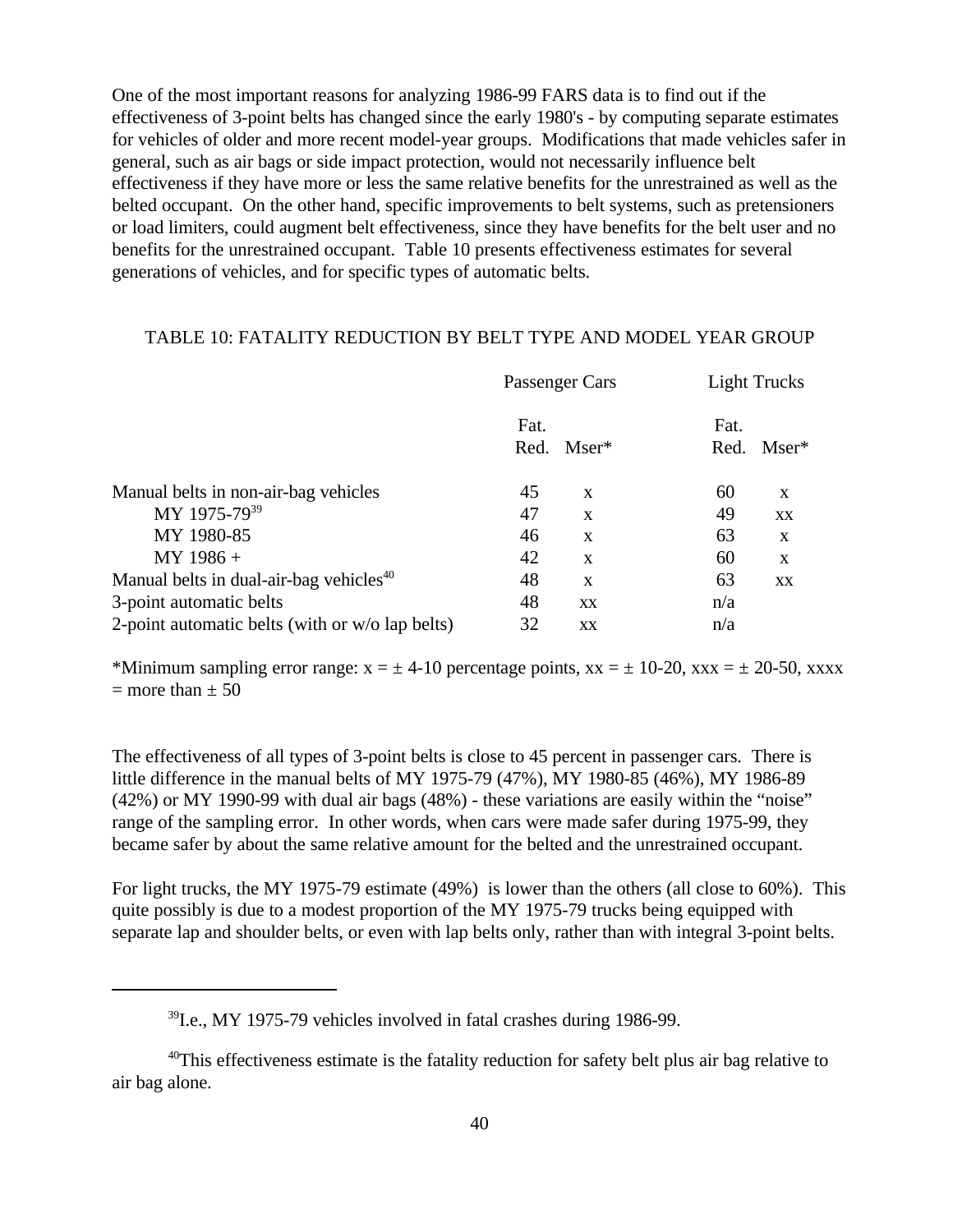One of the most important reasons for analyzing 1986-99 FARS data is to find out if the effectiveness of 3-point belts has changed since the early 1980's - by computing separate estimates for vehicles of older and more recent model-year groups. Modifications that made vehicles safer in general, such as air bags or side impact protection, would not necessarily influence belt effectiveness if they have more or less the same relative benefits for the unrestrained as well as the belted occupant. On the other hand, specific improvements to belt systems, such as pretensioners or load limiters, could augment belt effectiveness, since they have benefits for the belt user and no benefits for the unrestrained occupant. Table 10 presents effectiveness estimates for several generations of vehicles, and for specific types of automatic belts.

TABLE 10: FATALITY REDUCTION BY BELT TYPE AND MODEL YEAR GROUP

| | Passenger Cars | | Light Trucks | |
|---|---|---|---|---|
| | Fat. Red. | Mser* | Fat. Red. | Mser* |
| Manual belts in non-air-bag vehicles | 45 | x | 60 | x |
| MY 1975-79[39] | 47 | x | 49 | xx |
| MY 1980-85 | 46 | x | 63 | x |
| MY 1986 + | 42 | x | 60 | x |
| Manual belts in dual-air-bag vehicles[40] | 48 | x | 63 | xx |
| 3-point automatic belts | 48 | xx | n/a | |
| 2-point automatic belts (with or w/o lap belts) | 32 | xx | n/a | |

*Minimum sampling error range: x = ± 4-10 percentage points, xx = ± 10-20, xxx = ± 20-50, xxxx = more than ± 50

The effectiveness of all types of 3-point belts is close to 45 percent in passenger cars. There is little difference in the manual belts of MY 1975-79 (47%), MY 1980-85 (46%), MY 1986-89 (42%) or MY 1990-99 with dual air bags (48%) - these variations are easily within the "noise" range of the sampling error. In other words, when cars were made safer during 1975-99, they became safer by about the same relative amount for the belted and the unrestrained occupant.

For light trucks, the MY 1975-79 estimate (49%) is lower than the others (all close to 60%). This quite possibly is due to a modest proportion of the MY 1975-79 trucks being equipped with separate lap and shoulder belts, or even with lap belts only, rather than with integral 3-point belts.

---

[39] I.e., MY 1975-79 vehicles involved in fatal crashes during 1986-99.

[40] This effectiveness estimate is the fatality reduction for safety belt plus air bag relative to air bag alone.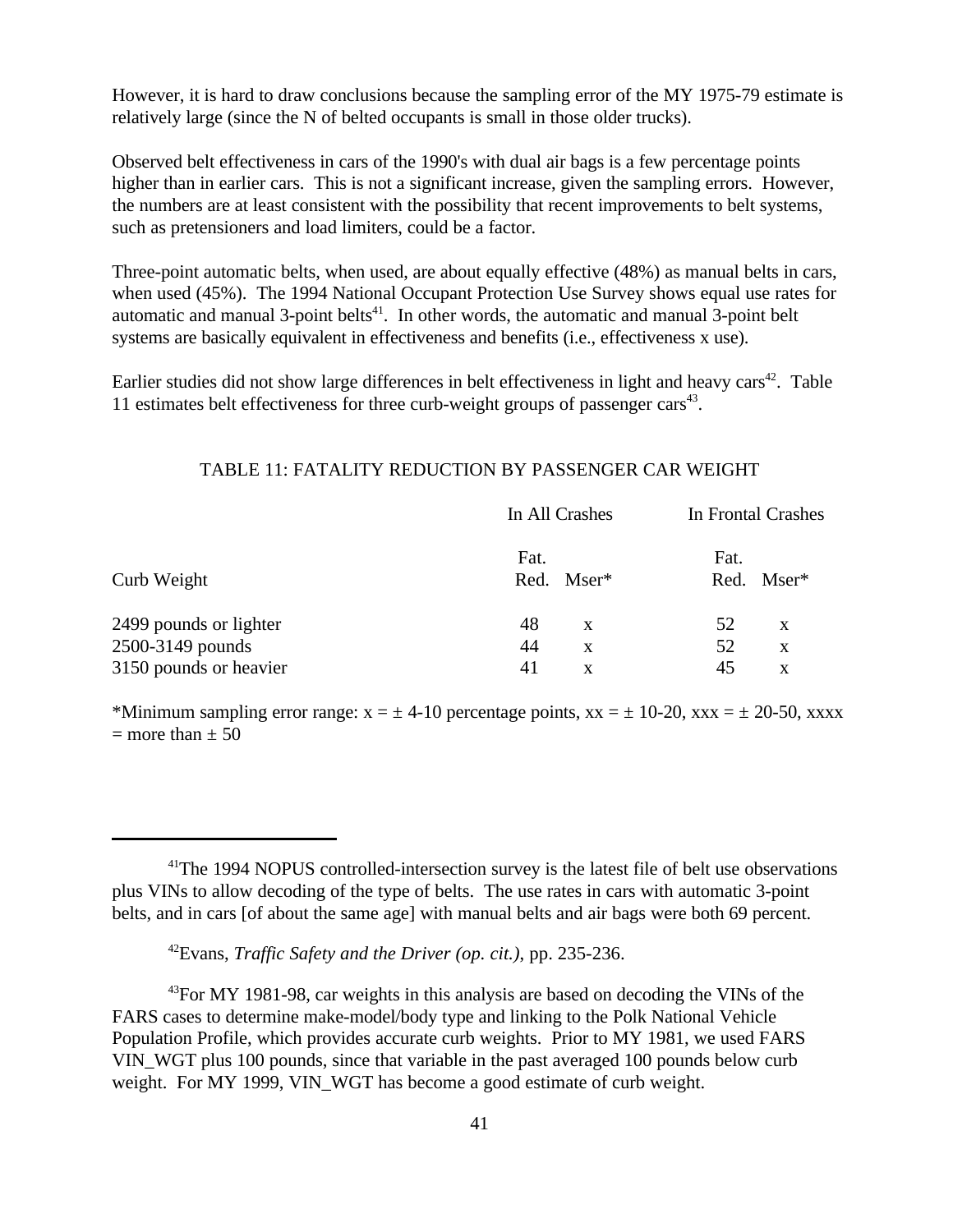However, it is hard to draw conclusions because the sampling error of the MY 1975-79 estimate is relatively large (since the N of belted occupants is small in those older trucks).

Observed belt effectiveness in cars of the 1990's with dual air bags is a few percentage points higher than in earlier cars. This is not a significant increase, given the sampling errors. However, the numbers are at least consistent with the possibility that recent improvements to belt systems, such as pretensioners and load limiters, could be a factor.

Three-point automatic belts, when used, are about equally effective (48%) as manual belts in cars, when used (45%). The 1994 National Occupant Protection Use Survey shows equal use rates for automatic and manual 3-point belts[41]. In other words, the automatic and manual 3-point belt systems are basically equivalent in effectiveness and benefits (i.e., effectiveness x use).

Earlier studies did not show large differences in belt effectiveness in light and heavy cars[42]. Table 11 estimates belt effectiveness for three curb-weight groups of passenger cars[43].

TABLE 11: FATALITY REDUCTION BY PASSENGER CAR WEIGHT

| | In All Crashes | | In Frontal Crashes | |
|---|---|---|---|---|
| Curb Weight | Fat. Red. | Mser* | Fat. Red. | Mser* |
| 2499 pounds or lighter | 48 | x | 52 | x |
| 2500-3149 pounds | 44 | x | 52 | x |
| 3150 pounds or heavier | 41 | x | 45 | x |

*Minimum sampling error range: x = ± 4-10 percentage points, xx = ± 10-20, xxx = ± 20-50, xxxx = more than ± 50

---

[41]The 1994 NOPUS controlled-intersection survey is the latest file of belt use observations plus VINs to allow decoding of the type of belts. The use rates in cars with automatic 3-point belts, and in cars [of about the same age] with manual belts and air bags were both 69 percent.

[42]Evans, *Traffic Safety and the Driver (op. cit.)*, pp. 235-236.

[43]For MY 1981-98, car weights in this analysis are based on decoding the VINs of the FARS cases to determine make-model/body type and linking to the Polk National Vehicle Population Profile, which provides accurate curb weights. Prior to MY 1981, we used FARS VIN_WGT plus 100 pounds, since that variable in the past averaged 100 pounds below curb weight. For MY 1999, VIN_WGT has become a good estimate of curb weight.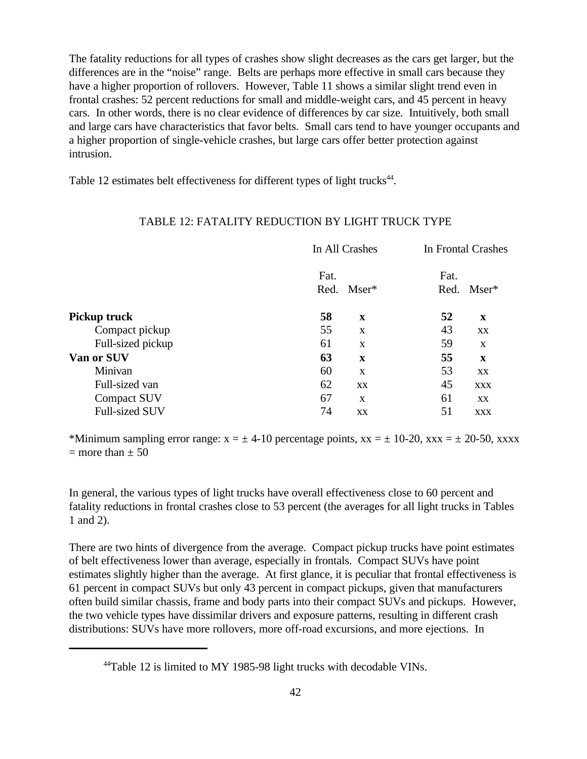The fatality reductions for all types of crashes show slight decreases as the cars get larger, but the differences are in the "noise" range. Belts are perhaps more effective in small cars because they have a higher proportion of rollovers. However, Table 11 shows a similar slight trend even in frontal crashes: 52 percent reductions for small and middle-weight cars, and 45 percent in heavy cars. In other words, there is no clear evidence of differences by car size. Intuitively, both small and large cars have characteristics that favor belts. Small cars tend to have younger occupants and a higher proportion of single-vehicle crashes, but large cars offer better protection against intrusion.

Table 12 estimates belt effectiveness for different types of light trucks[44].

TABLE 12: FATALITY REDUCTION BY LIGHT TRUCK TYPE

| | In All Crashes | | In Frontal Crashes | |
|---|---|---|---|---|
| | Fat. Red. | Mser* | Fat. Red. | Mser* |
| **Pickup truck** | **58** | **x** | **52** | **x** |
| Compact pickup | 55 | x | 43 | xx |
| Full-sized pickup | 61 | x | 59 | x |
| **Van or SUV** | **63** | **x** | **55** | **x** |
| Minivan | 60 | x | 53 | xx |
| Full-sized van | 62 | xx | 45 | xxx |
| Compact SUV | 67 | x | 61 | xx |
| Full-sized SUV | 74 | xx | 51 | xxx |

*Minimum sampling error range: x = ± 4-10 percentage points, xx = ± 10-20, xxx = ± 20-50, xxxx = more than ± 50

In general, the various types of light trucks have overall effectiveness close to 60 percent and fatality reductions in frontal crashes close to 53 percent (the averages for all light trucks in Tables 1 and 2).

There are two hints of divergence from the average. Compact pickup trucks have point estimates of belt effectiveness lower than average, especially in frontals. Compact SUVs have point estimates slightly higher than the average. At first glance, it is peculiar that frontal effectiveness is 61 percent in compact SUVs but only 43 percent in compact pickups, given that manufacturers often build similar chassis, frame and body parts into their compact SUVs and pickups. However, the two vehicle types have dissimilar drivers and exposure patterns, resulting in different crash distributions: SUVs have more rollovers, more off-road excursions, and more ejections. In

[44]Table 12 is limited to MY 1985-98 light trucks with decodable VINs.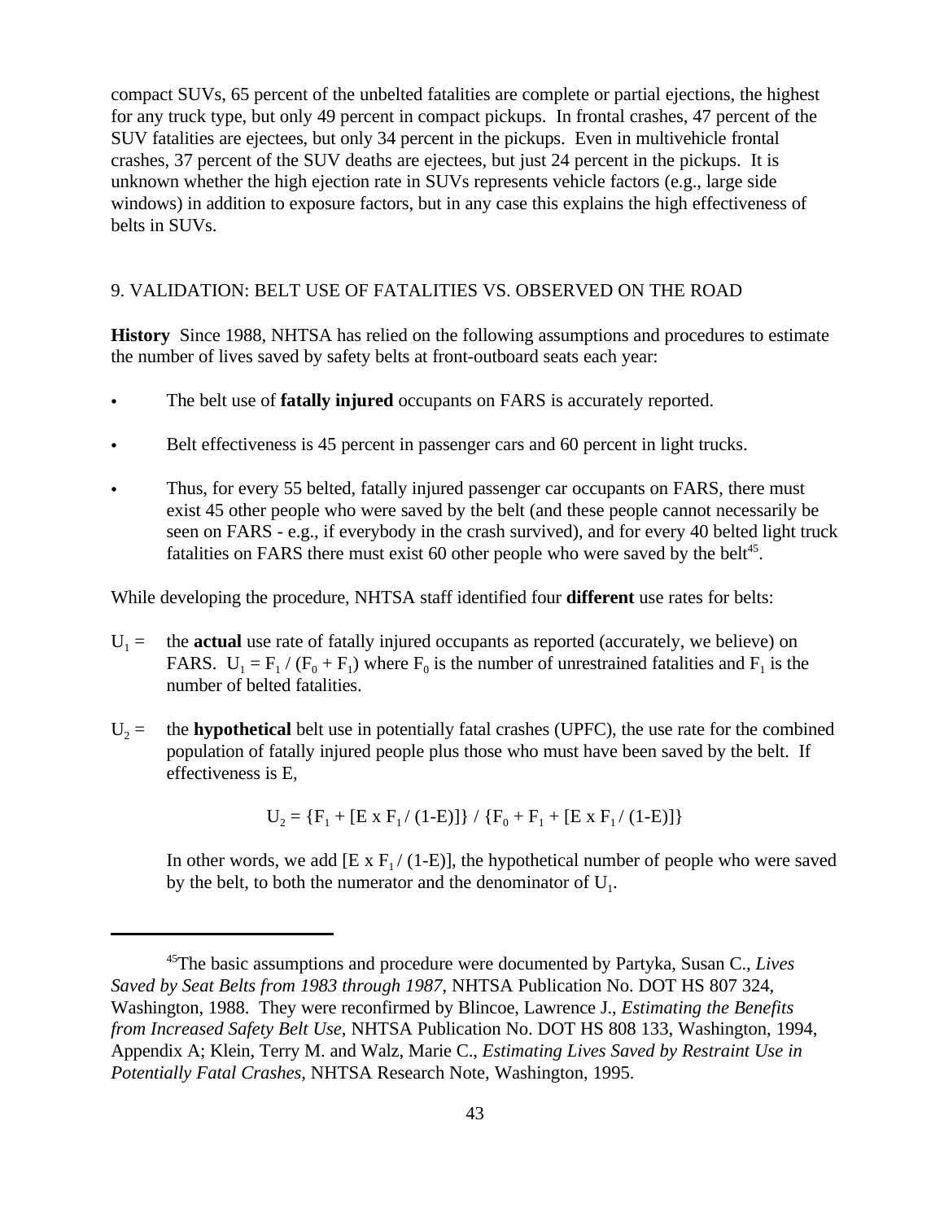compact SUVs, 65 percent of the unbelted fatalities are complete or partial ejections, the highest for any truck type, but only 49 percent in compact pickups. In frontal crashes, 47 percent of the SUV fatalities are ejectees, but only 34 percent in the pickups. Even in multivehicle frontal crashes, 37 percent of the SUV deaths are ejectees, but just 24 percent in the pickups. It is unknown whether the high ejection rate in SUVs represents vehicle factors (e.g., large side windows) in addition to exposure factors, but in any case this explains the high effectiveness of belts in SUVs.

## 9. VALIDATION: BELT USE OF FATALITIES VS. OBSERVED ON THE ROAD

**History** Since 1988, NHTSA has relied on the following assumptions and procedures to estimate the number of lives saved by safety belts at front-outboard seats each year:

- The belt use of **fatally injured** occupants on FARS is accurately reported.
- Belt effectiveness is 45 percent in passenger cars and 60 percent in light trucks.
- Thus, for every 55 belted, fatally injured passenger car occupants on FARS, there must exist 45 other people who were saved by the belt (and these people cannot necessarily be seen on FARS - e.g., if everybody in the crash survived), and for every 40 belted light truck fatalities on FARS there must exist 60 other people who were saved by the belt[45].

While developing the procedure, NHTSA staff identified four **different** use rates for belts:

$U_1$ = the **actual** use rate of fatally injured occupants as reported (accurately, we believe) on FARS. $U_1 = F_1 / (F_0 + F_1)$ where $F_0$ is the number of unrestrained fatalities and $F_1$ is the number of belted fatalities.

$U_2$ = the **hypothetical** belt use in potentially fatal crashes (UPFC), the use rate for the combined population of fatally injured people plus those who must have been saved by the belt. If effectiveness is E,

$$U_2 = \{F_1 + [E \times F_1 / (1-E)]\} / \{F_0 + F_1 + [E \times F_1 / (1-E)]\}$$

In other words, we add $[E \times F_1 / (1-E)]$, the hypothetical number of people who were saved by the belt, to both the numerator and the denominator of $U_1$.

---

[45]The basic assumptions and procedure were documented by Partyka, Susan C., *Lives Saved by Seat Belts from 1983 through 1987*, NHTSA Publication No. DOT HS 807 324, Washington, 1988. They were reconfirmed by Blincoe, Lawrence J., *Estimating the Benefits from Increased Safety Belt Use*, NHTSA Publication No. DOT HS 808 133, Washington, 1994, Appendix A; Klein, Terry M. and Walz, Marie C., *Estimating Lives Saved by Restraint Use in Potentially Fatal Crashes*, NHTSA Research Note, Washington, 1995.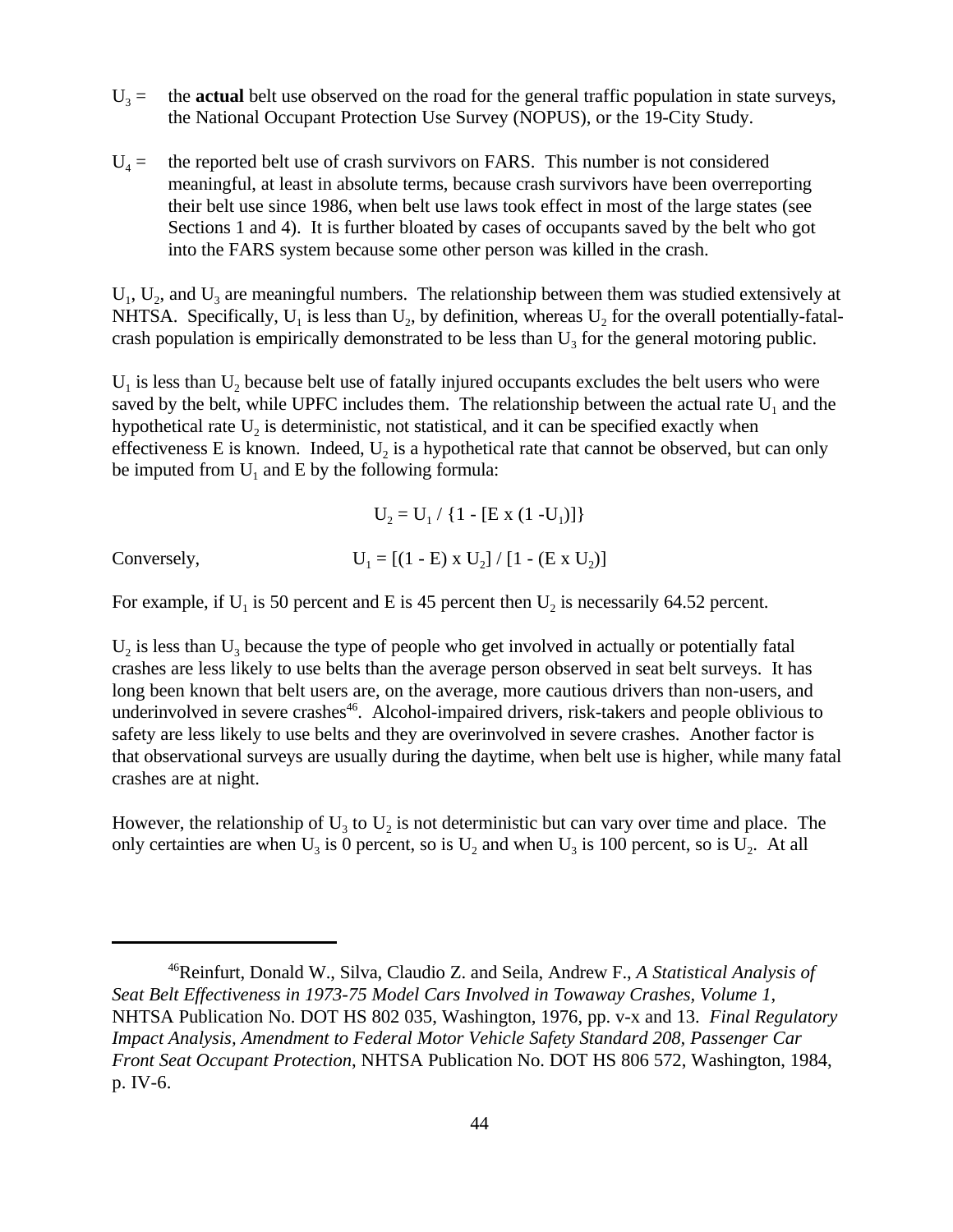$U_3$ = the **actual** belt use observed on the road for the general traffic population in state surveys, the National Occupant Protection Use Survey (NOPUS), or the 19-City Study.

$U_4$ = the reported belt use of crash survivors on FARS. This number is not considered meaningful, at least in absolute terms, because crash survivors have been overreporting their belt use since 1986, when belt use laws took effect in most of the large states (see Sections 1 and 4). It is further bloated by cases of occupants saved by the belt who got into the FARS system because some other person was killed in the crash.

$U_1$, $U_2$, and $U_3$ are meaningful numbers. The relationship between them was studied extensively at NHTSA. Specifically, $U_1$ is less than $U_2$, by definition, whereas $U_2$ for the overall potentially-fatal-crash population is empirically demonstrated to be less than $U_3$ for the general motoring public.

$U_1$ is less than $U_2$ because belt use of fatally injured occupants excludes the belt users who were saved by the belt, while UPFC includes them. The relationship between the actual rate $U_1$ and the hypothetical rate $U_2$ is deterministic, not statistical, and it can be specified exactly when effectiveness E is known. Indeed, $U_2$ is a hypothetical rate that cannot be observed, but can only be imputed from $U_1$ and E by the following formula:

$$U_2 = U_1 / \{1 - [E \times (1 - U_1)]\}$$

Conversely,

$$U_1 = [(1 - E) \times U_2] / [1 - (E \times U_2)]$$

For example, if $U_1$ is 50 percent and E is 45 percent then $U_2$ is necessarily 64.52 percent.

$U_2$ is less than $U_3$ because the type of people who get involved in actually or potentially fatal crashes are less likely to use belts than the average person observed in seat belt surveys. It has long been known that belt users are, on the average, more cautious drivers than non-users, and underinvolved in severe crashes[46]. Alcohol-impaired drivers, risk-takers and people oblivious to safety are less likely to use belts and they are overinvolved in severe crashes. Another factor is that observational surveys are usually during the daytime, when belt use is higher, while many fatal crashes are at night.

However, the relationship of $U_3$ to $U_2$ is not deterministic but can vary over time and place. The only certainties are when $U_3$ is 0 percent, so is $U_2$ and when $U_3$ is 100 percent, so is $U_2$. At all

---

[46] Reinfurt, Donald W., Silva, Claudio Z. and Seila, Andrew F., *A Statistical Analysis of Seat Belt Effectiveness in 1973-75 Model Cars Involved in Towaway Crashes, Volume 1*, NHTSA Publication No. DOT HS 802 035, Washington, 1976, pp. v-x and 13. *Final Regulatory Impact Analysis, Amendment to Federal Motor Vehicle Safety Standard 208, Passenger Car Front Seat Occupant Protection*, NHTSA Publication No. DOT HS 806 572, Washington, 1984, p. IV-6.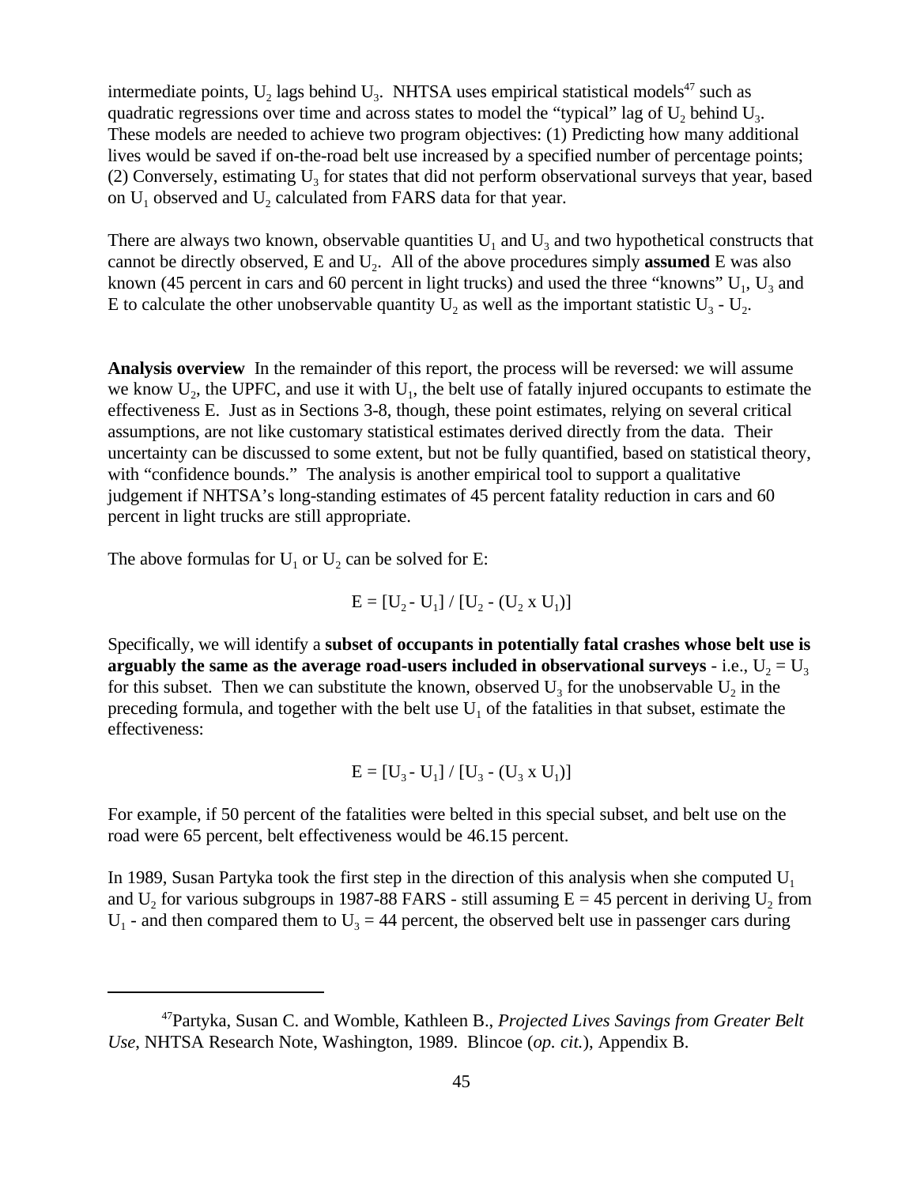intermediate points, $U_2$ lags behind $U_3$. NHTSA uses empirical statistical models[47] such as quadratic regressions over time and across states to model the "typical" lag of $U_2$ behind $U_3$. These models are needed to achieve two program objectives: (1) Predicting how many additional lives would be saved if on-the-road belt use increased by a specified number of percentage points; (2) Conversely, estimating $U_3$ for states that did not perform observational surveys that year, based on $U_1$ observed and $U_2$ calculated from FARS data for that year.

There are always two known, observable quantities $U_1$ and $U_3$ and two hypothetical constructs that cannot be directly observed, E and $U_2$. All of the above procedures simply **assumed** E was also known (45 percent in cars and 60 percent in light trucks) and used the three "knowns" $U_1$, $U_3$ and E to calculate the other unobservable quantity $U_2$ as well as the important statistic $U_3$ - $U_2$.

**Analysis overview** In the remainder of this report, the process will be reversed: we will assume we know $U_2$, the UPFC, and use it with $U_1$, the belt use of fatally injured occupants to estimate the effectiveness E. Just as in Sections 3-8, though, these point estimates, relying on several critical assumptions, are not like customary statistical estimates derived directly from the data. Their uncertainty can be discussed to some extent, but not be fully quantified, based on statistical theory, with "confidence bounds." The analysis is another empirical tool to support a qualitative judgement if NHTSA's long-standing estimates of 45 percent fatality reduction in cars and 60 percent in light trucks are still appropriate.

The above formulas for $U_1$ or $U_2$ can be solved for E:

$$E = [U_2 - U_1] / [U_2 - (U_2 \times U_1)]$$

Specifically, we will identify a **subset of occupants in potentially fatal crashes whose belt use is arguably the same as the average road-users included in observational surveys** - i.e., $U_2 = U_3$ for this subset. Then we can substitute the known, observed $U_3$ for the unobservable $U_2$ in the preceding formula, and together with the belt use $U_1$ of the fatalities in that subset, estimate the effectiveness:

$$E = [U_3 - U_1] / [U_3 - (U_3 \times U_1)]$$

For example, if 50 percent of the fatalities were belted in this special subset, and belt use on the road were 65 percent, belt effectiveness would be 46.15 percent.

In 1989, Susan Partyka took the first step in the direction of this analysis when she computed $U_1$ and $U_2$ for various subgroups in 1987-88 FARS - still assuming E = 45 percent in deriving $U_2$ from $U_1$ - and then compared them to $U_3$ = 44 percent, the observed belt use in passenger cars during

---

[47] Partyka, Susan C. and Womble, Kathleen B., *Projected Lives Savings from Greater Belt Use*, NHTSA Research Note, Washington, 1989. Blincoe (*op. cit.*), Appendix B.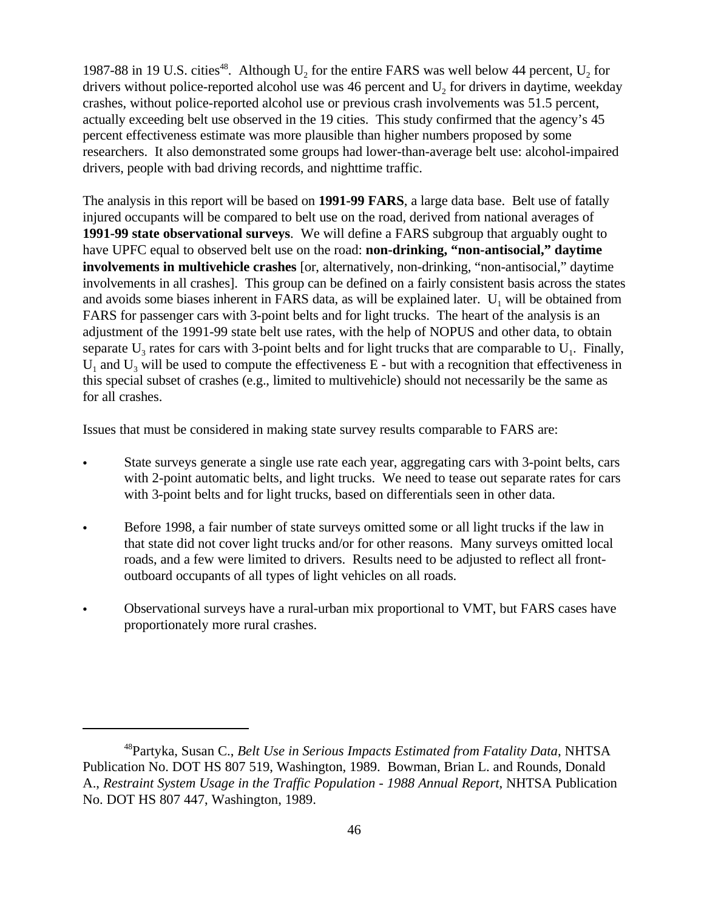1987-88 in 19 U.S. cities[48]. Although $U_2$ for the entire FARS was well below 44 percent, $U_2$ for drivers without police-reported alcohol use was 46 percent and $U_2$ for drivers in daytime, weekday crashes, without police-reported alcohol use or previous crash involvements was 51.5 percent, actually exceeding belt use observed in the 19 cities. This study confirmed that the agency's 45 percent effectiveness estimate was more plausible than higher numbers proposed by some researchers. It also demonstrated some groups had lower-than-average belt use: alcohol-impaired drivers, people with bad driving records, and nighttime traffic.

The analysis in this report will be based on **1991-99 FARS**, a large data base. Belt use of fatally injured occupants will be compared to belt use on the road, derived from national averages of **1991-99 state observational surveys**. We will define a FARS subgroup that arguably ought to have UPFC equal to observed belt use on the road: **non-drinking, "non-antisocial," daytime involvements in multivehicle crashes** [or, alternatively, non-drinking, "non-antisocial," daytime involvements in all crashes]. This group can be defined on a fairly consistent basis across the states and avoids some biases inherent in FARS data, as will be explained later. $U_1$ will be obtained from FARS for passenger cars with 3-point belts and for light trucks. The heart of the analysis is an adjustment of the 1991-99 state belt use rates, with the help of NOPUS and other data, to obtain separate $U_3$ rates for cars with 3-point belts and for light trucks that are comparable to $U_1$. Finally, $U_1$ and $U_3$ will be used to compute the effectiveness E - but with a recognition that effectiveness in this special subset of crashes (e.g., limited to multivehicle) should not necessarily be the same as for all crashes.

Issues that must be considered in making state survey results comparable to FARS are:

- State surveys generate a single use rate each year, aggregating cars with 3-point belts, cars with 2-point automatic belts, and light trucks. We need to tease out separate rates for cars with 3-point belts and for light trucks, based on differentials seen in other data.
- Before 1998, a fair number of state surveys omitted some or all light trucks if the law in that state did not cover light trucks and/or for other reasons. Many surveys omitted local roads, and a few were limited to drivers. Results need to be adjusted to reflect all front-outboard occupants of all types of light vehicles on all roads.
- Observational surveys have a rural-urban mix proportional to VMT, but FARS cases have proportionately more rural crashes.

---

[48] Partyka, Susan C., *Belt Use in Serious Impacts Estimated from Fatality Data*, NHTSA Publication No. DOT HS 807 519, Washington, 1989. Bowman, Brian L. and Rounds, Donald A., *Restraint System Usage in the Traffic Population - 1988 Annual Report*, NHTSA Publication No. DOT HS 807 447, Washington, 1989.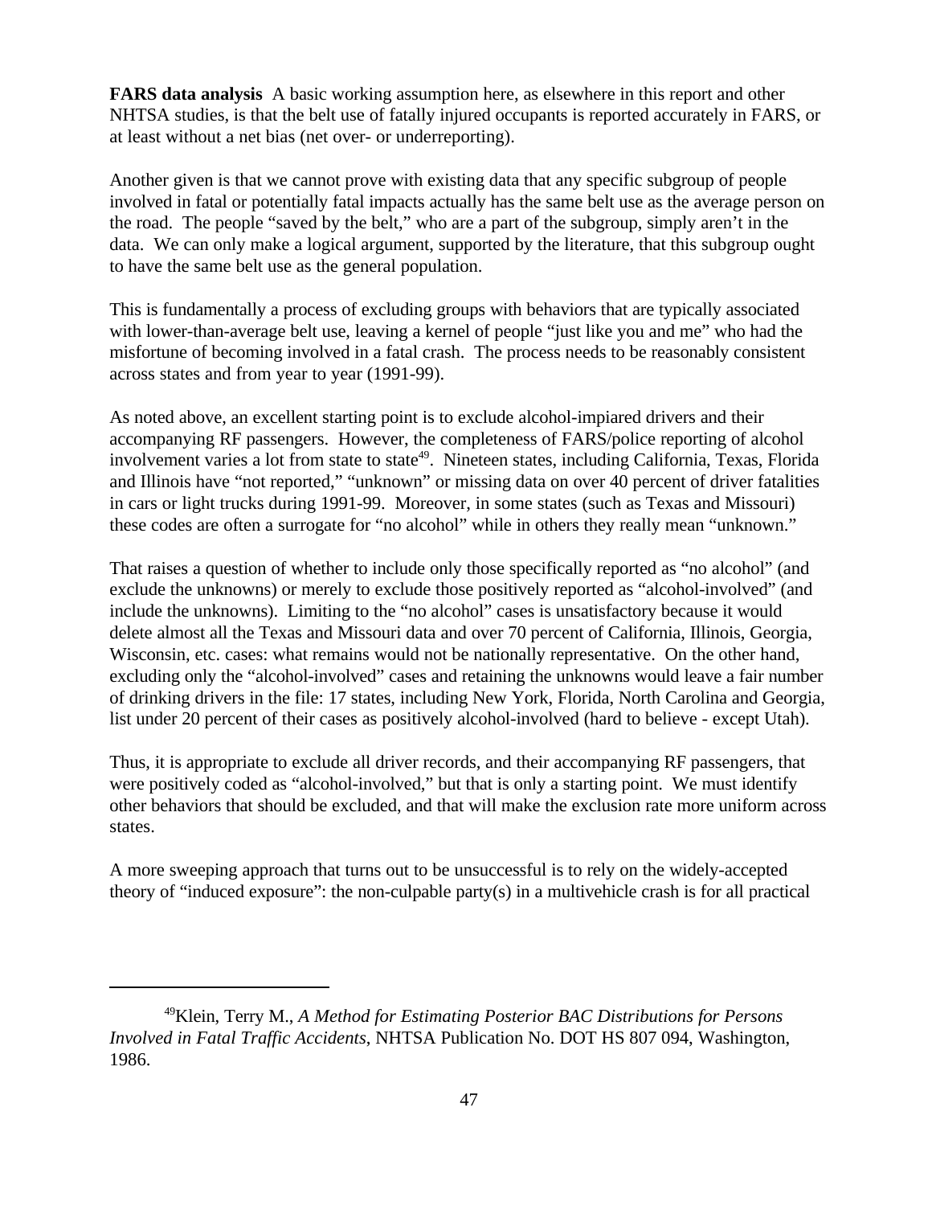**FARS data analysis** A basic working assumption here, as elsewhere in this report and other NHTSA studies, is that the belt use of fatally injured occupants is reported accurately in FARS, or at least without a net bias (net over- or underreporting).

Another given is that we cannot prove with existing data that any specific subgroup of people involved in fatal or potentially fatal impacts actually has the same belt use as the average person on the road. The people "saved by the belt," who are a part of the subgroup, simply aren't in the data. We can only make a logical argument, supported by the literature, that this subgroup ought to have the same belt use as the general population.

This is fundamentally a process of excluding groups with behaviors that are typically associated with lower-than-average belt use, leaving a kernel of people "just like you and me" who had the misfortune of becoming involved in a fatal crash. The process needs to be reasonably consistent across states and from year to year (1991-99).

As noted above, an excellent starting point is to exclude alcohol-impiared drivers and their accompanying RF passengers. However, the completeness of FARS/police reporting of alcohol involvement varies a lot from state to state[49]. Nineteen states, including California, Texas, Florida and Illinois have "not reported," "unknown" or missing data on over 40 percent of driver fatalities in cars or light trucks during 1991-99. Moreover, in some states (such as Texas and Missouri) these codes are often a surrogate for "no alcohol" while in others they really mean "unknown."

That raises a question of whether to include only those specifically reported as "no alcohol" (and exclude the unknowns) or merely to exclude those positively reported as "alcohol-involved" (and include the unknowns). Limiting to the "no alcohol" cases is unsatisfactory because it would delete almost all the Texas and Missouri data and over 70 percent of California, Illinois, Georgia, Wisconsin, etc. cases: what remains would not be nationally representative. On the other hand, excluding only the "alcohol-involved" cases and retaining the unknowns would leave a fair number of drinking drivers in the file: 17 states, including New York, Florida, North Carolina and Georgia, list under 20 percent of their cases as positively alcohol-involved (hard to believe - except Utah).

Thus, it is appropriate to exclude all driver records, and their accompanying RF passengers, that were positively coded as "alcohol-involved," but that is only a starting point. We must identify other behaviors that should be excluded, and that will make the exclusion rate more uniform across states.

A more sweeping approach that turns out to be unsuccessful is to rely on the widely-accepted theory of "induced exposure": the non-culpable party(s) in a multivehicle crash is for all practical

[49] Klein, Terry M., *A Method for Estimating Posterior BAC Distributions for Persons Involved in Fatal Traffic Accidents*, NHTSA Publication No. DOT HS 807 094, Washington, 1986.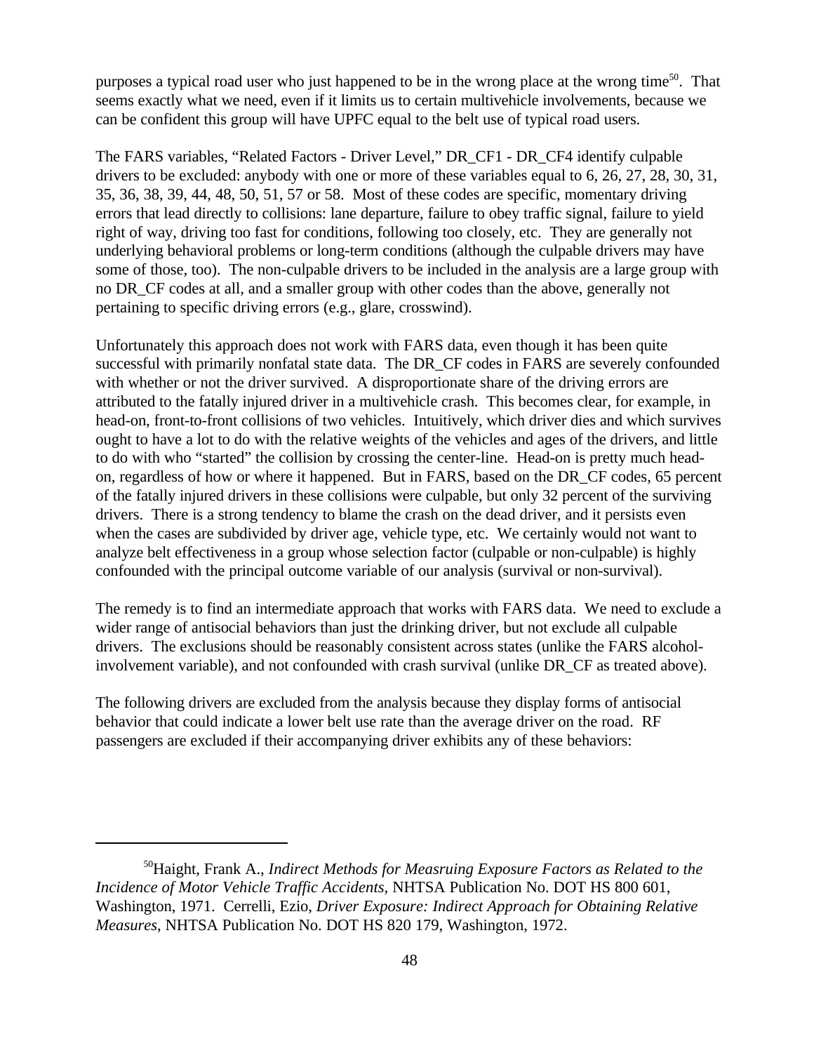purposes a typical road user who just happened to be in the wrong place at the wrong time[50]. That seems exactly what we need, even if it limits us to certain multivehicle involvements, because we can be confident this group will have UPFC equal to the belt use of typical road users.

The FARS variables, "Related Factors - Driver Level," DR_CF1 - DR_CF4 identify culpable drivers to be excluded: anybody with one or more of these variables equal to 6, 26, 27, 28, 30, 31, 35, 36, 38, 39, 44, 48, 50, 51, 57 or 58. Most of these codes are specific, momentary driving errors that lead directly to collisions: lane departure, failure to obey traffic signal, failure to yield right of way, driving too fast for conditions, following too closely, etc. They are generally not underlying behavioral problems or long-term conditions (although the culpable drivers may have some of those, too). The non-culpable drivers to be included in the analysis are a large group with no DR_CF codes at all, and a smaller group with other codes than the above, generally not pertaining to specific driving errors (e.g., glare, crosswind).

Unfortunately this approach does not work with FARS data, even though it has been quite successful with primarily nonfatal state data. The DR_CF codes in FARS are severely confounded with whether or not the driver survived. A disproportionate share of the driving errors are attributed to the fatally injured driver in a multivehicle crash. This becomes clear, for example, in head-on, front-to-front collisions of two vehicles. Intuitively, which driver dies and which survives ought to have a lot to do with the relative weights of the vehicles and ages of the drivers, and little to do with who "started" the collision by crossing the center-line. Head-on is pretty much head-on, regardless of how or where it happened. But in FARS, based on the DR_CF codes, 65 percent of the fatally injured drivers in these collisions were culpable, but only 32 percent of the surviving drivers. There is a strong tendency to blame the crash on the dead driver, and it persists even when the cases are subdivided by driver age, vehicle type, etc. We certainly would not want to analyze belt effectiveness in a group whose selection factor (culpable or non-culpable) is highly confounded with the principal outcome variable of our analysis (survival or non-survival).

The remedy is to find an intermediate approach that works with FARS data. We need to exclude a wider range of antisocial behaviors than just the drinking driver, but not exclude all culpable drivers. The exclusions should be reasonably consistent across states (unlike the FARS alcohol-involvement variable), and not confounded with crash survival (unlike DR_CF as treated above).

The following drivers are excluded from the analysis because they display forms of antisocial behavior that could indicate a lower belt use rate than the average driver on the road. RF passengers are excluded if their accompanying driver exhibits any of these behaviors:

---

[50] Haight, Frank A., *Indirect Methods for Measruing Exposure Factors as Related to the Incidence of Motor Vehicle Traffic Accidents*, NHTSA Publication No. DOT HS 800 601, Washington, 1971. Cerrelli, Ezio, *Driver Exposure: Indirect Approach for Obtaining Relative Measures*, NHTSA Publication No. DOT HS 820 179, Washington, 1972.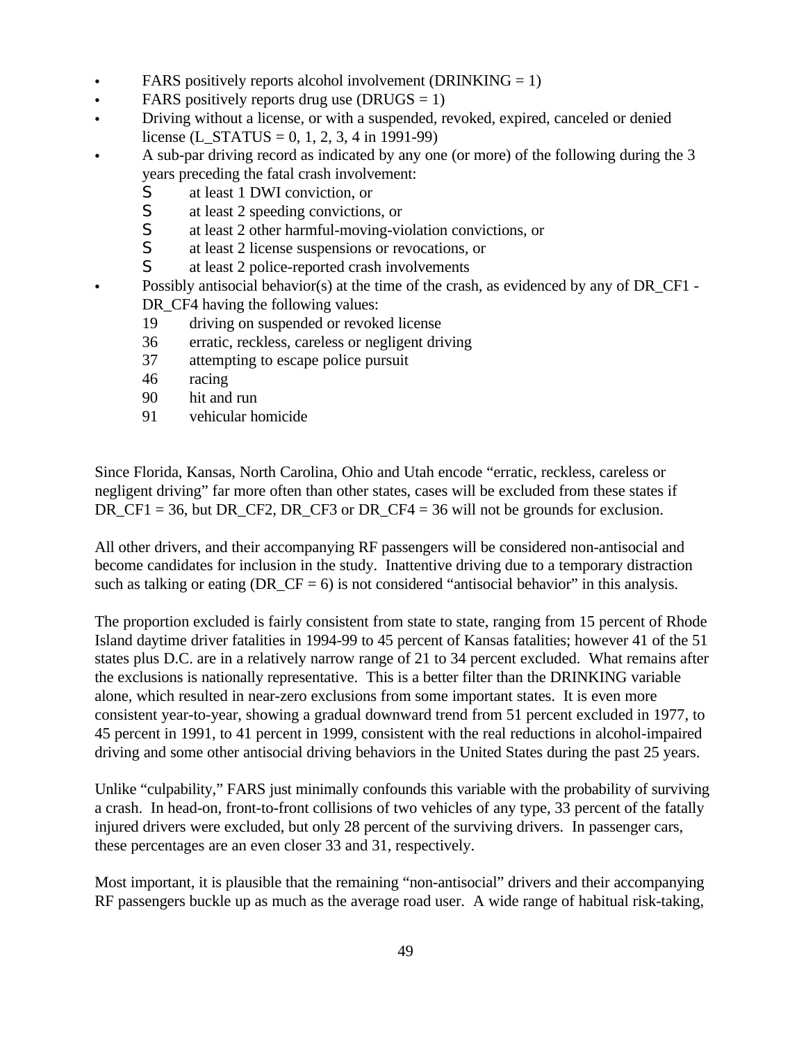- FARS positively reports alcohol involvement (DRINKING = 1)
- FARS positively reports drug use (DRUGS = 1)
- Driving without a license, or with a suspended, revoked, expired, canceled or denied license (L_STATUS = 0, 1, 2, 3, 4 in 1991-99)
- A sub-par driving record as indicated by any one (or more) of the following during the 3 years preceding the fatal crash involvement:
  - at least 1 DWI conviction, or
  - at least 2 speeding convictions, or
  - at least 2 other harmful-moving-violation convictions, or
  - at least 2 license suspensions or revocations, or
  - at least 2 police-reported crash involvements
- Possibly antisocial behavior(s) at the time of the crash, as evidenced by any of DR_CF1 - DR_CF4 having the following values:
  - 19 driving on suspended or revoked license
  - 36 erratic, reckless, careless or negligent driving
  - 37 attempting to escape police pursuit
  - 46 racing
  - 90 hit and run
  - 91 vehicular homicide

Since Florida, Kansas, North Carolina, Ohio and Utah encode "erratic, reckless, careless or negligent driving" far more often than other states, cases will be excluded from these states if DR_CF1 = 36, but DR_CF2, DR_CF3 or DR_CF4 = 36 will not be grounds for exclusion.

All other drivers, and their accompanying RF passengers will be considered non-antisocial and become candidates for inclusion in the study. Inattentive driving due to a temporary distraction such as talking or eating (DR_CF = 6) is not considered "antisocial behavior" in this analysis.

The proportion excluded is fairly consistent from state to state, ranging from 15 percent of Rhode Island daytime driver fatalities in 1994-99 to 45 percent of Kansas fatalities; however 41 of the 51 states plus D.C. are in a relatively narrow range of 21 to 34 percent excluded. What remains after the exclusions is nationally representative. This is a better filter than the DRINKING variable alone, which resulted in near-zero exclusions from some important states. It is even more consistent year-to-year, showing a gradual downward trend from 51 percent excluded in 1977, to 45 percent in 1991, to 41 percent in 1999, consistent with the real reductions in alcohol-impaired driving and some other antisocial driving behaviors in the United States during the past 25 years.

Unlike "culpability," FARS just minimally confounds this variable with the probability of surviving a crash. In head-on, front-to-front collisions of two vehicles of any type, 33 percent of the fatally injured drivers were excluded, but only 28 percent of the surviving drivers. In passenger cars, these percentages are an even closer 33 and 31, respectively.

Most important, it is plausible that the remaining "non-antisocial" drivers and their accompanying RF passengers buckle up as much as the average road user. A wide range of habitual risk-taking,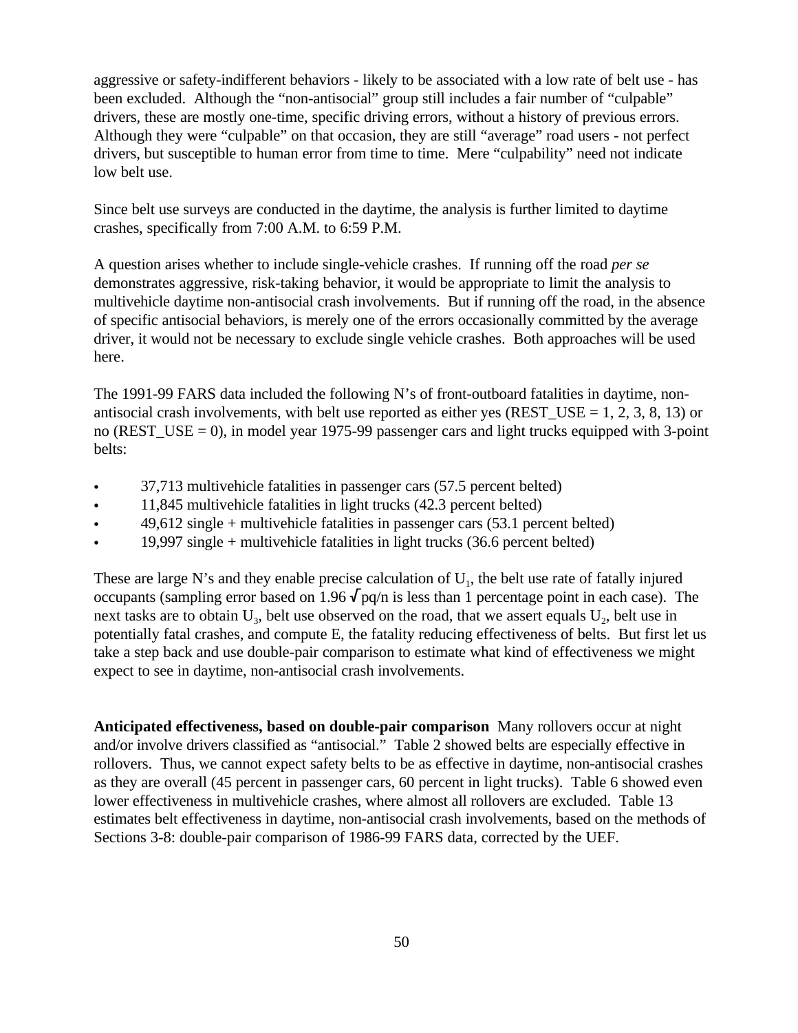aggressive or safety-indifferent behaviors - likely to be associated with a low rate of belt use - has been excluded. Although the "non-antisocial" group still includes a fair number of "culpable" drivers, these are mostly one-time, specific driving errors, without a history of previous errors. Although they were "culpable" on that occasion, they are still "average" road users - not perfect drivers, but susceptible to human error from time to time. Mere "culpability" need not indicate low belt use.

Since belt use surveys are conducted in the daytime, the analysis is further limited to daytime crashes, specifically from 7:00 A.M. to 6:59 P.M.

A question arises whether to include single-vehicle crashes. If running off the road *per se* demonstrates aggressive, risk-taking behavior, it would be appropriate to limit the analysis to multivehicle daytime non-antisocial crash involvements. But if running off the road, in the absence of specific antisocial behaviors, is merely one of the errors occasionally committed by the average driver, it would not be necessary to exclude single vehicle crashes. Both approaches will be used here.

The 1991-99 FARS data included the following N's of front-outboard fatalities in daytime, non-antisocial crash involvements, with belt use reported as either yes (REST_USE = 1, 2, 3, 8, 13) or no (REST_USE = 0), in model year 1975-99 passenger cars and light trucks equipped with 3-point belts:

- 37,713 multivehicle fatalities in passenger cars (57.5 percent belted)
- 11,845 multivehicle fatalities in light trucks (42.3 percent belted)
- 49,612 single + multivehicle fatalities in passenger cars (53.1 percent belted)
- 19,997 single + multivehicle fatalities in light trucks (36.6 percent belted)

These are large N's and they enable precise calculation of $U_1$, the belt use rate of fatally injured occupants (sampling error based on $1.96 \sqrt{pq/n}$ is less than 1 percentage point in each case). The next tasks are to obtain $U_3$, belt use observed on the road, that we assert equals $U_2$, belt use in potentially fatal crashes, and compute E, the fatality reducing effectiveness of belts. But first let us take a step back and use double-pair comparison to estimate what kind of effectiveness we might expect to see in daytime, non-antisocial crash involvements.

**Anticipated effectiveness, based on double-pair comparison** Many rollovers occur at night and/or involve drivers classified as "antisocial." Table 2 showed belts are especially effective in rollovers. Thus, we cannot expect safety belts to be as effective in daytime, non-antisocial crashes as they are overall (45 percent in passenger cars, 60 percent in light trucks). Table 6 showed even lower effectiveness in multivehicle crashes, where almost all rollovers are excluded. Table 13 estimates belt effectiveness in daytime, non-antisocial crash involvements, based on the methods of Sections 3-8: double-pair comparison of 1986-99 FARS data, corrected by the UEF.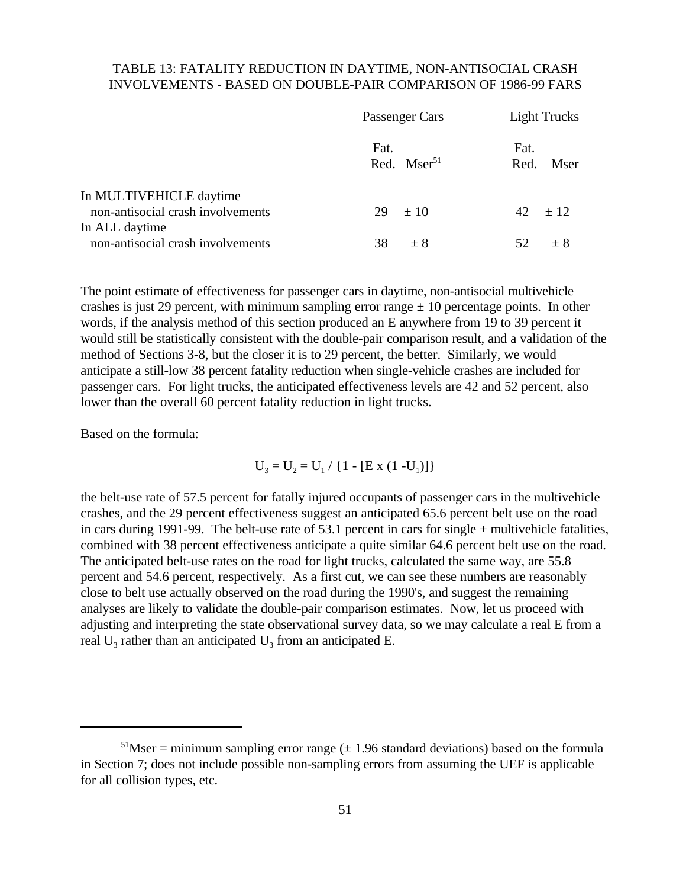TABLE 13: FATALITY REDUCTION IN DAYTIME, NON-ANTISOCIAL CRASH INVOLVEMENTS - BASED ON DOUBLE-PAIR COMPARISON OF 1986-99 FARS

| | Passenger Cars | | Light Trucks | |
|---|---|---|---|---|
| | Fat. Red. | Mser[51] | Fat. Red. | Mser |
| In MULTIVEHICLE daytime non-antisocial crash involvements | 29 | ± 10 | 42 | ± 12 |
| In ALL daytime non-antisocial crash involvements | 38 | ± 8 | 52 | ± 8 |

The point estimate of effectiveness for passenger cars in daytime, non-antisocial multivehicle crashes is just 29 percent, with minimum sampling error range ± 10 percentage points. In other words, if the analysis method of this section produced an E anywhere from 19 to 39 percent it would still be statistically consistent with the double-pair comparison result, and a validation of the method of Sections 3-8, but the closer it is to 29 percent, the better. Similarly, we would anticipate a still-low 38 percent fatality reduction when single-vehicle crashes are included for passenger cars. For light trucks, the anticipated effectiveness levels are 42 and 52 percent, also lower than the overall 60 percent fatality reduction in light trucks.

Based on the formula:

$$U_3 = U_2 = U_1 / \{1 - [E \times (1 - U_1)]\}$$

the belt-use rate of 57.5 percent for fatally injured occupants of passenger cars in the multivehicle crashes, and the 29 percent effectiveness suggest an anticipated 65.6 percent belt use on the road in cars during 1991-99. The belt-use rate of 53.1 percent in cars for single + multivehicle fatalities, combined with 38 percent effectiveness anticipate a quite similar 64.6 percent belt use on the road. The anticipated belt-use rates on the road for light trucks, calculated the same way, are 55.8 percent and 54.6 percent, respectively. As a first cut, we can see these numbers are reasonably close to belt use actually observed on the road during the 1990's, and suggest the remaining analyses are likely to validate the double-pair comparison estimates. Now, let us proceed with adjusting and interpreting the state observational survey data, so we may calculate a real E from a real $U_3$ rather than an anticipated $U_3$ from an anticipated E.

---

[51]Mser = minimum sampling error range (± 1.96 standard deviations) based on the formula in Section 7; does not include possible non-sampling errors from assuming the UEF is applicable for all collision types, etc.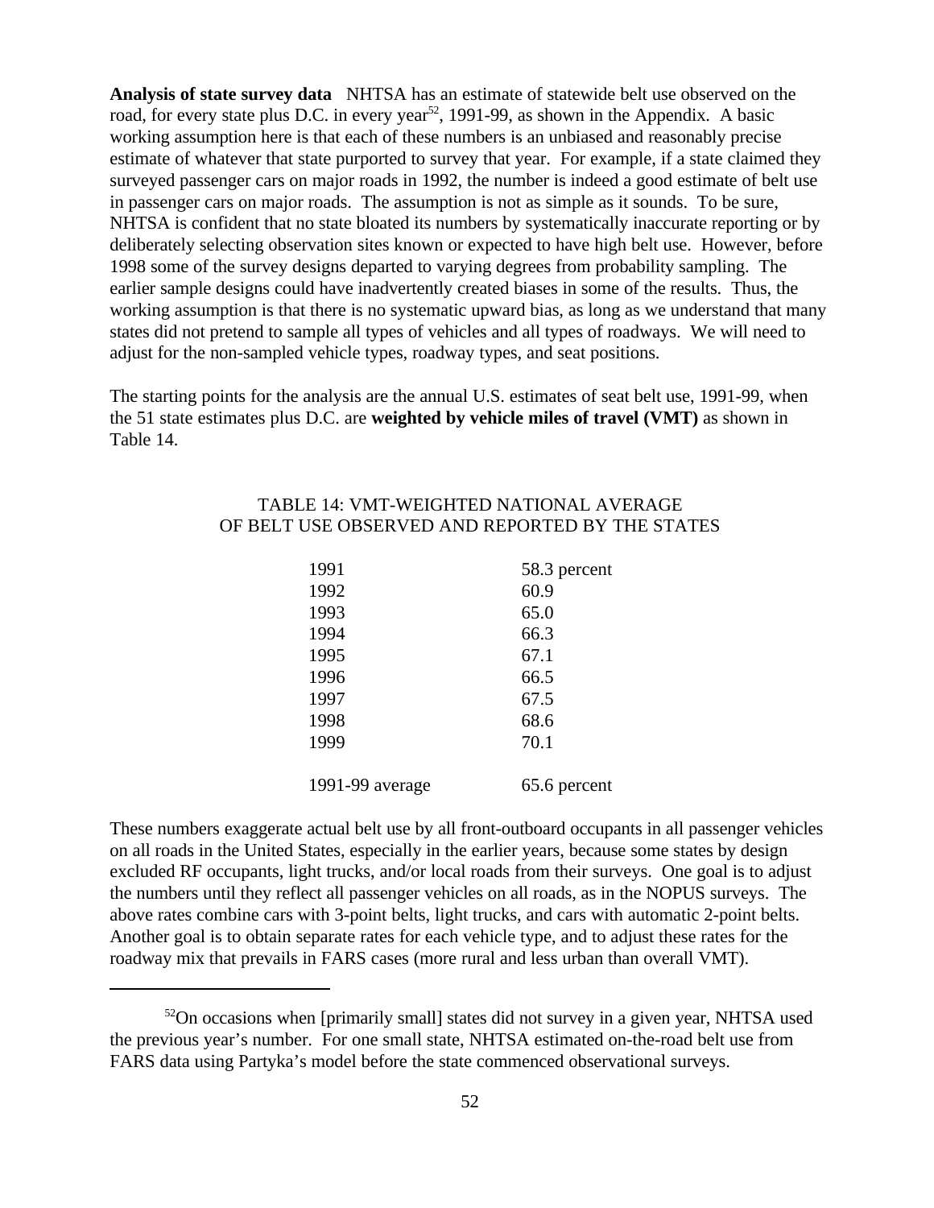**Analysis of state survey data** NHTSA has an estimate of statewide belt use observed on the road, for every state plus D.C. in every year[52], 1991-99, as shown in the Appendix. A basic working assumption here is that each of these numbers is an unbiased and reasonably precise estimate of whatever that state purported to survey that year. For example, if a state claimed they surveyed passenger cars on major roads in 1992, the number is indeed a good estimate of belt use in passenger cars on major roads. The assumption is not as simple as it sounds. To be sure, NHTSA is confident that no state bloated its numbers by systematically inaccurate reporting or by deliberately selecting observation sites known or expected to have high belt use. However, before 1998 some of the survey designs departed to varying degrees from probability sampling. The earlier sample designs could have inadvertently created biases in some of the results. Thus, the working assumption is that there is no systematic upward bias, as long as we understand that many states did not pretend to sample all types of vehicles and all types of roadways. We will need to adjust for the non-sampled vehicle types, roadway types, and seat positions.

The starting points for the analysis are the annual U.S. estimates of seat belt use, 1991-99, when the 51 state estimates plus D.C. are **weighted by vehicle miles of travel (VMT)** as shown in Table 14.

TABLE 14: VMT-WEIGHTED NATIONAL AVERAGE OF BELT USE OBSERVED AND REPORTED BY THE STATES

| | |
|---|---|
| 1991 | 58.3 percent |
| 1992 | 60.9 |
| 1993 | 65.0 |
| 1994 | 66.3 |
| 1995 | 67.1 |
| 1996 | 66.5 |
| 1997 | 67.5 |
| 1998 | 68.6 |
| 1999 | 70.1 |
| 1991-99 average | 65.6 percent |

These numbers exaggerate actual belt use by all front-outboard occupants in all passenger vehicles on all roads in the United States, especially in the earlier years, because some states by design excluded RF occupants, light trucks, and/or local roads from their surveys. One goal is to adjust the numbers until they reflect all passenger vehicles on all roads, as in the NOPUS surveys. The above rates combine cars with 3-point belts, light trucks, and cars with automatic 2-point belts. Another goal is to obtain separate rates for each vehicle type, and to adjust these rates for the roadway mix that prevails in FARS cases (more rural and less urban than overall VMT).

[52]On occasions when [primarily small] states did not survey in a given year, NHTSA used the previous year's number. For one small state, NHTSA estimated on-the-road belt use from FARS data using Partyka's model before the state commenced observational surveys.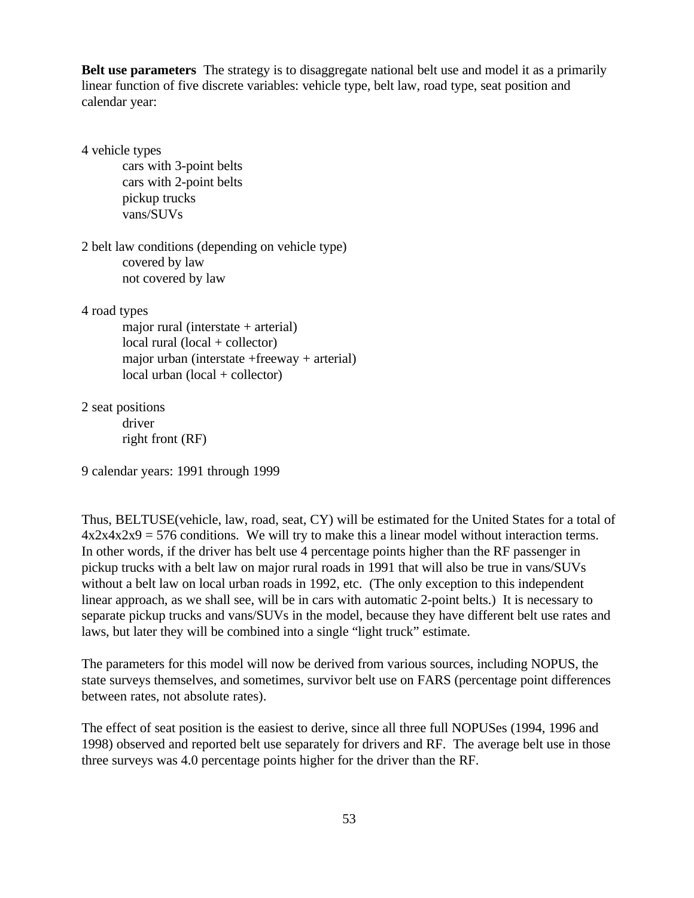**Belt use parameters** The strategy is to disaggregate national belt use and model it as a primarily linear function of five discrete variables: vehicle type, belt law, road type, seat position and calendar year:

4 vehicle types
- cars with 3-point belts
- cars with 2-point belts
- pickup trucks
- vans/SUVs

2 belt law conditions (depending on vehicle type)
- covered by law
- not covered by law

4 road types
- major rural (interstate + arterial)
- local rural (local + collector)
- major urban (interstate +freeway + arterial)
- local urban (local + collector)

2 seat positions
- driver
- right front (RF)

9 calendar years: 1991 through 1999

Thus, BELTUSE(vehicle, law, road, seat, CY) will be estimated for the United States for a total of 4x2x4x2x9 = 576 conditions. We will try to make this a linear model without interaction terms. In other words, if the driver has belt use 4 percentage points higher than the RF passenger in pickup trucks with a belt law on major rural roads in 1991 that will also be true in vans/SUVs without a belt law on local urban roads in 1992, etc. (The only exception to this independent linear approach, as we shall see, will be in cars with automatic 2-point belts.) It is necessary to separate pickup trucks and vans/SUVs in the model, because they have different belt use rates and laws, but later they will be combined into a single "light truck" estimate.

The parameters for this model will now be derived from various sources, including NOPUS, the state surveys themselves, and sometimes, survivor belt use on FARS (percentage point differences between rates, not absolute rates).

The effect of seat position is the easiest to derive, since all three full NOPUSes (1994, 1996 and 1998) observed and reported belt use separately for drivers and RF. The average belt use in those three surveys was 4.0 percentage points higher for the driver than the RF.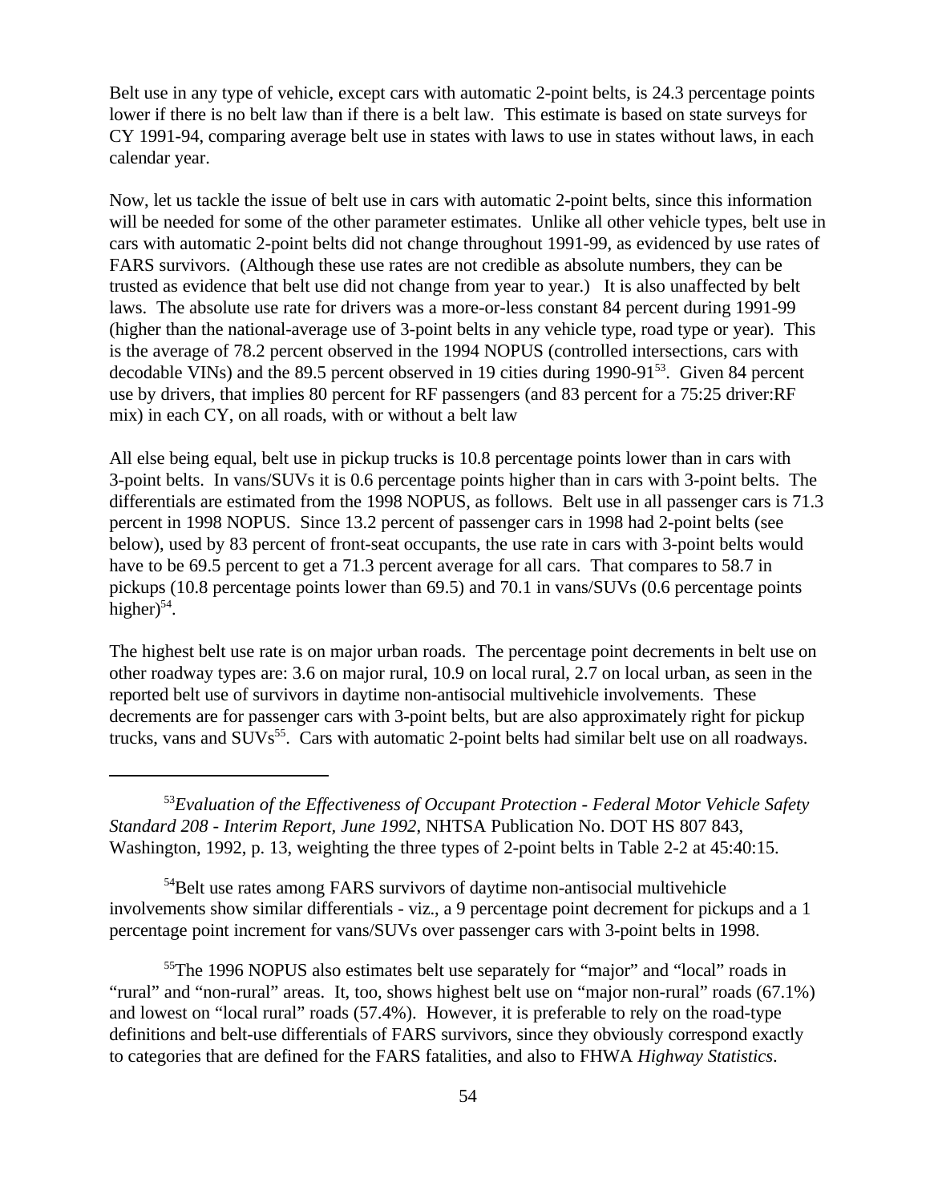Belt use in any type of vehicle, except cars with automatic 2-point belts, is 24.3 percentage points lower if there is no belt law than if there is a belt law. This estimate is based on state surveys for CY 1991-94, comparing average belt use in states with laws to use in states without laws, in each calendar year.

Now, let us tackle the issue of belt use in cars with automatic 2-point belts, since this information will be needed for some of the other parameter estimates. Unlike all other vehicle types, belt use in cars with automatic 2-point belts did not change throughout 1991-99, as evidenced by use rates of FARS survivors. (Although these use rates are not credible as absolute numbers, they can be trusted as evidence that belt use did not change from year to year.) It is also unaffected by belt laws. The absolute use rate for drivers was a more-or-less constant 84 percent during 1991-99 (higher than the national-average use of 3-point belts in any vehicle type, road type or year). This is the average of 78.2 percent observed in the 1994 NOPUS (controlled intersections, cars with decodable VINs) and the 89.5 percent observed in 19 cities during 1990-91[53]. Given 84 percent use by drivers, that implies 80 percent for RF passengers (and 83 percent for a 75:25 driver:RF mix) in each CY, on all roads, with or without a belt law

All else being equal, belt use in pickup trucks is 10.8 percentage points lower than in cars with 3-point belts. In vans/SUVs it is 0.6 percentage points higher than in cars with 3-point belts. The differentials are estimated from the 1998 NOPUS, as follows. Belt use in all passenger cars is 71.3 percent in 1998 NOPUS. Since 13.2 percent of passenger cars in 1998 had 2-point belts (see below), used by 83 percent of front-seat occupants, the use rate in cars with 3-point belts would have to be 69.5 percent to get a 71.3 percent average for all cars. That compares to 58.7 in pickups (10.8 percentage points lower than 69.5) and 70.1 in vans/SUVs (0.6 percentage points higher)[54].

The highest belt use rate is on major urban roads. The percentage point decrements in belt use on other roadway types are: 3.6 on major rural, 10.9 on local rural, 2.7 on local urban, as seen in the reported belt use of survivors in daytime non-antisocial multivehicle involvements. These decrements are for passenger cars with 3-point belts, but are also approximately right for pickup trucks, vans and SUVs[55]. Cars with automatic 2-point belts had similar belt use on all roadways.

---

[53] *Evaluation of the Effectiveness of Occupant Protection - Federal Motor Vehicle Safety Standard 208 - Interim Report, June 1992*, NHTSA Publication No. DOT HS 807 843, Washington, 1992, p. 13, weighting the three types of 2-point belts in Table 2-2 at 45:40:15.

[54] Belt use rates among FARS survivors of daytime non-antisocial multivehicle involvements show similar differentials - viz., a 9 percentage point decrement for pickups and a 1 percentage point increment for vans/SUVs over passenger cars with 3-point belts in 1998.

[55] The 1996 NOPUS also estimates belt use separately for "major" and "local" roads in "rural" and "non-rural" areas. It, too, shows highest belt use on "major non-rural" roads (67.1%) and lowest on "local rural" roads (57.4%). However, it is preferable to rely on the road-type definitions and belt-use differentials of FARS survivors, since they obviously correspond exactly to categories that are defined for the FARS fatalities, and also to FHWA *Highway Statistics*.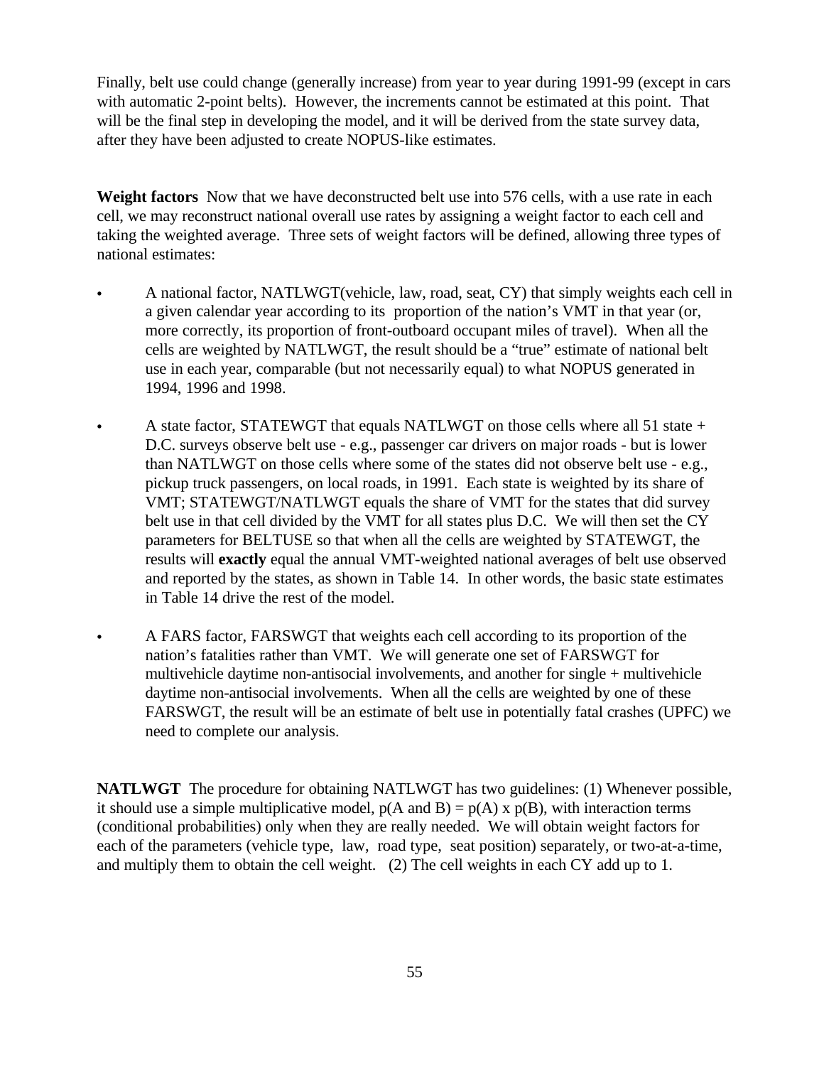Finally, belt use could change (generally increase) from year to year during 1991-99 (except in cars with automatic 2-point belts). However, the increments cannot be estimated at this point. That will be the final step in developing the model, and it will be derived from the state survey data, after they have been adjusted to create NOPUS-like estimates.

**Weight factors** Now that we have deconstructed belt use into 576 cells, with a use rate in each cell, we may reconstruct national overall use rates by assigning a weight factor to each cell and taking the weighted average. Three sets of weight factors will be defined, allowing three types of national estimates:

- A national factor, NATLWGT(vehicle, law, road, seat, CY) that simply weights each cell in a given calendar year according to its proportion of the nation's VMT in that year (or, more correctly, its proportion of front-outboard occupant miles of travel). When all the cells are weighted by NATLWGT, the result should be a "true" estimate of national belt use in each year, comparable (but not necessarily equal) to what NOPUS generated in 1994, 1996 and 1998.

- A state factor, STATEWGT that equals NATLWGT on those cells where all 51 state + D.C. surveys observe belt use - e.g., passenger car drivers on major roads - but is lower than NATLWGT on those cells where some of the states did not observe belt use - e.g., pickup truck passengers, on local roads, in 1991. Each state is weighted by its share of VMT; STATEWGT/NATLWGT equals the share of VMT for the states that did survey belt use in that cell divided by the VMT for all states plus D.C. We will then set the CY parameters for BELTUSE so that when all the cells are weighted by STATEWGT, the results will **exactly** equal the annual VMT-weighted national averages of belt use observed and reported by the states, as shown in Table 14. In other words, the basic state estimates in Table 14 drive the rest of the model.

- A FARS factor, FARSWGT that weights each cell according to its proportion of the nation's fatalities rather than VMT. We will generate one set of FARSWGT for multivehicle daytime non-antisocial involvements, and another for single + multivehicle daytime non-antisocial involvements. When all the cells are weighted by one of these FARSWGT, the result will be an estimate of belt use in potentially fatal crashes (UPFC) we need to complete our analysis.

**NATLWGT** The procedure for obtaining NATLWGT has two guidelines: (1) Whenever possible, it should use a simple multiplicative model, p(A and B) = p(A) x p(B), with interaction terms (conditional probabilities) only when they are really needed. We will obtain weight factors for each of the parameters (vehicle type, law, road type, seat position) separately, or two-at-a-time, and multiply them to obtain the cell weight. (2) The cell weights in each CY add up to 1.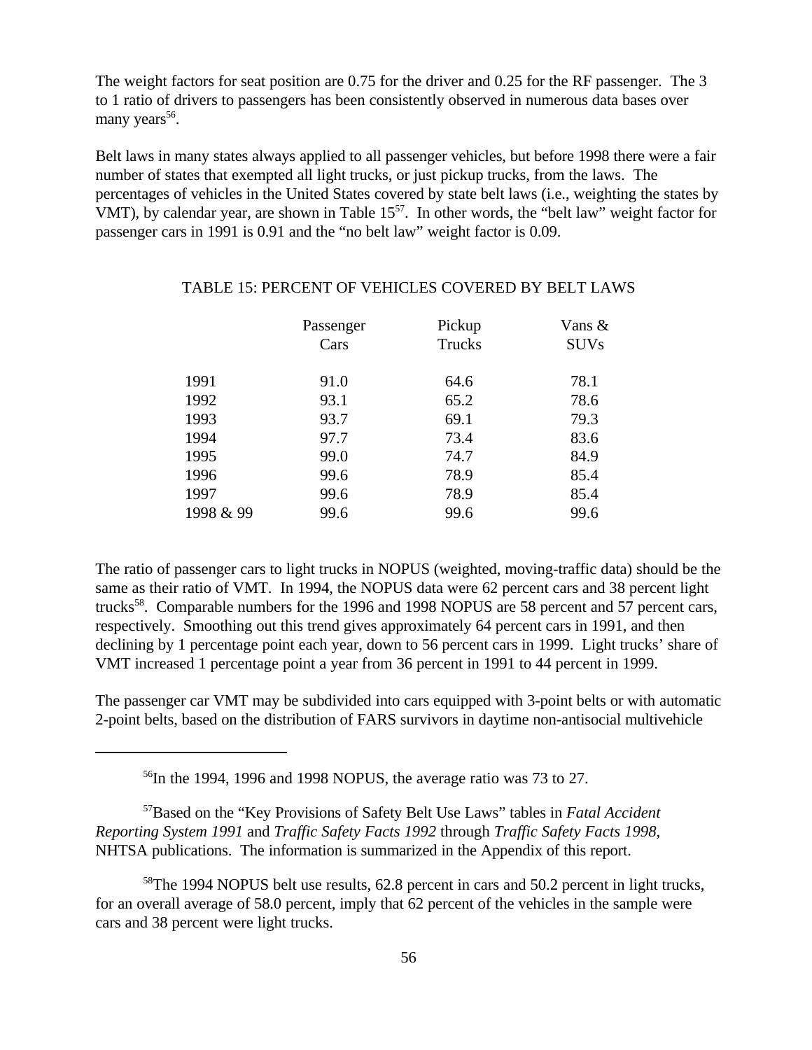The weight factors for seat position are 0.75 for the driver and 0.25 for the RF passenger. The 3 to 1 ratio of drivers to passengers has been consistently observed in numerous data bases over many years[56].

Belt laws in many states always applied to all passenger vehicles, but before 1998 there were a fair number of states that exempted all light trucks, or just pickup trucks, from the laws. The percentages of vehicles in the United States covered by state belt laws (i.e., weighting the states by VMT), by calendar year, are shown in Table 15[57]. In other words, the "belt law" weight factor for passenger cars in 1991 is 0.91 and the "no belt law" weight factor is 0.09.

TABLE 15: PERCENT OF VEHICLES COVERED BY BELT LAWS

| | Passenger Cars | Pickup Trucks | Vans & SUVs |
|---|---|---|---|
| 1991 | 91.0 | 64.6 | 78.1 |
| 1992 | 93.1 | 65.2 | 78.6 |
| 1993 | 93.7 | 69.1 | 79.3 |
| 1994 | 97.7 | 73.4 | 83.6 |
| 1995 | 99.0 | 74.7 | 84.9 |
| 1996 | 99.6 | 78.9 | 85.4 |
| 1997 | 99.6 | 78.9 | 85.4 |
| 1998 & 99 | 99.6 | 99.6 | 99.6 |

The ratio of passenger cars to light trucks in NOPUS (weighted, moving-traffic data) should be the same as their ratio of VMT. In 1994, the NOPUS data were 62 percent cars and 38 percent light trucks[58]. Comparable numbers for the 1996 and 1998 NOPUS are 58 percent and 57 percent cars, respectively. Smoothing out this trend gives approximately 64 percent cars in 1991, and then declining by 1 percentage point each year, down to 56 percent cars in 1999. Light trucks' share of VMT increased 1 percentage point a year from 36 percent in 1991 to 44 percent in 1999.

The passenger car VMT may be subdivided into cars equipped with 3-point belts or with automatic 2-point belts, based on the distribution of FARS survivors in daytime non-antisocial multivehicle

---

[56] In the 1994, 1996 and 1998 NOPUS, the average ratio was 73 to 27.

[57] Based on the "Key Provisions of Safety Belt Use Laws" tables in *Fatal Accident Reporting System 1991* and *Traffic Safety Facts 1992* through *Traffic Safety Facts 1998*, NHTSA publications. The information is summarized in the Appendix of this report.

[58] The 1994 NOPUS belt use results, 62.8 percent in cars and 50.2 percent in light trucks, for an overall average of 58.0 percent, imply that 62 percent of the vehicles in the sample were cars and 38 percent were light trucks.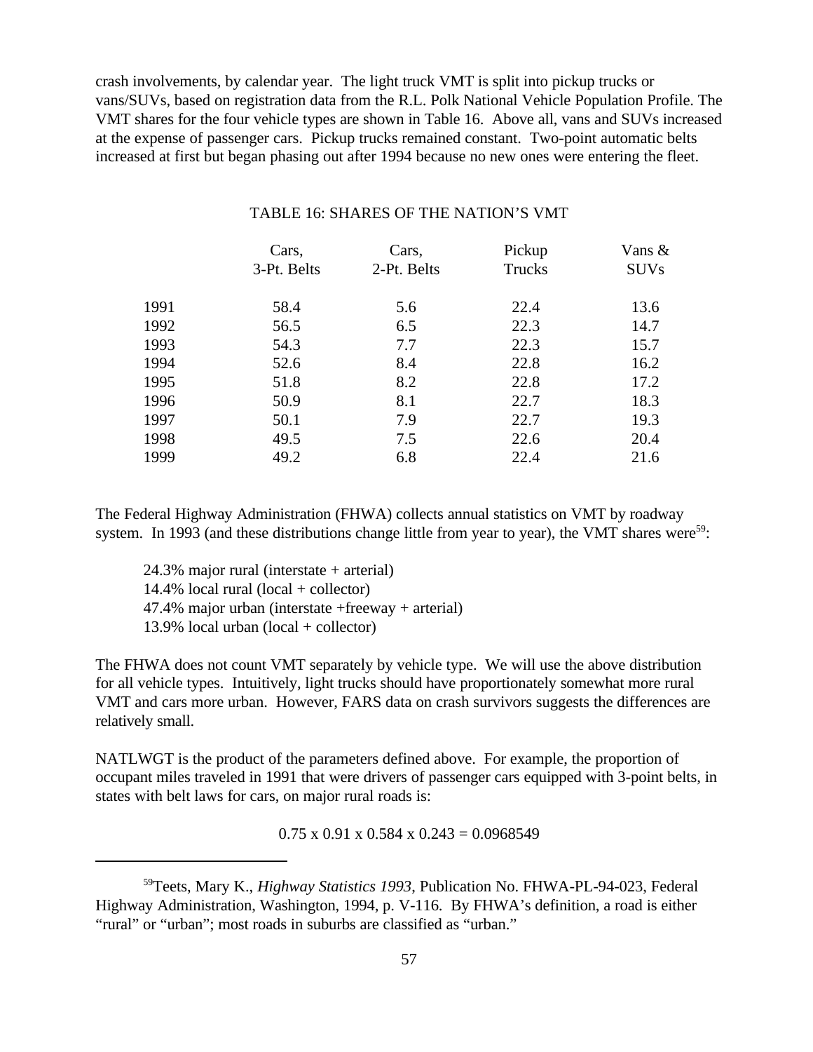crash involvements, by calendar year. The light truck VMT is split into pickup trucks or vans/SUVs, based on registration data from the R.L. Polk National Vehicle Population Profile. The VMT shares for the four vehicle types are shown in Table 16. Above all, vans and SUVs increased at the expense of passenger cars. Pickup trucks remained constant. Two-point automatic belts increased at first but began phasing out after 1994 because no new ones were entering the fleet.

TABLE 16: SHARES OF THE NATION'S VMT

| | Cars, 3-Pt. Belts | Cars, 2-Pt. Belts | Pickup Trucks | Vans & SUVs |
|---|---|---|---|---|
| 1991 | 58.4 | 5.6 | 22.4 | 13.6 |
| 1992 | 56.5 | 6.5 | 22.3 | 14.7 |
| 1993 | 54.3 | 7.7 | 22.3 | 15.7 |
| 1994 | 52.6 | 8.4 | 22.8 | 16.2 |
| 1995 | 51.8 | 8.2 | 22.8 | 17.2 |
| 1996 | 50.9 | 8.1 | 22.7 | 18.3 |
| 1997 | 50.1 | 7.9 | 22.7 | 19.3 |
| 1998 | 49.5 | 7.5 | 22.6 | 20.4 |
| 1999 | 49.2 | 6.8 | 22.4 | 21.6 |

The Federal Highway Administration (FHWA) collects annual statistics on VMT by roadway system. In 1993 (and these distributions change little from year to year), the VMT shares were[59]:

24.3% major rural (interstate + arterial)
14.4% local rural (local + collector)
47.4% major urban (interstate +freeway + arterial)
13.9% local urban (local + collector)

The FHWA does not count VMT separately by vehicle type. We will use the above distribution for all vehicle types. Intuitively, light trucks should have proportionately somewhat more rural VMT and cars more urban. However, FARS data on crash survivors suggests the differences are relatively small.

NATLWGT is the product of the parameters defined above. For example, the proportion of occupant miles traveled in 1991 that were drivers of passenger cars equipped with 3-point belts, in states with belt laws for cars, on major rural roads is:

$$0.75 \times 0.91 \times 0.584 \times 0.243 = 0.0968549$$

[59] Teets, Mary K., *Highway Statistics 1993*, Publication No. FHWA-PL-94-023, Federal Highway Administration, Washington, 1994, p. V-116. By FHWA's definition, a road is either "rural" or "urban"; most roads in suburbs are classified as "urban."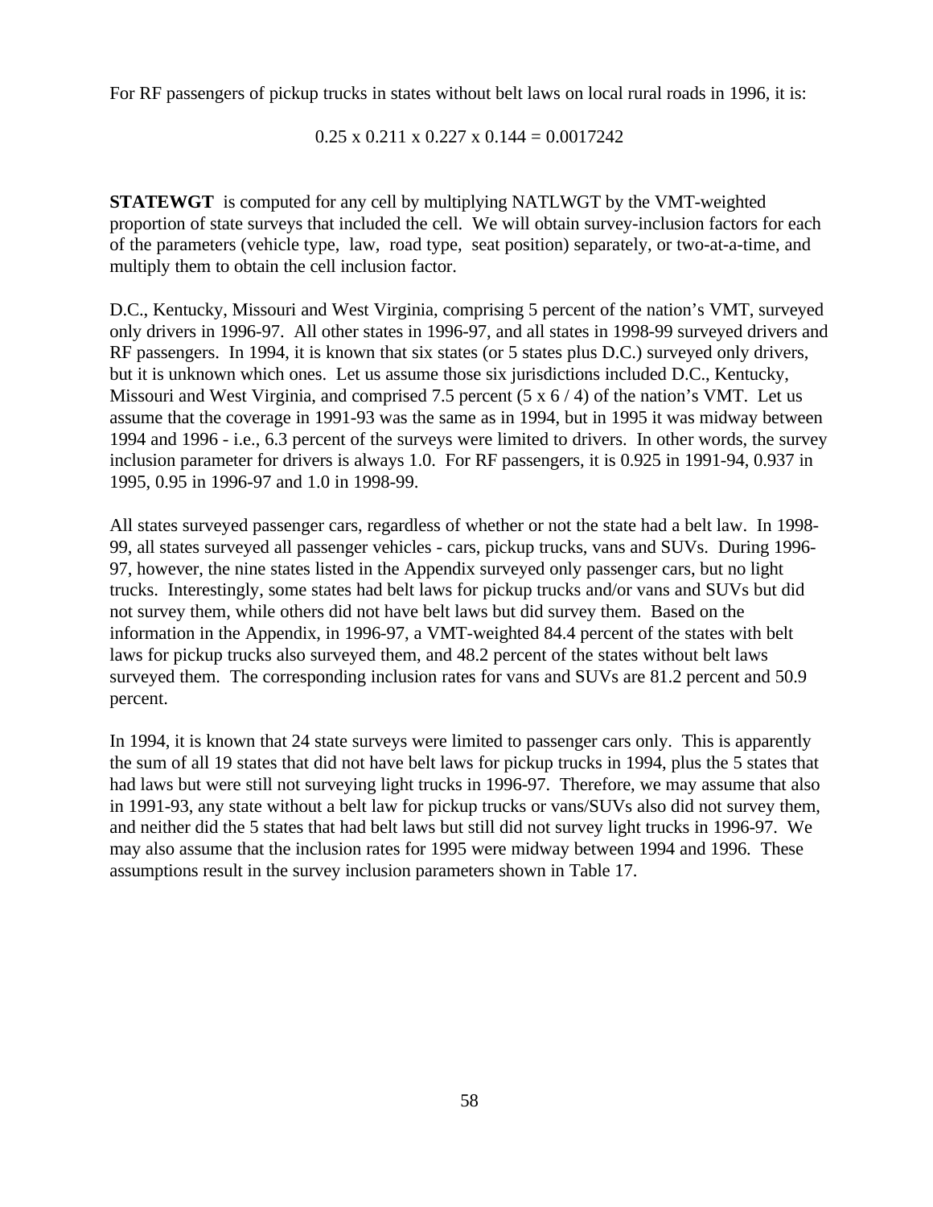For RF passengers of pickup trucks in states without belt laws on local rural roads in 1996, it is:

$$0.25 \times 0.211 \times 0.227 \times 0.144 = 0.0017242$$

**STATEWGT** is computed for any cell by multiplying NATLWGT by the VMT-weighted proportion of state surveys that included the cell. We will obtain survey-inclusion factors for each of the parameters (vehicle type, law, road type, seat position) separately, or two-at-a-time, and multiply them to obtain the cell inclusion factor.

D.C., Kentucky, Missouri and West Virginia, comprising 5 percent of the nation's VMT, surveyed only drivers in 1996-97. All other states in 1996-97, and all states in 1998-99 surveyed drivers and RF passengers. In 1994, it is known that six states (or 5 states plus D.C.) surveyed only drivers, but it is unknown which ones. Let us assume those six jurisdictions included D.C., Kentucky, Missouri and West Virginia, and comprised 7.5 percent (5 x 6 / 4) of the nation's VMT. Let us assume that the coverage in 1991-93 was the same as in 1994, but in 1995 it was midway between 1994 and 1996 - i.e., 6.3 percent of the surveys were limited to drivers. In other words, the survey inclusion parameter for drivers is always 1.0. For RF passengers, it is 0.925 in 1991-94, 0.937 in 1995, 0.95 in 1996-97 and 1.0 in 1998-99.

All states surveyed passenger cars, regardless of whether or not the state had a belt law. In 1998-99, all states surveyed all passenger vehicles - cars, pickup trucks, vans and SUVs. During 1996-97, however, the nine states listed in the Appendix surveyed only passenger cars, but no light trucks. Interestingly, some states had belt laws for pickup trucks and/or vans and SUVs but did not survey them, while others did not have belt laws but did survey them. Based on the information in the Appendix, in 1996-97, a VMT-weighted 84.4 percent of the states with belt laws for pickup trucks also surveyed them, and 48.2 percent of the states without belt laws surveyed them. The corresponding inclusion rates for vans and SUVs are 81.2 percent and 50.9 percent.

In 1994, it is known that 24 state surveys were limited to passenger cars only. This is apparently the sum of all 19 states that did not have belt laws for pickup trucks in 1994, plus the 5 states that had laws but were still not surveying light trucks in 1996-97. Therefore, we may assume that also in 1991-93, any state without a belt law for pickup trucks or vans/SUVs also did not survey them, and neither did the 5 states that had belt laws but still did not survey light trucks in 1996-97. We may also assume that the inclusion rates for 1995 were midway between 1994 and 1996. These assumptions result in the survey inclusion parameters shown in Table 17.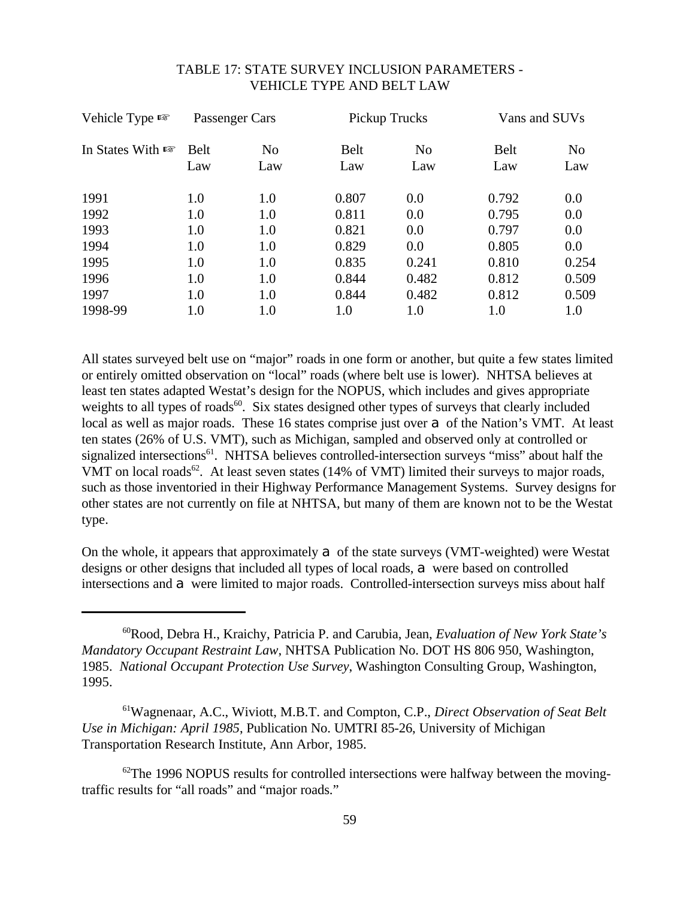TABLE 17: STATE SURVEY INCLUSION PARAMETERS - VEHICLE TYPE AND BELT LAW

| Vehicle Type ☞ | Passenger Cars | | Pickup Trucks | | Vans and SUVs | |
|---|---|---|---|---|---|---|
| In States With ☞ | Belt Law | No Law | Belt Law | No Law | Belt Law | No Law |
| 1991 | 1.0 | 1.0 | 0.807 | 0.0 | 0.792 | 0.0 |
| 1992 | 1.0 | 1.0 | 0.811 | 0.0 | 0.795 | 0.0 |
| 1993 | 1.0 | 1.0 | 0.821 | 0.0 | 0.797 | 0.0 |
| 1994 | 1.0 | 1.0 | 0.829 | 0.0 | 0.805 | 0.0 |
| 1995 | 1.0 | 1.0 | 0.835 | 0.241 | 0.810 | 0.254 |
| 1996 | 1.0 | 1.0 | 0.844 | 0.482 | 0.812 | 0.509 |
| 1997 | 1.0 | 1.0 | 0.844 | 0.482 | 0.812 | 0.509 |
| 1998-99 | 1.0 | 1.0 | 1.0 | 1.0 | 1.0 | 1.0 |

All states surveyed belt use on "major" roads in one form or another, but quite a few states limited or entirely omitted observation on "local" roads (where belt use is lower). NHTSA believes at least ten states adapted Westat's design for the NOPUS, which includes and gives appropriate weights to all types of roads[60]. Six states designed other types of surveys that clearly included local as well as major roads. These 16 states comprise just over a of the Nation's VMT. At least ten states (26% of U.S. VMT), such as Michigan, sampled and observed only at controlled or signalized intersections[61]. NHTSA believes controlled-intersection surveys "miss" about half the VMT on local roads[62]. At least seven states (14% of VMT) limited their surveys to major roads, such as those inventoried in their Highway Performance Management Systems. Survey designs for other states are not currently on file at NHTSA, but many of them are known not to be the Westat type.

On the whole, it appears that approximately a of the state surveys (VMT-weighted) were Westat designs or other designs that included all types of local roads, a were based on controlled intersections and a were limited to major roads. Controlled-intersection surveys miss about half

---

[60] Rood, Debra H., Kraichy, Patricia P. and Carubia, Jean, *Evaluation of New York State's Mandatory Occupant Restraint Law*, NHTSA Publication No. DOT HS 806 950, Washington, 1985. *National Occupant Protection Use Survey*, Washington Consulting Group, Washington, 1995.

[61] Wagnenaar, A.C., Wiviott, M.B.T. and Compton, C.P., *Direct Observation of Seat Belt Use in Michigan: April 1985*, Publication No. UMTRI 85-26, University of Michigan Transportation Research Institute, Ann Arbor, 1985.

[62] The 1996 NOPUS results for controlled intersections were halfway between the moving-traffic results for "all roads" and "major roads."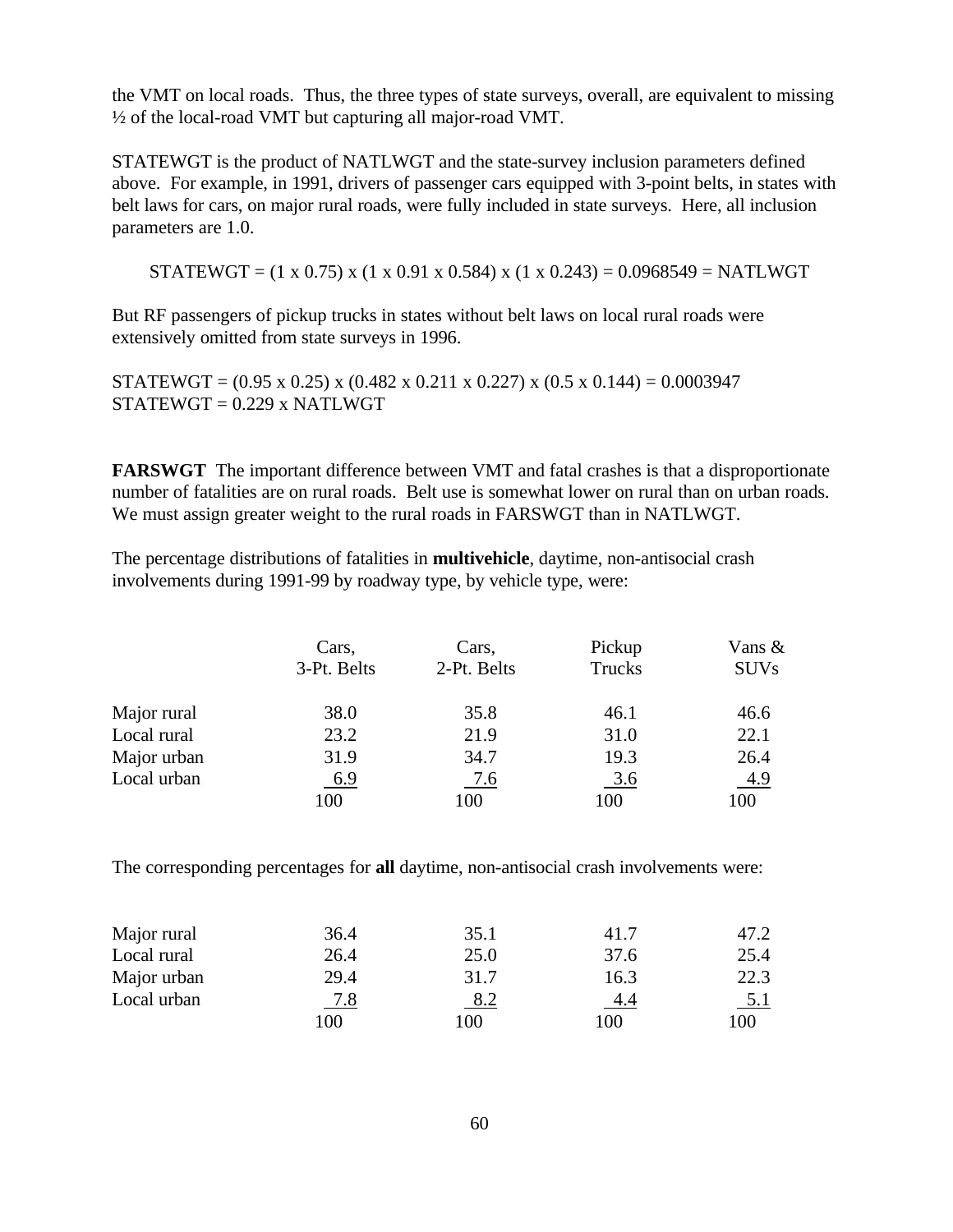the VMT on local roads. Thus, the three types of state surveys, overall, are equivalent to missing ½ of the local-road VMT but capturing all major-road VMT.

STATEWGT is the product of NATLWGT and the state-survey inclusion parameters defined above. For example, in 1991, drivers of passenger cars equipped with 3-point belts, in states with belt laws for cars, on major rural roads, were fully included in state surveys. Here, all inclusion parameters are 1.0.

$$\text{STATEWGT} = (1 \times 0.75) \times (1 \times 0.91 \times 0.584) \times (1 \times 0.243) = 0.0968549 = \text{NATLWGT}$$

But RF passengers of pickup trucks in states without belt laws on local rural roads were extensively omitted from state surveys in 1996.

$$\text{STATEWGT} = (0.95 \times 0.25) \times (0.482 \times 0.211 \times 0.227) \times (0.5 \times 0.144) = 0.0003947$$
$$\text{STATEWGT} = 0.229 \times \text{NATLWGT}$$

**FARSWGT** The important difference between VMT and fatal crashes is that a disproportionate number of fatalities are on rural roads. Belt use is somewhat lower on rural than on urban roads. We must assign greater weight to the rural roads in FARSWGT than in NATLWGT.

The percentage distributions of fatalities in **multivehicle**, daytime, non-antisocial crash involvements during 1991-99 by roadway type, by vehicle type, were:

| | Cars, 3-Pt. Belts | Cars, 2-Pt. Belts | Pickup Trucks | Vans & SUVs |
|---|---|---|---|---|
| Major rural | 38.0 | 35.8 | 46.1 | 46.6 |
| Local rural | 23.2 | 21.9 | 31.0 | 22.1 |
| Major urban | 31.9 | 34.7 | 19.3 | 26.4 |
| Local urban | 6.9 | 7.6 | 3.6 | 4.9 |
| | 100 | 100 | 100 | 100 |

The corresponding percentages for **all** daytime, non-antisocial crash involvements were:

| | | | | |
|---|---|---|---|---|
| Major rural | 36.4 | 35.1 | 41.7 | 47.2 |
| Local rural | 26.4 | 25.0 | 37.6 | 25.4 |
| Major urban | 29.4 | 31.7 | 16.3 | 22.3 |
| Local urban | 7.8 | 8.2 | 4.4 | 5.1 |
| | 100 | 100 | 100 | 100 |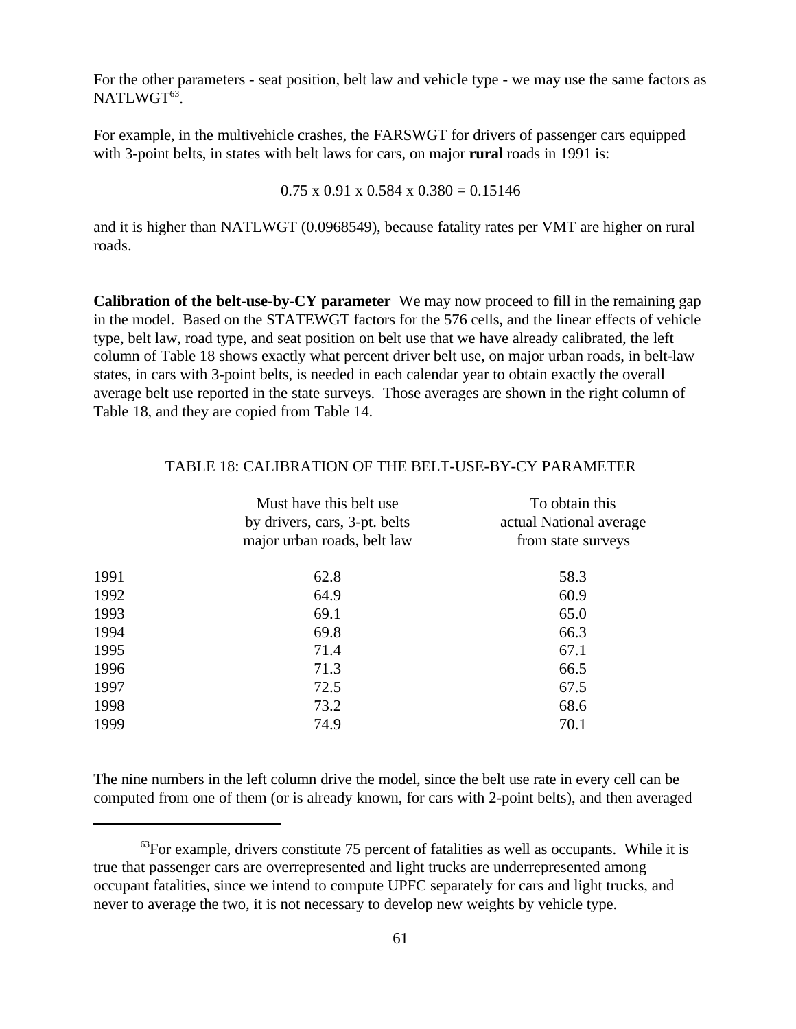For the other parameters - seat position, belt law and vehicle type - we may use the same factors as NATLWGT[63].

For example, in the multivehicle crashes, the FARSWGT for drivers of passenger cars equipped with 3-point belts, in states with belt laws for cars, on major **rural** roads in 1991 is:

$$0.75 \times 0.91 \times 0.584 \times 0.380 = 0.15146$$

and it is higher than NATLWGT (0.0968549), because fatality rates per VMT are higher on rural roads.

**Calibration of the belt-use-by-CY parameter** We may now proceed to fill in the remaining gap in the model. Based on the STATEWGT factors for the 576 cells, and the linear effects of vehicle type, belt law, road type, and seat position on belt use that we have already calibrated, the left column of Table 18 shows exactly what percent driver belt use, on major urban roads, in belt-law states, in cars with 3-point belts, is needed in each calendar year to obtain exactly the overall average belt use reported in the state surveys. Those averages are shown in the right column of Table 18, and they are copied from Table 14.

TABLE 18: CALIBRATION OF THE BELT-USE-BY-CY PARAMETER

| | Must have this belt use by drivers, cars, 3-pt. belts major urban roads, belt law | To obtain this actual National average from state surveys |
|---|---|---|
| 1991 | 62.8 | 58.3 |
| 1992 | 64.9 | 60.9 |
| 1993 | 69.1 | 65.0 |
| 1994 | 69.8 | 66.3 |
| 1995 | 71.4 | 67.1 |
| 1996 | 71.3 | 66.5 |
| 1997 | 72.5 | 67.5 |
| 1998 | 73.2 | 68.6 |
| 1999 | 74.9 | 70.1 |

The nine numbers in the left column drive the model, since the belt use rate in every cell can be computed from one of them (or is already known, for cars with 2-point belts), and then averaged

[63]For example, drivers constitute 75 percent of fatalities as well as occupants. While it is true that passenger cars are overrepresented and light trucks are underrepresented among occupant fatalities, since we intend to compute UPFC separately for cars and light trucks, and never to average the two, it is not necessary to develop new weights by vehicle type.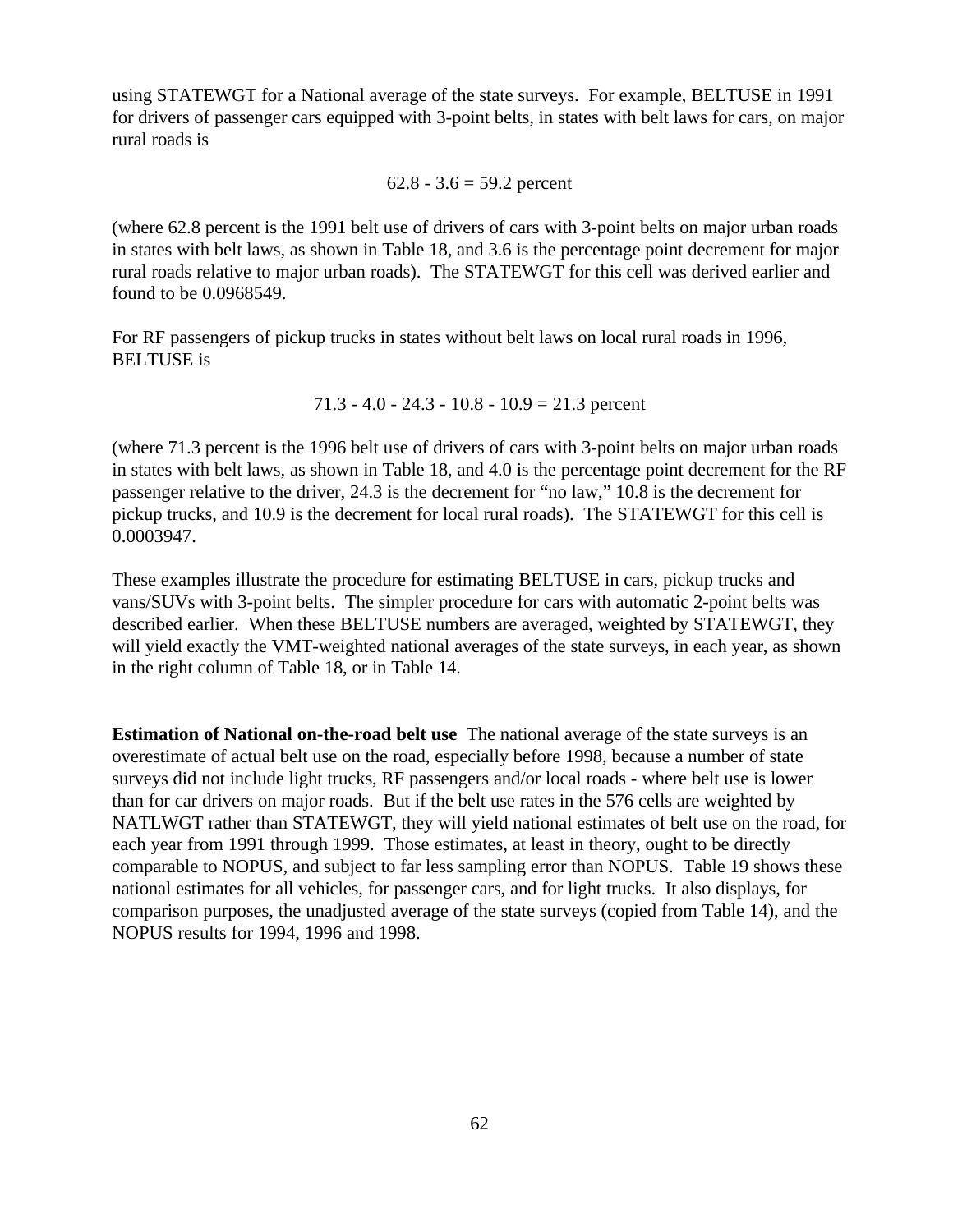using STATEWGT for a National average of the state surveys. For example, BELTUSE in 1991 for drivers of passenger cars equipped with 3-point belts, in states with belt laws for cars, on major rural roads is

$$62.8 - 3.6 = 59.2 \text{ percent}$$

(where 62.8 percent is the 1991 belt use of drivers of cars with 3-point belts on major urban roads in states with belt laws, as shown in Table 18, and 3.6 is the percentage point decrement for major rural roads relative to major urban roads). The STATEWGT for this cell was derived earlier and found to be 0.0968549.

For RF passengers of pickup trucks in states without belt laws on local rural roads in 1996, BELTUSE is

$$71.3 - 4.0 - 24.3 - 10.8 - 10.9 = 21.3 \text{ percent}$$

(where 71.3 percent is the 1996 belt use of drivers of cars with 3-point belts on major urban roads in states with belt laws, as shown in Table 18, and 4.0 is the percentage point decrement for the RF passenger relative to the driver, 24.3 is the decrement for "no law," 10.8 is the decrement for pickup trucks, and 10.9 is the decrement for local rural roads). The STATEWGT for this cell is 0.0003947.

These examples illustrate the procedure for estimating BELTUSE in cars, pickup trucks and vans/SUVs with 3-point belts. The simpler procedure for cars with automatic 2-point belts was described earlier. When these BELTUSE numbers are averaged, weighted by STATEWGT, they will yield exactly the VMT-weighted national averages of the state surveys, in each year, as shown in the right column of Table 18, or in Table 14.

**Estimation of National on-the-road belt use** The national average of the state surveys is an overestimate of actual belt use on the road, especially before 1998, because a number of state surveys did not include light trucks, RF passengers and/or local roads - where belt use is lower than for car drivers on major roads. But if the belt use rates in the 576 cells are weighted by NATLWGT rather than STATEWGT, they will yield national estimates of belt use on the road, for each year from 1991 through 1999. Those estimates, at least in theory, ought to be directly comparable to NOPUS, and subject to far less sampling error than NOPUS. Table 19 shows these national estimates for all vehicles, for passenger cars, and for light trucks. It also displays, for comparison purposes, the unadjusted average of the state surveys (copied from Table 14), and the NOPUS results for 1994, 1996 and 1998.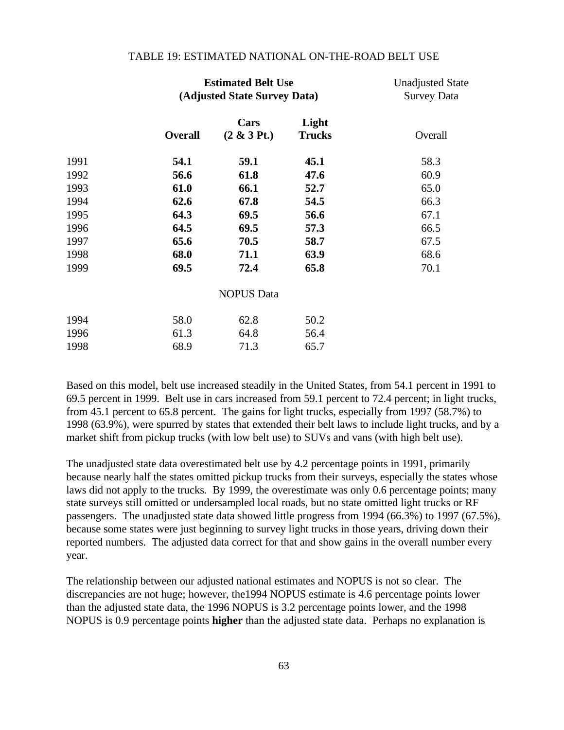TABLE 19: ESTIMATED NATIONAL ON-THE-ROAD BELT USE

| | **Estimated Belt Use (Adjusted State Survey Data)** | | | Unadjusted State Survey Data |
|---|---|---|---|---|
| | **Overall** | **Cars (2 & 3 Pt.)** | **Light Trucks** | Overall |
| 1991 | **54.1** | **59.1** | **45.1** | 58.3 |
| 1992 | **56.6** | **61.8** | **47.6** | 60.9 |
| 1993 | **61.0** | **66.1** | **52.7** | 65.0 |
| 1994 | **62.6** | **67.8** | **54.5** | 66.3 |
| 1995 | **64.3** | **69.5** | **56.6** | 67.1 |
| 1996 | **64.5** | **69.5** | **57.3** | 66.5 |
| 1997 | **65.6** | **70.5** | **58.7** | 67.5 |
| 1998 | **68.0** | **71.1** | **63.9** | 68.6 |
| 1999 | **69.5** | **72.4** | **65.8** | 70.1 |
| | | NOPUS Data | | |
| 1994 | 58.0 | 62.8 | 50.2 | |
| 1996 | 61.3 | 64.8 | 56.4 | |
| 1998 | 68.9 | 71.3 | 65.7 | |

Based on this model, belt use increased steadily in the United States, from 54.1 percent in 1991 to 69.5 percent in 1999. Belt use in cars increased from 59.1 percent to 72.4 percent; in light trucks, from 45.1 percent to 65.8 percent. The gains for light trucks, especially from 1997 (58.7%) to 1998 (63.9%), were spurred by states that extended their belt laws to include light trucks, and by a market shift from pickup trucks (with low belt use) to SUVs and vans (with high belt use).

The unadjusted state data overestimated belt use by 4.2 percentage points in 1991, primarily because nearly half the states omitted pickup trucks from their surveys, especially the states whose laws did not apply to the trucks. By 1999, the overestimate was only 0.6 percentage points; many state surveys still omitted or undersampled local roads, but no state omitted light trucks or RF passengers. The unadjusted state data showed little progress from 1994 (66.3%) to 1997 (67.5%), because some states were just beginning to survey light trucks in those years, driving down their reported numbers. The adjusted data correct for that and show gains in the overall number every year.

The relationship between our adjusted national estimates and NOPUS is not so clear. The discrepancies are not huge; however, the1994 NOPUS estimate is 4.6 percentage points lower than the adjusted state data, the 1996 NOPUS is 3.2 percentage points lower, and the 1998 NOPUS is 0.9 percentage points **higher** than the adjusted state data. Perhaps no explanation is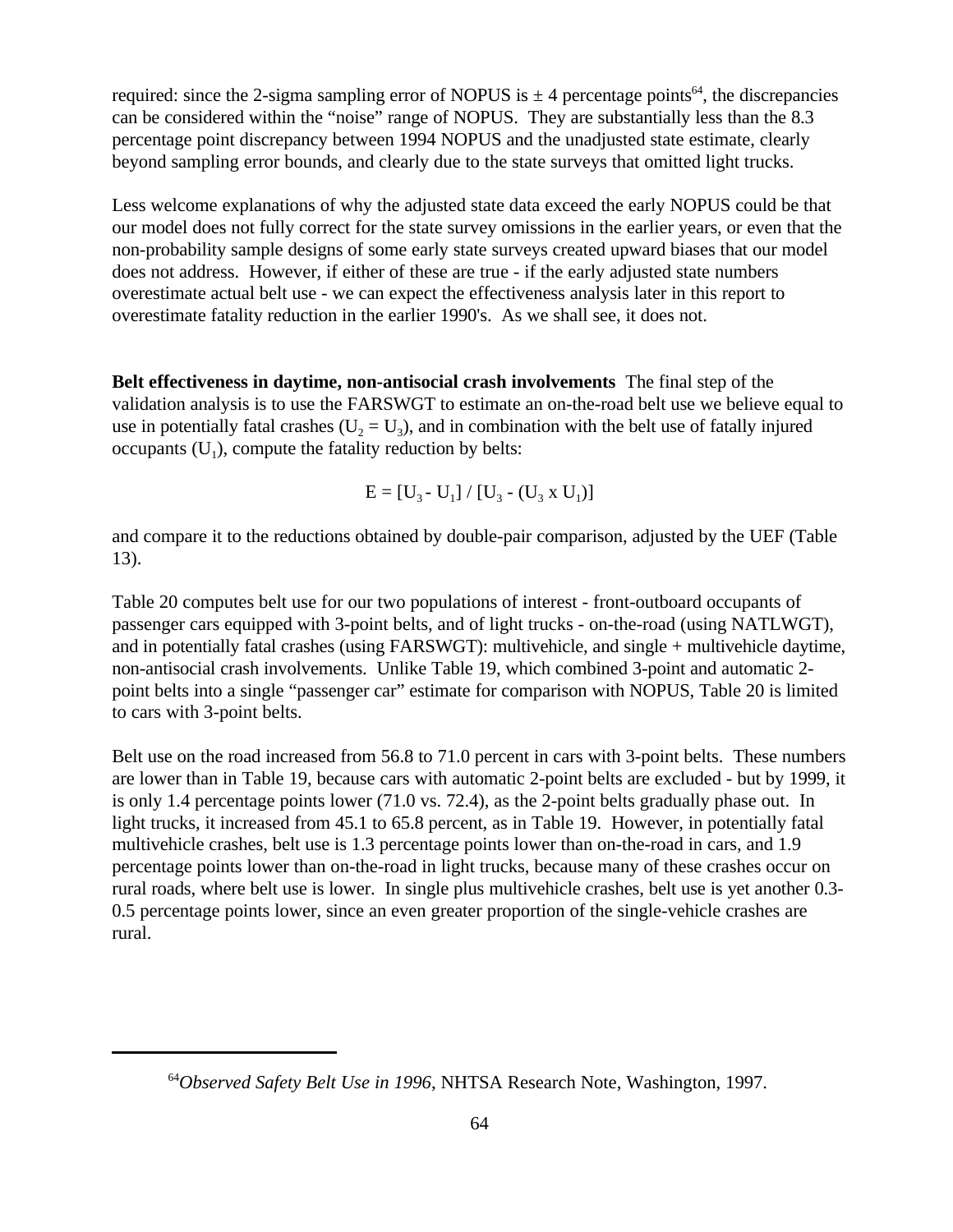required: since the 2-sigma sampling error of NOPUS is ± 4 percentage points[64], the discrepancies can be considered within the "noise" range of NOPUS. They are substantially less than the 8.3 percentage point discrepancy between 1994 NOPUS and the unadjusted state estimate, clearly beyond sampling error bounds, and clearly due to the state surveys that omitted light trucks.

Less welcome explanations of why the adjusted state data exceed the early NOPUS could be that our model does not fully correct for the state survey omissions in the earlier years, or even that the non-probability sample designs of some early state surveys created upward biases that our model does not address. However, if either of these are true - if the early adjusted state numbers overestimate actual belt use - we can expect the effectiveness analysis later in this report to overestimate fatality reduction in the earlier 1990's. As we shall see, it does not.

**Belt effectiveness in daytime, non-antisocial crash involvements** The final step of the validation analysis is to use the FARSWGT to estimate an on-the-road belt use we believe equal to use in potentially fatal crashes ($U_2 = U_3$), and in combination with the belt use of fatally injured occupants ($U_1$), compute the fatality reduction by belts:

$$E = [U_3 - U_1] / [U_3 - (U_3 \times U_1)]$$

and compare it to the reductions obtained by double-pair comparison, adjusted by the UEF (Table 13).

Table 20 computes belt use for our two populations of interest - front-outboard occupants of passenger cars equipped with 3-point belts, and of light trucks - on-the-road (using NATLWGT), and in potentially fatal crashes (using FARSWGT): multivehicle, and single + multivehicle daytime, non-antisocial crash involvements. Unlike Table 19, which combined 3-point and automatic 2-point belts into a single "passenger car" estimate for comparison with NOPUS, Table 20 is limited to cars with 3-point belts.

Belt use on the road increased from 56.8 to 71.0 percent in cars with 3-point belts. These numbers are lower than in Table 19, because cars with automatic 2-point belts are excluded - but by 1999, it is only 1.4 percentage points lower (71.0 vs. 72.4), as the 2-point belts gradually phase out. In light trucks, it increased from 45.1 to 65.8 percent, as in Table 19. However, in potentially fatal multivehicle crashes, belt use is 1.3 percentage points lower than on-the-road in cars, and 1.9 percentage points lower than on-the-road in light trucks, because many of these crashes occur on rural roads, where belt use is lower. In single plus multivehicle crashes, belt use is yet another 0.3-0.5 percentage points lower, since an even greater proportion of the single-vehicle crashes are rural.

[64] *Observed Safety Belt Use in 1996*, NHTSA Research Note, Washington, 1997.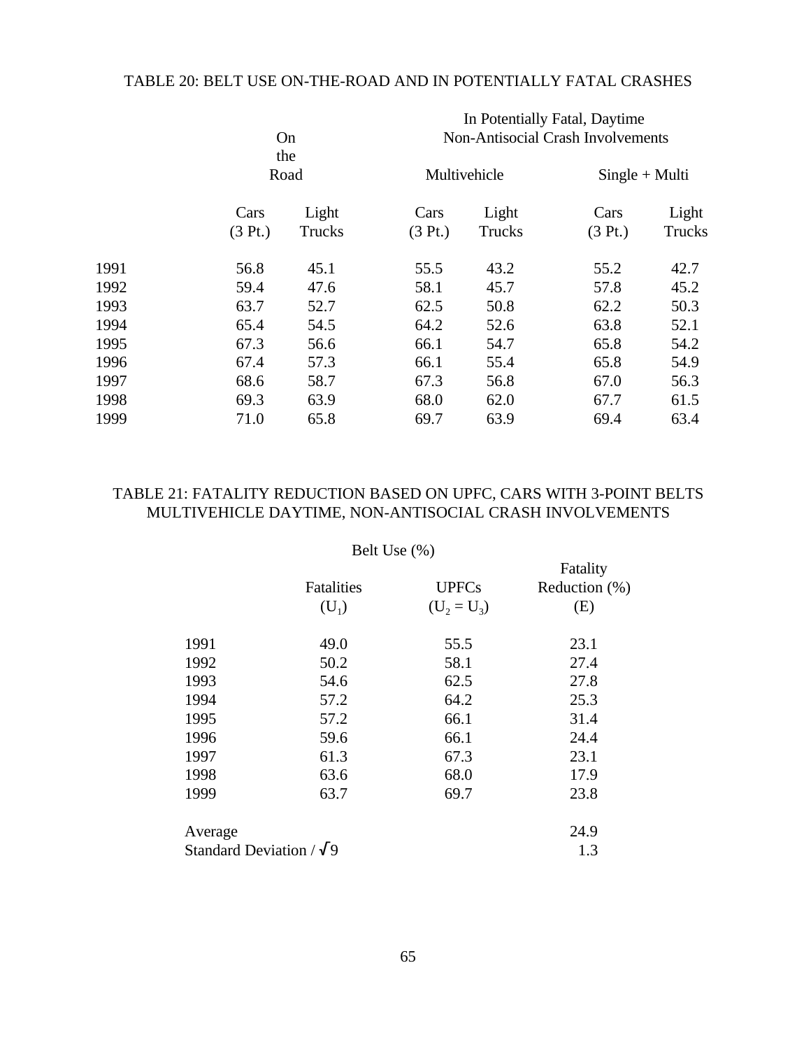TABLE 20: BELT USE ON-THE-ROAD AND IN POTENTIALLY FATAL CRASHES

| | On the Road | | In Potentially Fatal, Daytime Non-Antisocial Crash Involvements | | | |
|---|---|---|---|---|---|---|
| | | | Multivehicle | | Single + Multi | |
| | Cars (3 Pt.) | Light Trucks | Cars (3 Pt.) | Light Trucks | Cars (3 Pt.) | Light Trucks |
| 1991 | 56.8 | 45.1 | 55.5 | 43.2 | 55.2 | 42.7 |
| 1992 | 59.4 | 47.6 | 58.1 | 45.7 | 57.8 | 45.2 |
| 1993 | 63.7 | 52.7 | 62.5 | 50.8 | 62.2 | 50.3 |
| 1994 | 65.4 | 54.5 | 64.2 | 52.6 | 63.8 | 52.1 |
| 1995 | 67.3 | 56.6 | 66.1 | 54.7 | 65.8 | 54.2 |
| 1996 | 67.4 | 57.3 | 66.1 | 55.4 | 65.8 | 54.9 |
| 1997 | 68.6 | 58.7 | 67.3 | 56.8 | 67.0 | 56.3 |
| 1998 | 69.3 | 63.9 | 68.0 | 62.0 | 67.7 | 61.5 |
| 1999 | 71.0 | 65.8 | 69.7 | 63.9 | 69.4 | 63.4 |

TABLE 21: FATALITY REDUCTION BASED ON UPFC, CARS WITH 3-POINT BELTS MULTIVEHICLE DAYTIME, NON-ANTISOCIAL CRASH INVOLVEMENTS

| | Belt Use (%) | | |
|---|---|---|---|
| | Fatalities ($U_1$) | UPFCs ($U_2 = U_3$) | Fatality Reduction (%) (E) |
| 1991 | 49.0 | 55.5 | 23.1 |
| 1992 | 50.2 | 58.1 | 27.4 |
| 1993 | 54.6 | 62.5 | 27.8 |
| 1994 | 57.2 | 64.2 | 25.3 |
| 1995 | 57.2 | 66.1 | 31.4 |
| 1996 | 59.6 | 66.1 | 24.4 |
| 1997 | 61.3 | 67.3 | 23.1 |
| 1998 | 63.6 | 68.0 | 17.9 |
| 1999 | 63.7 | 69.7 | 23.8 |
| Average | | | 24.9 |
| Standard Deviation / $\sqrt{9}$ | | | 1.3 |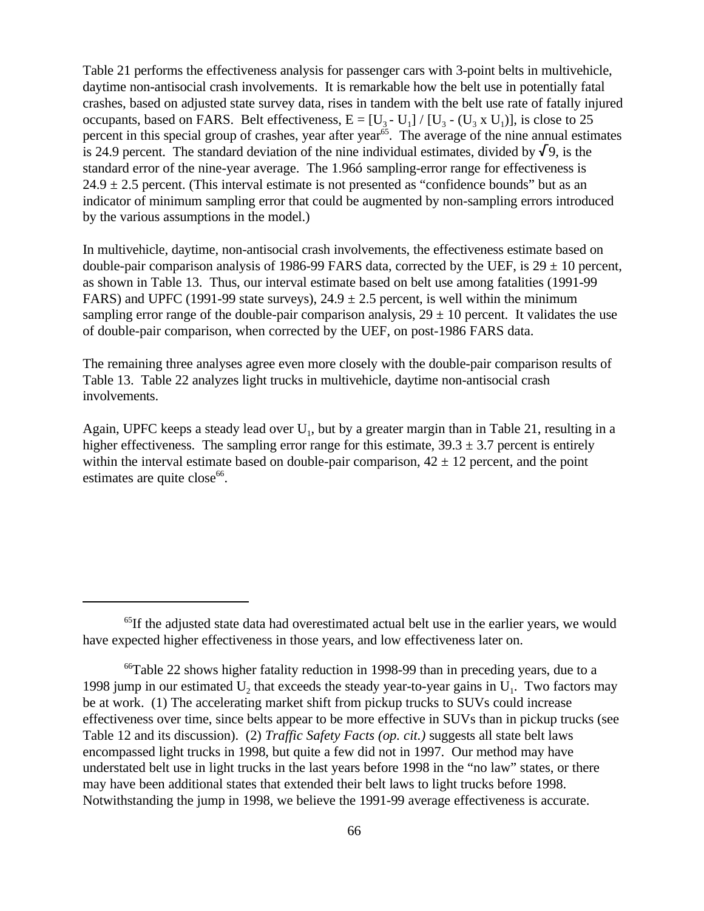Table 21 performs the effectiveness analysis for passenger cars with 3-point belts in multivehicle, daytime non-antisocial crash involvements. It is remarkable how the belt use in potentially fatal crashes, based on adjusted state survey data, rises in tandem with the belt use rate of fatally injured occupants, based on FARS. Belt effectiveness, $E = [U_3 - U_1] / [U_3 - (U_3 \times U_1)]$, is close to 25 percent in this special group of crashes, year after year[65]. The average of the nine annual estimates is 24.9 percent. The standard deviation of the nine individual estimates, divided by $\sqrt{9}$, is the standard error of the nine-year average. The 1.96ó sampling-error range for effectiveness is 24.9 ± 2.5 percent. (This interval estimate is not presented as "confidence bounds" but as an indicator of minimum sampling error that could be augmented by non-sampling errors introduced by the various assumptions in the model.)

In multivehicle, daytime, non-antisocial crash involvements, the effectiveness estimate based on double-pair comparison analysis of 1986-99 FARS data, corrected by the UEF, is 29 ± 10 percent, as shown in Table 13. Thus, our interval estimate based on belt use among fatalities (1991-99 FARS) and UPFC (1991-99 state surveys), 24.9 ± 2.5 percent, is well within the minimum sampling error range of the double-pair comparison analysis, 29 ± 10 percent. It validates the use of double-pair comparison, when corrected by the UEF, on post-1986 FARS data.

The remaining three analyses agree even more closely with the double-pair comparison results of Table 13. Table 22 analyzes light trucks in multivehicle, daytime non-antisocial crash involvements.

Again, UPFC keeps a steady lead over $U_1$, but by a greater margin than in Table 21, resulting in a higher effectiveness. The sampling error range for this estimate, 39.3 ± 3.7 percent is entirely within the interval estimate based on double-pair comparison, 42 ± 12 percent, and the point estimates are quite close[66].

---

[65] If the adjusted state data had overestimated actual belt use in the earlier years, we would have expected higher effectiveness in those years, and low effectiveness later on.

[66] Table 22 shows higher fatality reduction in 1998-99 than in preceding years, due to a 1998 jump in our estimated $U_2$ that exceeds the steady year-to-year gains in $U_1$. Two factors may be at work. (1) The accelerating market shift from pickup trucks to SUVs could increase effectiveness over time, since belts appear to be more effective in SUVs than in pickup trucks (see Table 12 and its discussion). (2) *Traffic Safety Facts (op. cit.)* suggests all state belt laws encompassed light trucks in 1998, but quite a few did not in 1997. Our method may have understated belt use in light trucks in the last years before 1998 in the "no law" states, or there may have been additional states that extended their belt laws to light trucks before 1998. Notwithstanding the jump in 1998, we believe the 1991-99 average effectiveness is accurate.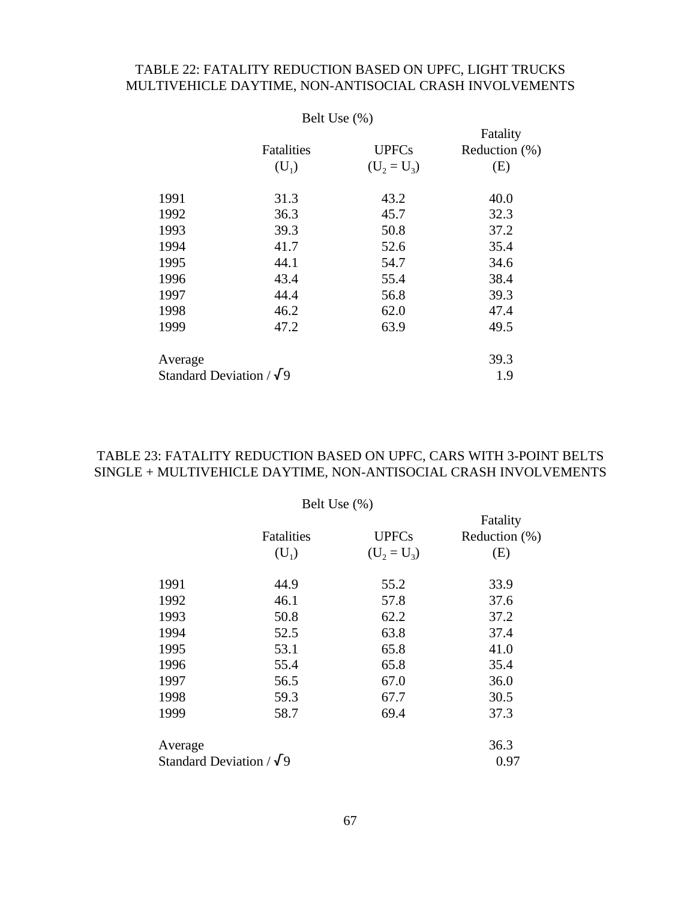TABLE 22: FATALITY REDUCTION BASED ON UPFC, LIGHT TRUCKS
MULTIVEHICLE DAYTIME, NON-ANTISOCIAL CRASH INVOLVEMENTS

| | Belt Use (%) | | |
|---|---|---|---|
| | Fatalities ($U_1$) | UPFCs ($U_2 = U_3$) | Fatality Reduction (%) (E) |
| 1991 | 31.3 | 43.2 | 40.0 |
| 1992 | 36.3 | 45.7 | 32.3 |
| 1993 | 39.3 | 50.8 | 37.2 |
| 1994 | 41.7 | 52.6 | 35.4 |
| 1995 | 44.1 | 54.7 | 34.6 |
| 1996 | 43.4 | 55.4 | 38.4 |
| 1997 | 44.4 | 56.8 | 39.3 |
| 1998 | 46.2 | 62.0 | 47.4 |
| 1999 | 47.2 | 63.9 | 49.5 |
| Average | | | 39.3 |
| Standard Deviation / √9 | | | 1.9 |

TABLE 23: FATALITY REDUCTION BASED ON UPFC, CARS WITH 3-POINT BELTS
SINGLE + MULTIVEHICLE DAYTIME, NON-ANTISOCIAL CRASH INVOLVEMENTS

| | Belt Use (%) | | |
|---|---|---|---|
| | Fatalities ($U_1$) | UPFCs ($U_2 = U_3$) | Fatality Reduction (%) (E) |
| 1991 | 44.9 | 55.2 | 33.9 |
| 1992 | 46.1 | 57.8 | 37.6 |
| 1993 | 50.8 | 62.2 | 37.2 |
| 1994 | 52.5 | 63.8 | 37.4 |
| 1995 | 53.1 | 65.8 | 41.0 |
| 1996 | 55.4 | 65.8 | 35.4 |
| 1997 | 56.5 | 67.0 | 36.0 |
| 1998 | 59.3 | 67.7 | 30.5 |
| 1999 | 58.7 | 69.4 | 37.3 |
| Average | | | 36.3 |
| Standard Deviation / √9 | | | 0.97 |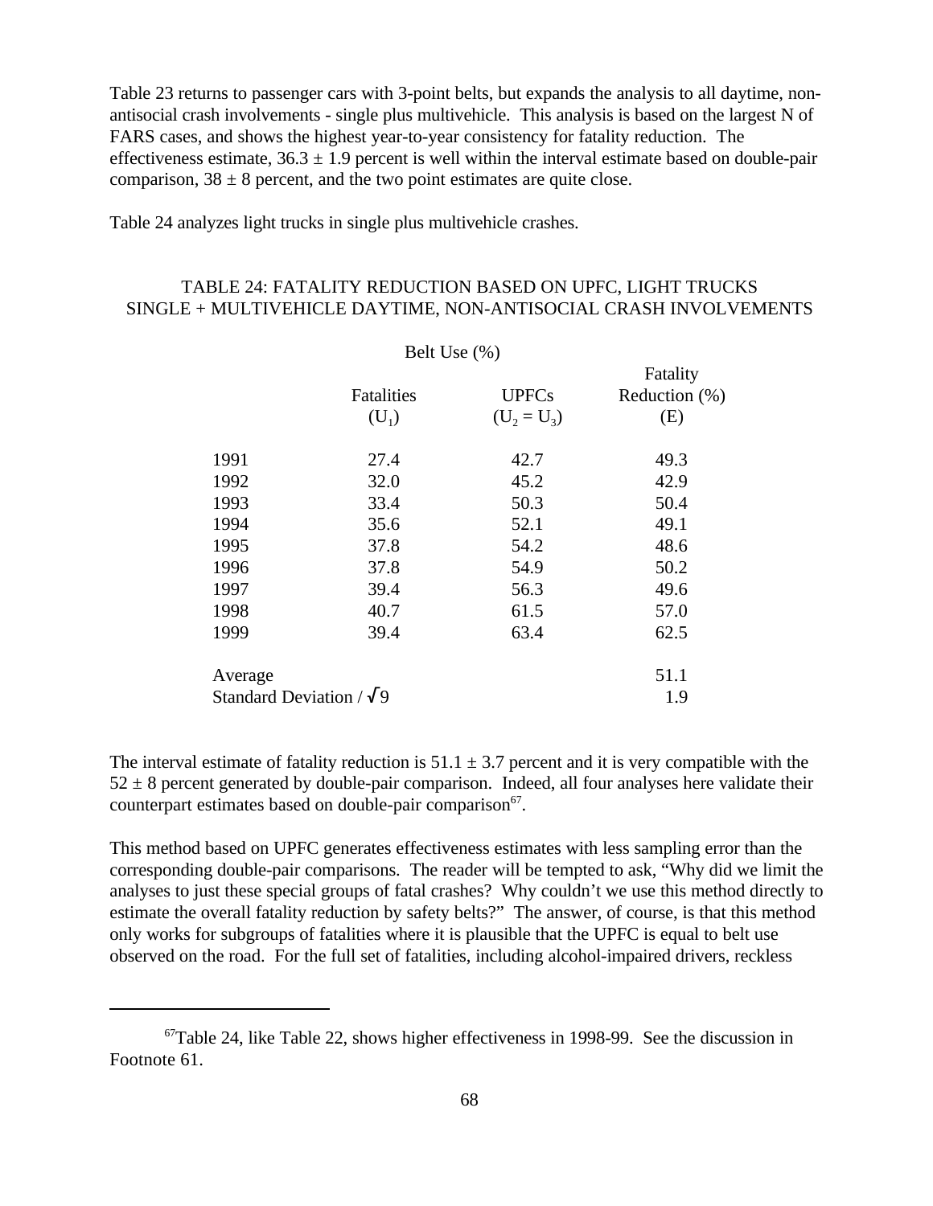Table 23 returns to passenger cars with 3-point belts, but expands the analysis to all daytime, non-antisocial crash involvements - single plus multivehicle. This analysis is based on the largest N of FARS cases, and shows the highest year-to-year consistency for fatality reduction. The effectiveness estimate, 36.3 ± 1.9 percent is well within the interval estimate based on double-pair comparison, 38 ± 8 percent, and the two point estimates are quite close.

Table 24 analyzes light trucks in single plus multivehicle crashes.

TABLE 24: FATALITY REDUCTION BASED ON UPFC, LIGHT TRUCKS
SINGLE + MULTIVEHICLE DAYTIME, NON-ANTISOCIAL CRASH INVOLVEMENTS

| | Belt Use (%) | | |
|---|---|---|---|
| | Fatalities ($U_1$) | UPFCs ($U_2 = U_3$) | Fatality Reduction (%) (E) |
| 1991 | 27.4 | 42.7 | 49.3 |
| 1992 | 32.0 | 45.2 | 42.9 |
| 1993 | 33.4 | 50.3 | 50.4 |
| 1994 | 35.6 | 52.1 | 49.1 |
| 1995 | 37.8 | 54.2 | 48.6 |
| 1996 | 37.8 | 54.9 | 50.2 |
| 1997 | 39.4 | 56.3 | 49.6 |
| 1998 | 40.7 | 61.5 | 57.0 |
| 1999 | 39.4 | 63.4 | 62.5 |
| Average | | | 51.1 |
| Standard Deviation / $\sqrt{9}$ | | | 1.9 |

The interval estimate of fatality reduction is 51.1 ± 3.7 percent and it is very compatible with the 52 ± 8 percent generated by double-pair comparison. Indeed, all four analyses here validate their counterpart estimates based on double-pair comparison[67].

This method based on UPFC generates effectiveness estimates with less sampling error than the corresponding double-pair comparisons. The reader will be tempted to ask, "Why did we limit the analyses to just these special groups of fatal crashes? Why couldn't we use this method directly to estimate the overall fatality reduction by safety belts?" The answer, of course, is that this method only works for subgroups of fatalities where it is plausible that the UPFC is equal to belt use observed on the road. For the full set of fatalities, including alcohol-impaired drivers, reckless

[67]Table 24, like Table 22, shows higher effectiveness in 1998-99. See the discussion in Footnote 61.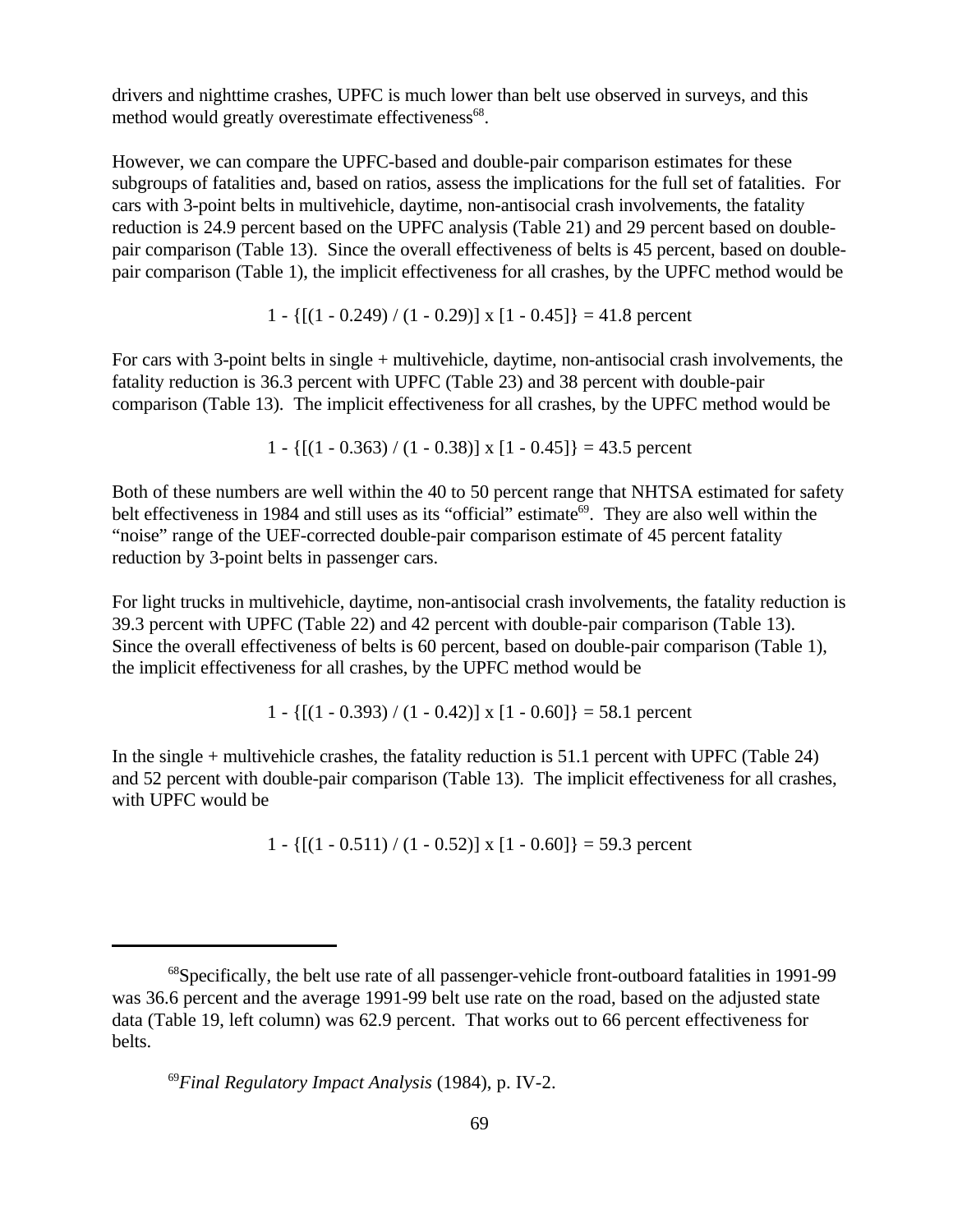drivers and nighttime crashes, UPFC is much lower than belt use observed in surveys, and this method would greatly overestimate effectiveness[68].

However, we can compare the UPFC-based and double-pair comparison estimates for these subgroups of fatalities and, based on ratios, assess the implications for the full set of fatalities. For cars with 3-point belts in multivehicle, daytime, non-antisocial crash involvements, the fatality reduction is 24.9 percent based on the UPFC analysis (Table 21) and 29 percent based on double-pair comparison (Table 13). Since the overall effectiveness of belts is 45 percent, based on double-pair comparison (Table 1), the implicit effectiveness for all crashes, by the UPFC method would be

$$1 - \{[(1 - 0.249) / (1 - 0.29)] \times [1 - 0.45]\} = 41.8 \text{ percent}$$

For cars with 3-point belts in single + multivehicle, daytime, non-antisocial crash involvements, the fatality reduction is 36.3 percent with UPFC (Table 23) and 38 percent with double-pair comparison (Table 13). The implicit effectiveness for all crashes, by the UPFC method would be

$$1 - \{[(1 - 0.363) / (1 - 0.38)] \times [1 - 0.45]\} = 43.5 \text{ percent}$$

Both of these numbers are well within the 40 to 50 percent range that NHTSA estimated for safety belt effectiveness in 1984 and still uses as its "official" estimate[69]. They are also well within the "noise" range of the UEF-corrected double-pair comparison estimate of 45 percent fatality reduction by 3-point belts in passenger cars.

For light trucks in multivehicle, daytime, non-antisocial crash involvements, the fatality reduction is 39.3 percent with UPFC (Table 22) and 42 percent with double-pair comparison (Table 13). Since the overall effectiveness of belts is 60 percent, based on double-pair comparison (Table 1), the implicit effectiveness for all crashes, by the UPFC method would be

$$1 - \{[(1 - 0.393) / (1 - 0.42)] \times [1 - 0.60]\} = 58.1 \text{ percent}$$

In the single + multivehicle crashes, the fatality reduction is 51.1 percent with UPFC (Table 24) and 52 percent with double-pair comparison (Table 13). The implicit effectiveness for all crashes, with UPFC would be

$$1 - \{[(1 - 0.511) / (1 - 0.52)] \times [1 - 0.60]\} = 59.3 \text{ percent}$$

---

[68]Specifically, the belt use rate of all passenger-vehicle front-outboard fatalities in 1991-99 was 36.6 percent and the average 1991-99 belt use rate on the road, based on the adjusted state data (Table 19, left column) was 62.9 percent. That works out to 66 percent effectiveness for belts.

[69]*Final Regulatory Impact Analysis* (1984), p. IV-2.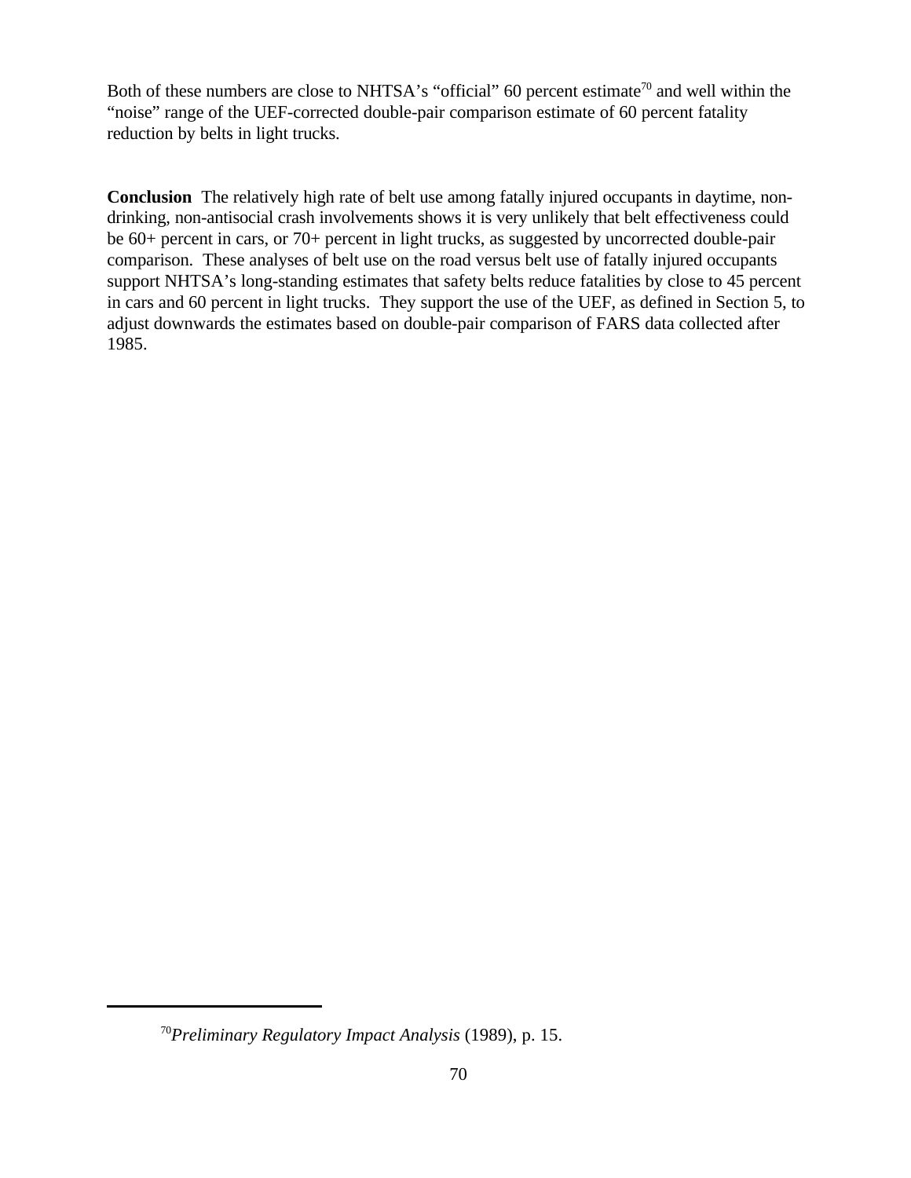Both of these numbers are close to NHTSA’s “official” 60 percent estimate[70] and well within the “noise” range of the UEF-corrected double-pair comparison estimate of 60 percent fatality reduction by belts in light trucks.

**Conclusion** The relatively high rate of belt use among fatally injured occupants in daytime, non-drinking, non-antisocial crash involvements shows it is very unlikely that belt effectiveness could be 60+ percent in cars, or 70+ percent in light trucks, as suggested by uncorrected double-pair comparison. These analyses of belt use on the road versus belt use of fatally injured occupants support NHTSA’s long-standing estimates that safety belts reduce fatalities by close to 45 percent in cars and 60 percent in light trucks. They support the use of the UEF, as defined in Section 5, to adjust downwards the estimates based on double-pair comparison of FARS data collected after 1985.

---

[70] *Preliminary Regulatory Impact Analysis* (1989), p. 15.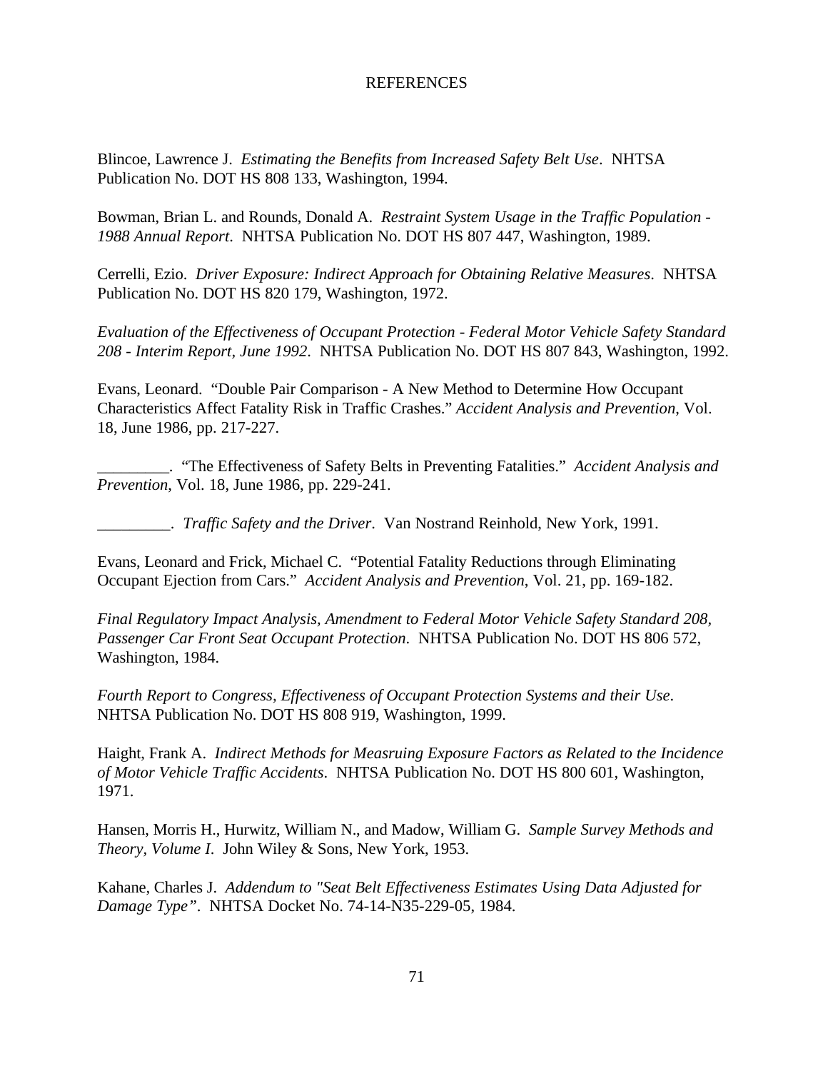# REFERENCES

Blincoe, Lawrence J. *Estimating the Benefits from Increased Safety Belt Use*. NHTSA Publication No. DOT HS 808 133, Washington, 1994.

Bowman, Brian L. and Rounds, Donald A. *Restraint System Usage in the Traffic Population - 1988 Annual Report*. NHTSA Publication No. DOT HS 807 447, Washington, 1989.

Cerrelli, Ezio. *Driver Exposure: Indirect Approach for Obtaining Relative Measures*. NHTSA Publication No. DOT HS 820 179, Washington, 1972.

*Evaluation of the Effectiveness of Occupant Protection - Federal Motor Vehicle Safety Standard 208 - Interim Report, June 1992*. NHTSA Publication No. DOT HS 807 843, Washington, 1992.

Evans, Leonard. "Double Pair Comparison - A New Method to Determine How Occupant Characteristics Affect Fatality Risk in Traffic Crashes." *Accident Analysis and Prevention*, Vol. 18, June 1986, pp. 217-227.

_________. "The Effectiveness of Safety Belts in Preventing Fatalities." *Accident Analysis and Prevention*, Vol. 18, June 1986, pp. 229-241.

_________. *Traffic Safety and the Driver*. Van Nostrand Reinhold, New York, 1991.

Evans, Leonard and Frick, Michael C. "Potential Fatality Reductions through Eliminating Occupant Ejection from Cars." *Accident Analysis and Prevention*, Vol. 21, pp. 169-182.

*Final Regulatory Impact Analysis, Amendment to Federal Motor Vehicle Safety Standard 208, Passenger Car Front Seat Occupant Protection*. NHTSA Publication No. DOT HS 806 572, Washington, 1984.

*Fourth Report to Congress, Effectiveness of Occupant Protection Systems and their Use*. NHTSA Publication No. DOT HS 808 919, Washington, 1999.

Haight, Frank A. *Indirect Methods for Measruing Exposure Factors as Related to the Incidence of Motor Vehicle Traffic Accidents*. NHTSA Publication No. DOT HS 800 601, Washington, 1971.

Hansen, Morris H., Hurwitz, William N., and Madow, William G. *Sample Survey Methods and Theory, Volume I*. John Wiley & Sons, New York, 1953.

Kahane, Charles J. *Addendum to "Seat Belt Effectiveness Estimates Using Data Adjusted for Damage Type"*. NHTSA Docket No. 74-14-N35-229-05, 1984.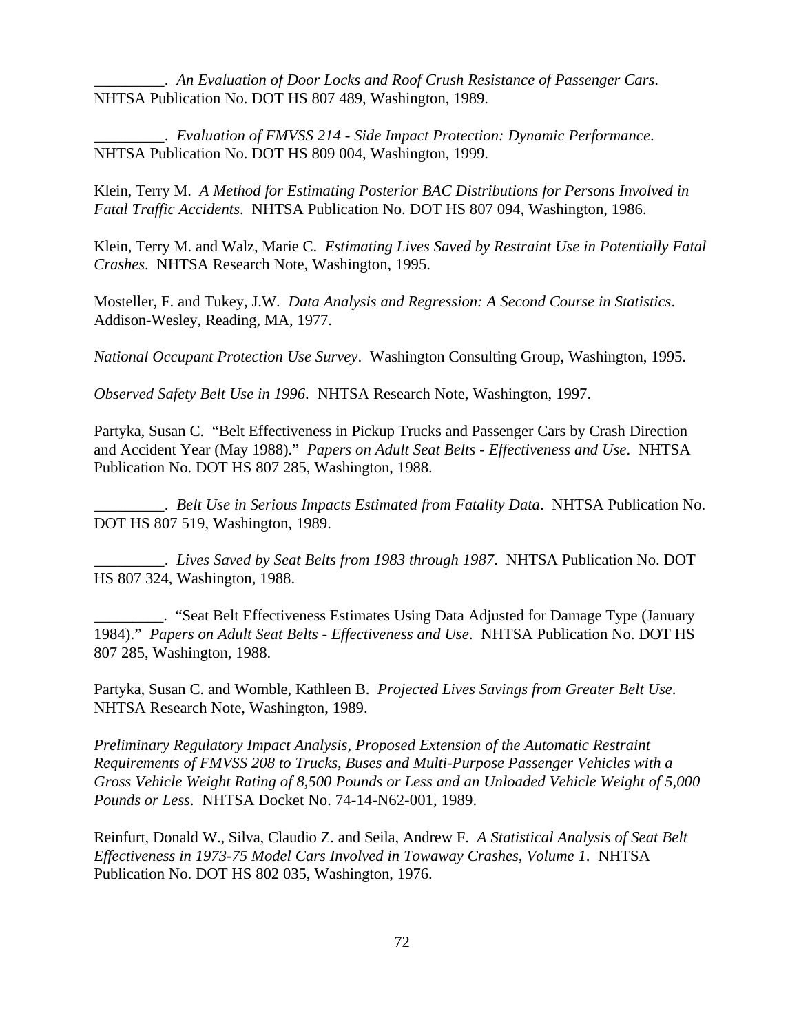_________. *An Evaluation of Door Locks and Roof Crush Resistance of Passenger Cars*. NHTSA Publication No. DOT HS 807 489, Washington, 1989.

_________. *Evaluation of FMVSS 214 - Side Impact Protection: Dynamic Performance*. NHTSA Publication No. DOT HS 809 004, Washington, 1999.

Klein, Terry M. *A Method for Estimating Posterior BAC Distributions for Persons Involved in Fatal Traffic Accidents*. NHTSA Publication No. DOT HS 807 094, Washington, 1986.

Klein, Terry M. and Walz, Marie C. *Estimating Lives Saved by Restraint Use in Potentially Fatal Crashes*. NHTSA Research Note, Washington, 1995.

Mosteller, F. and Tukey, J.W. *Data Analysis and Regression: A Second Course in Statistics*. Addison-Wesley, Reading, MA, 1977.

*National Occupant Protection Use Survey*. Washington Consulting Group, Washington, 1995.

*Observed Safety Belt Use in 1996*. NHTSA Research Note, Washington, 1997.

Partyka, Susan C. "Belt Effectiveness in Pickup Trucks and Passenger Cars by Crash Direction and Accident Year (May 1988)." *Papers on Adult Seat Belts - Effectiveness and Use*. NHTSA Publication No. DOT HS 807 285, Washington, 1988.

_________. *Belt Use in Serious Impacts Estimated from Fatality Data*. NHTSA Publication No. DOT HS 807 519, Washington, 1989.

_________. *Lives Saved by Seat Belts from 1983 through 1987*. NHTSA Publication No. DOT HS 807 324, Washington, 1988.

_________. "Seat Belt Effectiveness Estimates Using Data Adjusted for Damage Type (January 1984)." *Papers on Adult Seat Belts - Effectiveness and Use*. NHTSA Publication No. DOT HS 807 285, Washington, 1988.

Partyka, Susan C. and Womble, Kathleen B. *Projected Lives Savings from Greater Belt Use*. NHTSA Research Note, Washington, 1989.

*Preliminary Regulatory Impact Analysis, Proposed Extension of the Automatic Restraint Requirements of FMVSS 208 to Trucks, Buses and Multi-Purpose Passenger Vehicles with a Gross Vehicle Weight Rating of 8,500 Pounds or Less and an Unloaded Vehicle Weight of 5,000 Pounds or Less*. NHTSA Docket No. 74-14-N62-001, 1989.

Reinfurt, Donald W., Silva, Claudio Z. and Seila, Andrew F. *A Statistical Analysis of Seat Belt Effectiveness in 1973-75 Model Cars Involved in Towaway Crashes, Volume 1*. NHTSA Publication No. DOT HS 802 035, Washington, 1976.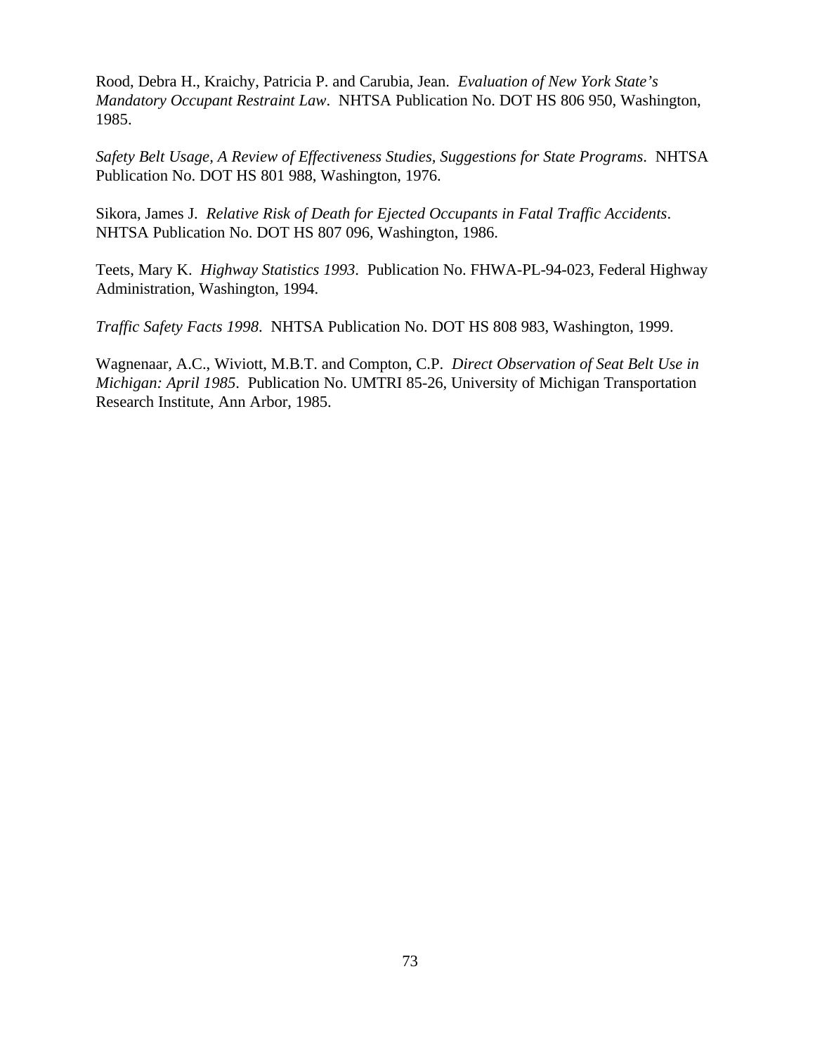Rood, Debra H., Kraichy, Patricia P. and Carubia, Jean. *Evaluation of New York State's Mandatory Occupant Restraint Law*. NHTSA Publication No. DOT HS 806 950, Washington, 1985.

*Safety Belt Usage, A Review of Effectiveness Studies, Suggestions for State Programs*. NHTSA Publication No. DOT HS 801 988, Washington, 1976.

Sikora, James J. *Relative Risk of Death for Ejected Occupants in Fatal Traffic Accidents*. NHTSA Publication No. DOT HS 807 096, Washington, 1986.

Teets, Mary K. *Highway Statistics 1993*. Publication No. FHWA-PL-94-023, Federal Highway Administration, Washington, 1994.

*Traffic Safety Facts 1998*. NHTSA Publication No. DOT HS 808 983, Washington, 1999.

Wagnenaar, A.C., Wiviott, M.B.T. and Compton, C.P. *Direct Observation of Seat Belt Use in Michigan: April 1985*. Publication No. UMTRI 85-26, University of Michigan Transportation Research Institute, Ann Arbor, 1985.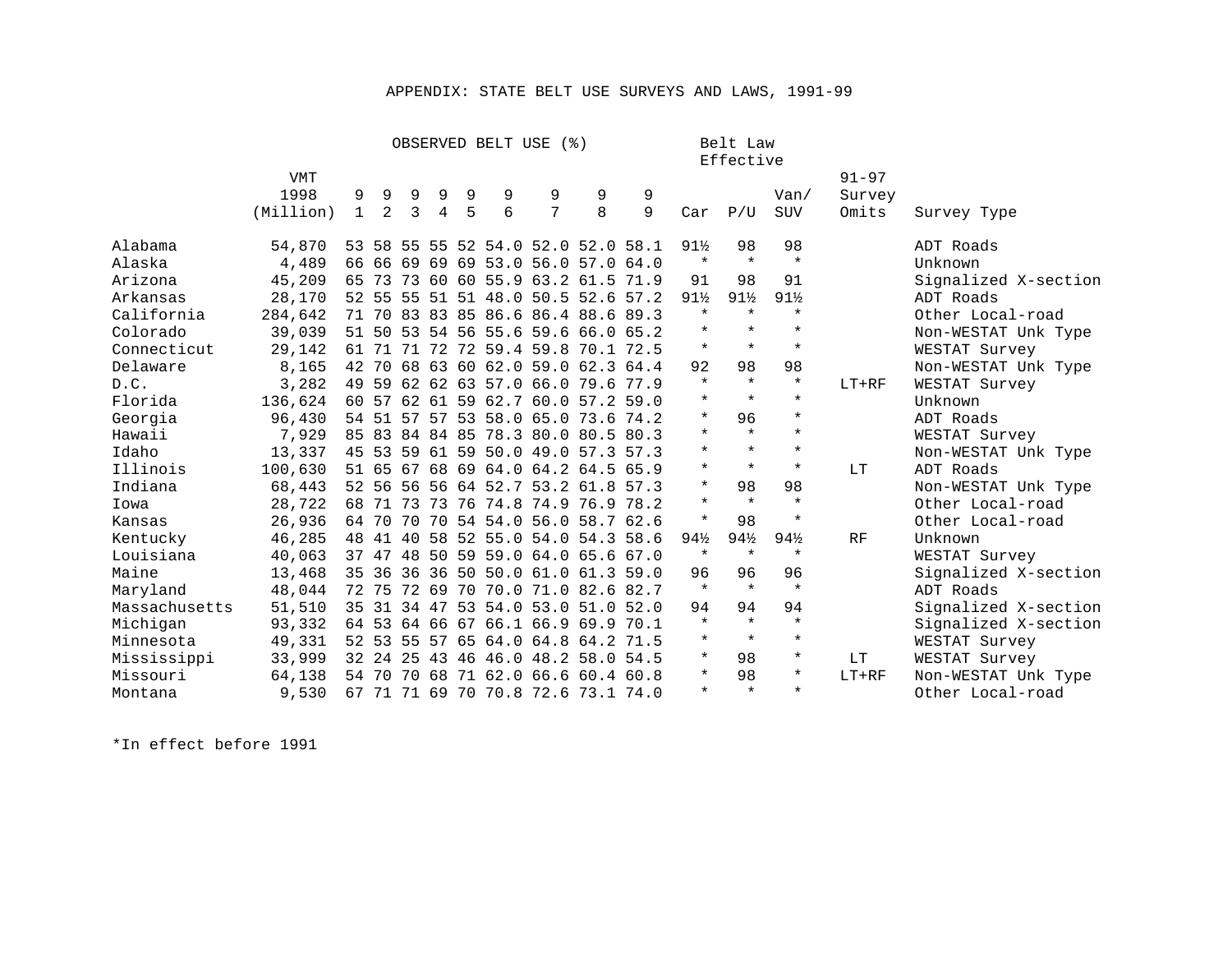# APPENDIX: STATE BELT USE SURVEYS AND LAWS, 1991-99

| | VMT 1998 (Million) | OBSERVED BELT USE (%) 91 | 92 | 93 | 94 | 95 | 96 | 97 | 98 | 99 | Belt Law Effective Car | P/U | Van/ SUV | 91-97 Survey Omits | Survey Type |
|---|---|---|---|---|---|---|---|---|---|---|---|---|---|---|---|
| Alabama | 54,870 | 53 | 58 | 55 | 55 | 52 | 54.0 | 52.0 | 52.0 | 58.1 | 91½ | 98 | 98 | | ADT Roads |
| Alaska | 4,489 | 66 | 66 | 69 | 69 | 69 | 53.0 | 56.0 | 57.0 | 64.0 | * | * | * | | Unknown |
| Arizona | 45,209 | 65 | 73 | 73 | 60 | 60 | 55.9 | 63.2 | 61.5 | 71.9 | 91 | 98 | 91 | | Signalized X-section |
| Arkansas | 28,170 | 52 | 55 | 55 | 51 | 51 | 48.0 | 50.5 | 52.6 | 57.2 | 91½ | 91½ | 91½ | | ADT Roads |
| California | 284,642 | 71 | 70 | 83 | 83 | 85 | 86.6 | 86.4 | 88.6 | 89.3 | * | * | * | | Other Local-road |
| Colorado | 39,039 | 51 | 50 | 53 | 54 | 56 | 55.6 | 59.6 | 66.0 | 65.2 | * | * | * | | Non-WESTAT Unk Type |
| Connecticut | 29,142 | 61 | 71 | 71 | 72 | 72 | 59.4 | 59.8 | 70.1 | 72.5 | * | * | * | | WESTAT Survey |
| Delaware | 8,165 | 42 | 70 | 68 | 63 | 60 | 62.0 | 59.0 | 62.3 | 64.4 | 92 | 98 | 98 | | Non-WESTAT Unk Type |
| D.C. | 3,282 | 49 | 59 | 62 | 62 | 63 | 57.0 | 66.0 | 79.6 | 77.9 | * | * | * | LT+RF | WESTAT Survey |
| Florida | 136,624 | 60 | 57 | 62 | 61 | 59 | 62.7 | 60.0 | 57.2 | 59.0 | * | * | * | | Unknown |
| Georgia | 96,430 | 54 | 51 | 57 | 57 | 53 | 58.0 | 65.0 | 73.6 | 74.2 | * | 96 | * | | ADT Roads |
| Hawaii | 7,929 | 85 | 83 | 84 | 84 | 85 | 78.3 | 80.0 | 80.5 | 80.3 | * | * | * | | WESTAT Survey |
| Idaho | 13,337 | 45 | 53 | 59 | 61 | 59 | 50.0 | 49.0 | 57.3 | 57.3 | * | * | * | | Non-WESTAT Unk Type |
| Illinois | 100,630 | 51 | 65 | 67 | 68 | 69 | 64.0 | 64.2 | 64.5 | 65.9 | * | * | * | LT | ADT Roads |
| Indiana | 68,443 | 52 | 56 | 56 | 56 | 64 | 52.7 | 53.2 | 61.8 | 57.3 | * | 98 | 98 | | Non-WESTAT Unk Type |
| Iowa | 28,722 | 68 | 71 | 73 | 73 | 76 | 74.8 | 74.9 | 76.9 | 78.2 | * | * | * | | Other Local-road |
| Kansas | 26,936 | 64 | 70 | 70 | 70 | 54 | 54.0 | 56.0 | 58.7 | 62.6 | * | 98 | * | | Other Local-road |
| Kentucky | 46,285 | 48 | 41 | 40 | 58 | 52 | 55.0 | 54.0 | 54.3 | 58.6 | 94½ | 94½ | 94½ | RF | Unknown |
| Louisiana | 40,063 | 37 | 47 | 48 | 50 | 59 | 59.0 | 64.0 | 65.6 | 67.0 | * | * | * | | WESTAT Survey |
| Maine | 13,468 | 35 | 36 | 36 | 36 | 50 | 50.0 | 61.0 | 61.3 | 59.0 | 96 | 96 | 96 | | Signalized X-section |
| Maryland | 48,044 | 72 | 75 | 72 | 69 | 70 | 70.0 | 71.0 | 82.6 | 82.7 | * | * | * | | ADT Roads |
| Massachusetts | 51,510 | 35 | 31 | 34 | 47 | 53 | 54.0 | 53.0 | 51.0 | 52.0 | 94 | 94 | 94 | | Signalized X-section |
| Michigan | 93,332 | 64 | 53 | 64 | 66 | 67 | 66.1 | 66.9 | 69.9 | 70.1 | * | * | * | | Signalized X-section |
| Minnesota | 49,331 | 52 | 53 | 55 | 57 | 65 | 64.0 | 64.8 | 64.2 | 71.5 | * | * | * | | WESTAT Survey |
| Mississippi | 33,999 | 32 | 24 | 25 | 43 | 46 | 46.0 | 48.2 | 58.0 | 54.5 | * | 98 | * | LT | WESTAT Survey |
| Missouri | 64,138 | 54 | 70 | 70 | 68 | 71 | 62.0 | 66.6 | 60.4 | 60.8 | * | 98 | * | LT+RF | Non-WESTAT Unk Type |
| Montana | 9,530 | 67 | 71 | 71 | 69 | 70 | 70.8 | 72.6 | 73.1 | 74.0 | * | * | * | | Other Local-road |

*In effect before 1991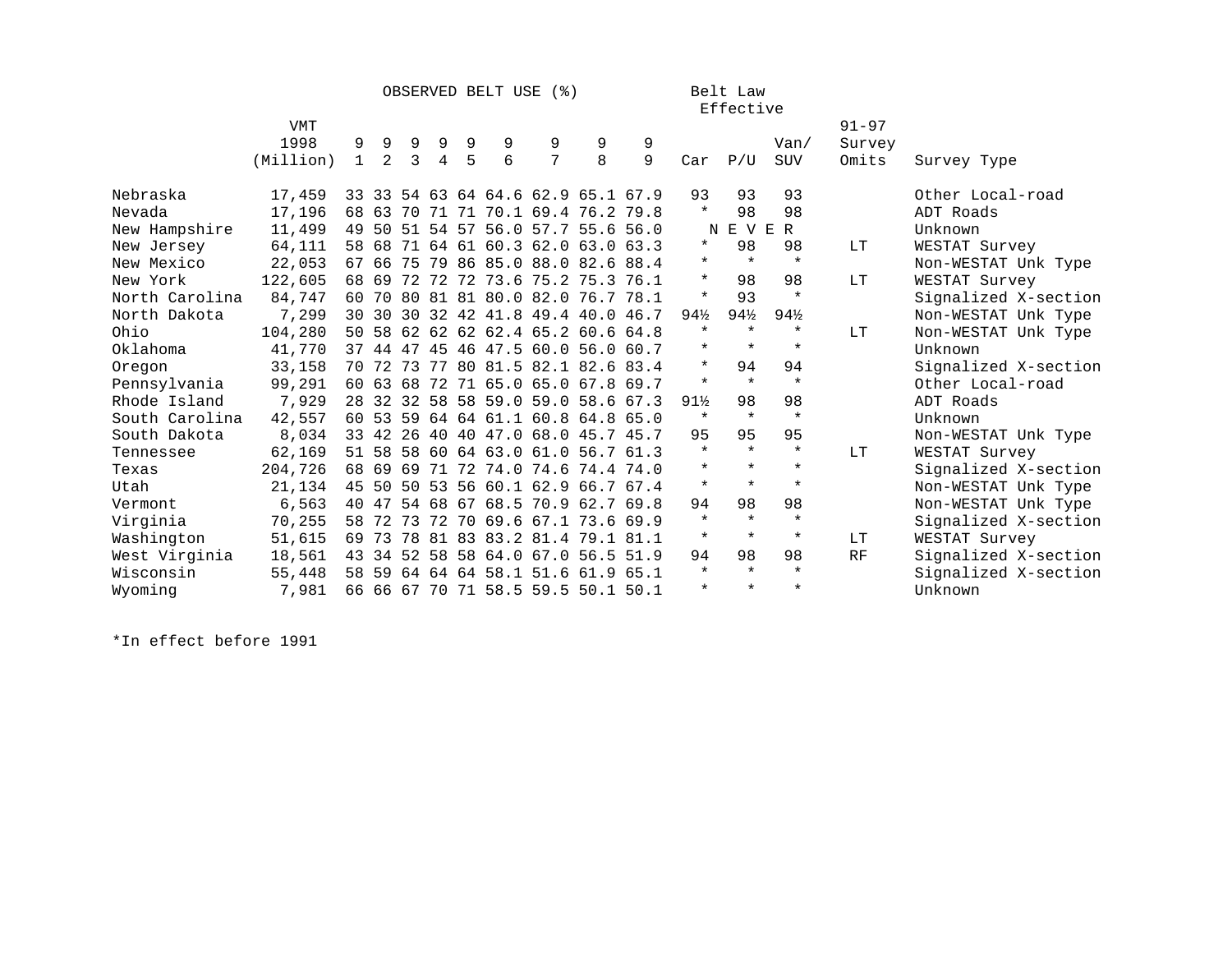| | VMT 1998 (Million) | OBSERVED BELT USE (%) 91 | 92 | 93 | 94 | 95 | 96 | 97 | 98 | 99 | Belt Law Effective Car | P/U | Van/ SUV | 91-97 Survey Omits | Survey Type |
|---|---|---|---|---|---|---|---|---|---|---|---|---|---|---|---|
| Nebraska | 17,459 | 33 | 33 | 54 | 63 | 64 | 64.6 | 62.9 | 65.1 | 67.9 | 93 | 93 | 93 | | Other Local-road |
| Nevada | 17,196 | 68 | 63 | 70 | 71 | 71 | 70.1 | 69.4 | 76.2 | 79.8 | * | 98 | 98 | | ADT Roads |
| New Hampshire | 11,499 | 49 | 50 | 51 | 54 | 57 | 56.0 | 57.7 | 55.6 | 56.0 | N E V E R | | | | Unknown |
| New Jersey | 64,111 | 58 | 68 | 71 | 64 | 61 | 60.3 | 62.0 | 63.0 | 63.3 | * | 98 | 98 | LT | WESTAT Survey |
| New Mexico | 22,053 | 67 | 66 | 75 | 79 | 86 | 85.0 | 88.0 | 82.6 | 88.4 | * | * | * | | Non-WESTAT Unk Type |
| New York | 122,605 | 68 | 69 | 72 | 72 | 72 | 73.6 | 75.2 | 75.3 | 76.1 | * | 98 | 98 | LT | WESTAT Survey |
| North Carolina | 84,747 | 60 | 70 | 80 | 81 | 81 | 80.0 | 82.0 | 76.7 | 78.1 | * | 93 | * | | Signalized X-section |
| North Dakota | 7,299 | 30 | 30 | 30 | 32 | 42 | 41.8 | 49.4 | 40.0 | 46.7 | 94½ | 94½ | 94½ | | Non-WESTAT Unk Type |
| Ohio | 104,280 | 50 | 58 | 62 | 62 | 62 | 62.4 | 65.2 | 60.6 | 64.8 | * | * | * | LT | Non-WESTAT Unk Type |
| Oklahoma | 41,770 | 37 | 44 | 47 | 45 | 46 | 47.5 | 60.0 | 56.0 | 60.7 | * | * | * | | Unknown |
| Oregon | 33,158 | 70 | 72 | 73 | 77 | 80 | 81.5 | 82.1 | 82.6 | 83.4 | * | 94 | 94 | | Signalized X-section |
| Pennsylvania | 99,291 | 60 | 63 | 68 | 72 | 71 | 65.0 | 65.0 | 67.8 | 69.7 | * | * | * | | Other Local-road |
| Rhode Island | 7,929 | 28 | 32 | 32 | 58 | 58 | 59.0 | 59.0 | 58.6 | 67.3 | 91½ | 98 | 98 | | ADT Roads |
| South Carolina | 42,557 | 60 | 53 | 59 | 64 | 64 | 61.1 | 60.8 | 64.8 | 65.0 | * | * | * | | Unknown |
| South Dakota | 8,034 | 33 | 42 | 26 | 40 | 40 | 47.0 | 68.0 | 45.7 | 45.7 | 95 | 95 | 95 | | Non-WESTAT Unk Type |
| Tennessee | 62,169 | 51 | 58 | 58 | 60 | 64 | 63.0 | 61.0 | 56.7 | 61.3 | * | * | * | LT | WESTAT Survey |
| Texas | 204,726 | 68 | 69 | 69 | 71 | 72 | 74.0 | 74.6 | 74.4 | 74.0 | * | * | * | | Signalized X-section |
| Utah | 21,134 | 45 | 50 | 50 | 53 | 56 | 60.1 | 62.9 | 66.7 | 67.4 | * | * | * | | Non-WESTAT Unk Type |
| Vermont | 6,563 | 40 | 47 | 54 | 68 | 67 | 68.5 | 70.9 | 62.7 | 69.8 | 94 | 98 | 98 | | Non-WESTAT Unk Type |
| Virginia | 70,255 | 58 | 72 | 73 | 72 | 70 | 69.6 | 67.1 | 73.6 | 69.9 | * | * | * | | Signalized X-section |
| Washington | 51,615 | 69 | 73 | 78 | 81 | 83 | 83.2 | 81.4 | 79.1 | 81.1 | * | * | * | LT | WESTAT Survey |
| West Virginia | 18,561 | 43 | 34 | 52 | 58 | 58 | 64.0 | 67.0 | 56.5 | 51.9 | 94 | 98 | 98 | RF | Signalized X-section |
| Wisconsin | 55,448 | 58 | 59 | 64 | 64 | 64 | 58.1 | 51.6 | 61.9 | 65.1 | * | * | * | | Signalized X-section |
| Wyoming | 7,981 | 66 | 66 | 67 | 70 | 71 | 58.5 | 59.5 | 50.1 | 50.1 | * | * | * | | Unknown |

*In effect before 1991